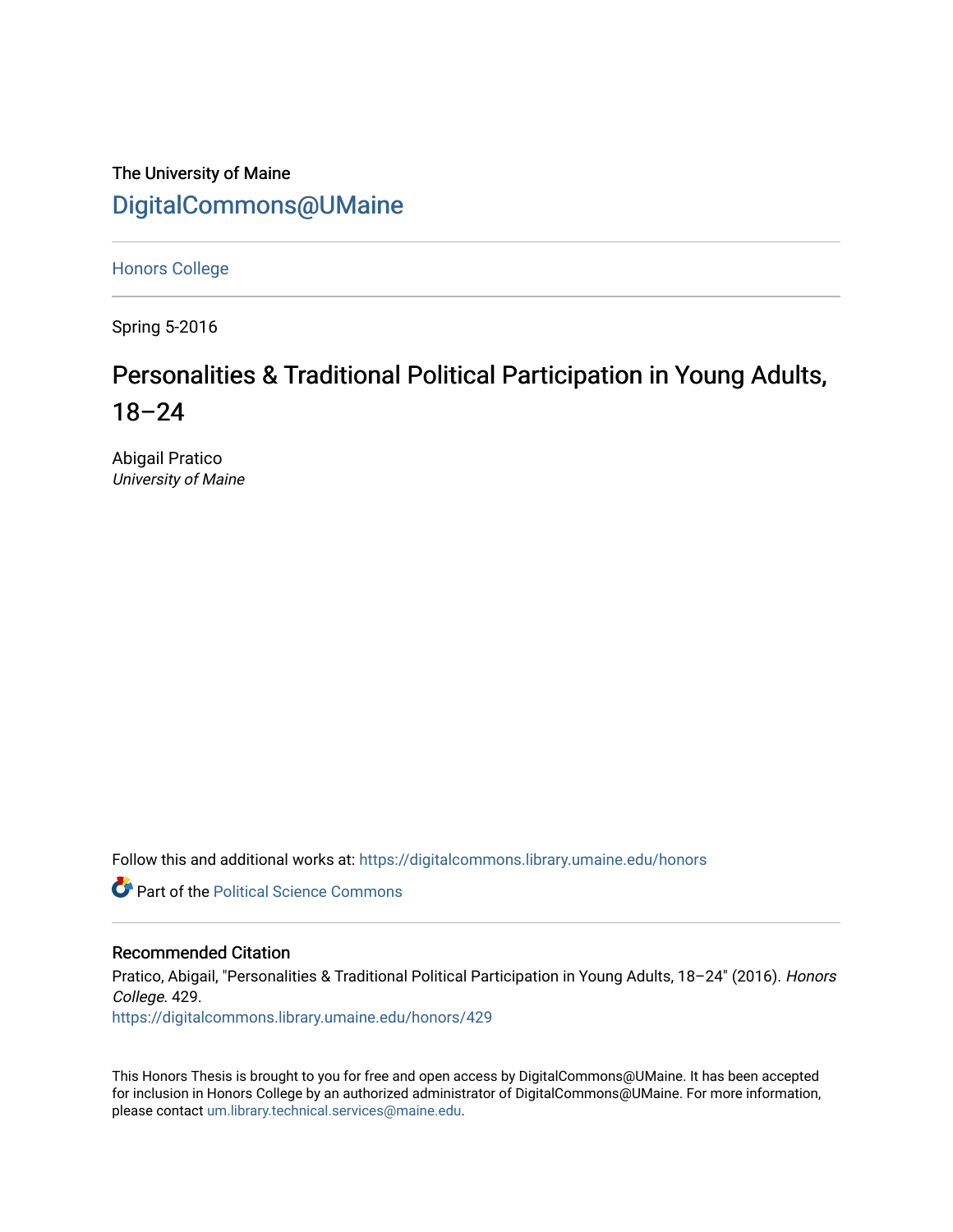The University of Maine

DigitalCommons@UMaine

---

Honors College

---

Spring 5-2016

# Personalities & Traditional Political Participation in Young Adults, 18–24

Abigail Pratico
*University of Maine*

Follow this and additional works at: https://digitalcommons.library.umaine.edu/honors

Part of the Political Science Commons

---

## Recommended Citation

Pratico, Abigail, "Personalities & Traditional Political Participation in Young Adults, 18–24" (2016). *Honors College*. 429.
https://digitalcommons.library.umaine.edu/honors/429

This Honors Thesis is brought to you for free and open access by DigitalCommons@UMaine. It has been accepted for inclusion in Honors College by an authorized administrator of DigitalCommons@UMaine. For more information, please contact um.library.technical.services@maine.edu.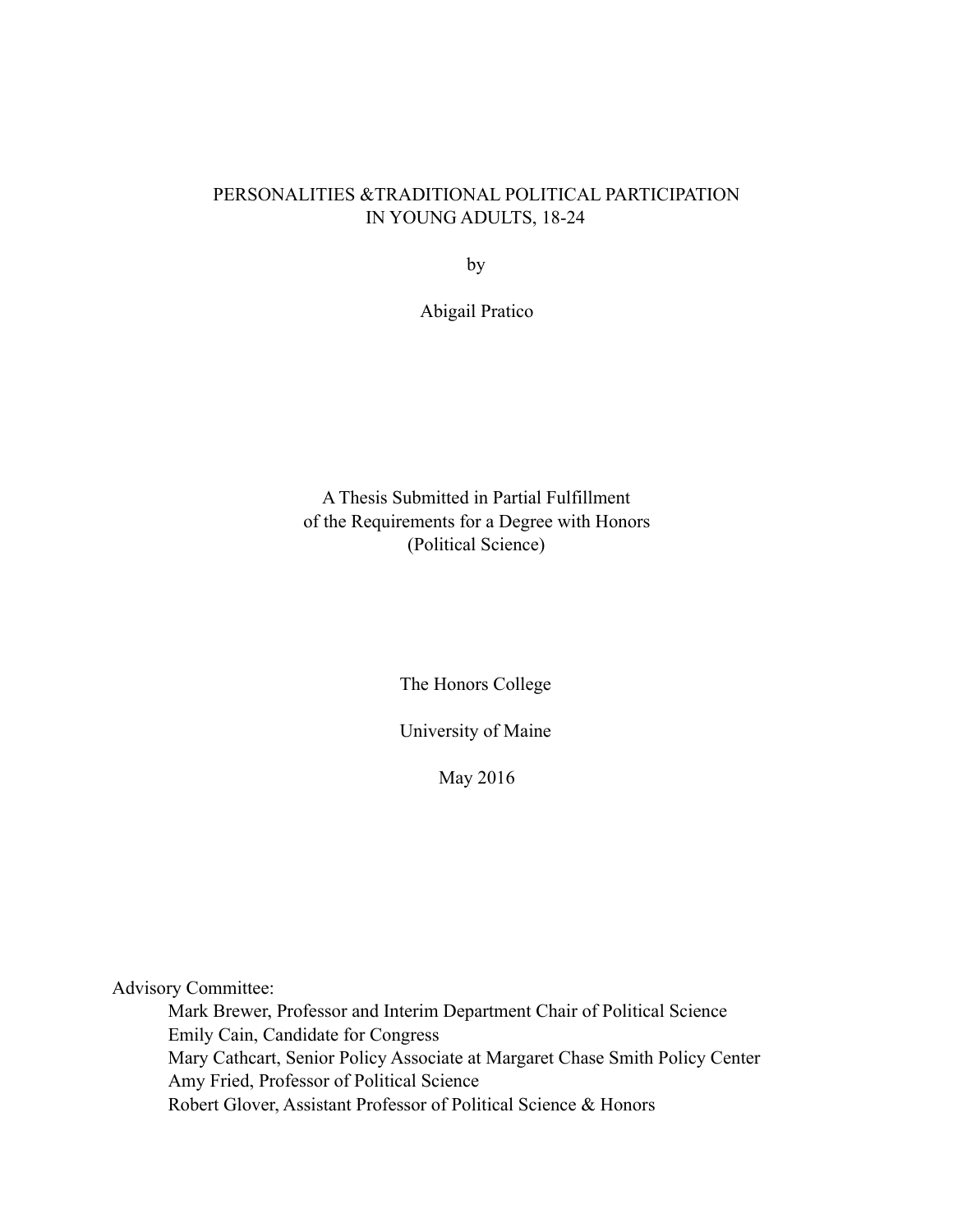# PERSONALITIES &TRADITIONAL POLITICAL PARTICIPATION IN YOUNG ADULTS, 18-24

by

Abigail Pratico

A Thesis Submitted in Partial Fulfillment
of the Requirements for a Degree with Honors
(Political Science)

The Honors College

University of Maine

May 2016

Advisory Committee:

Mark Brewer, Professor and Interim Department Chair of Political Science
Emily Cain, Candidate for Congress
Mary Cathcart, Senior Policy Associate at Margaret Chase Smith Policy Center
Amy Fried, Professor of Political Science
Robert Glover, Assistant Professor of Political Science & Honors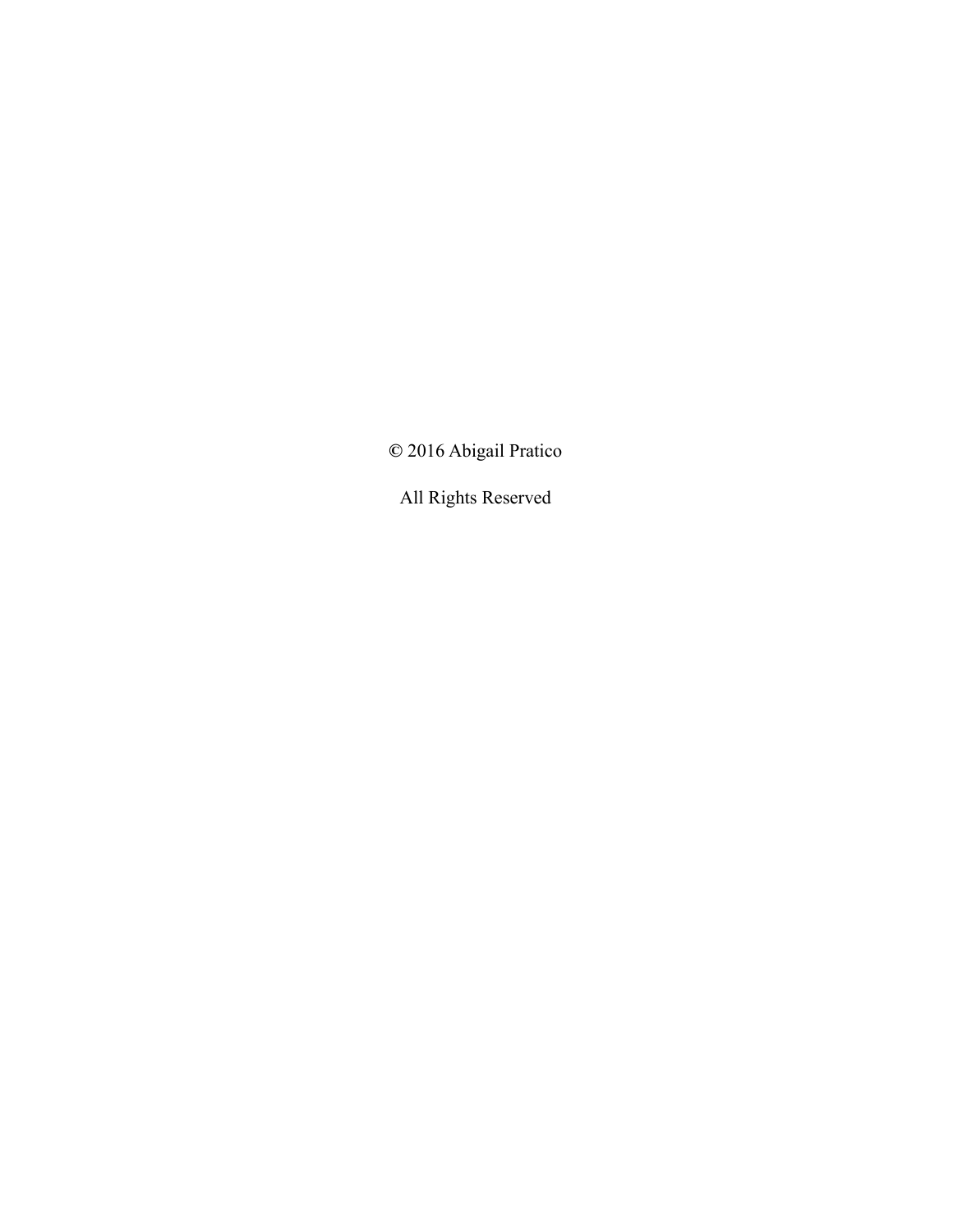© 2016 Abigail Pratico

All Rights Reserved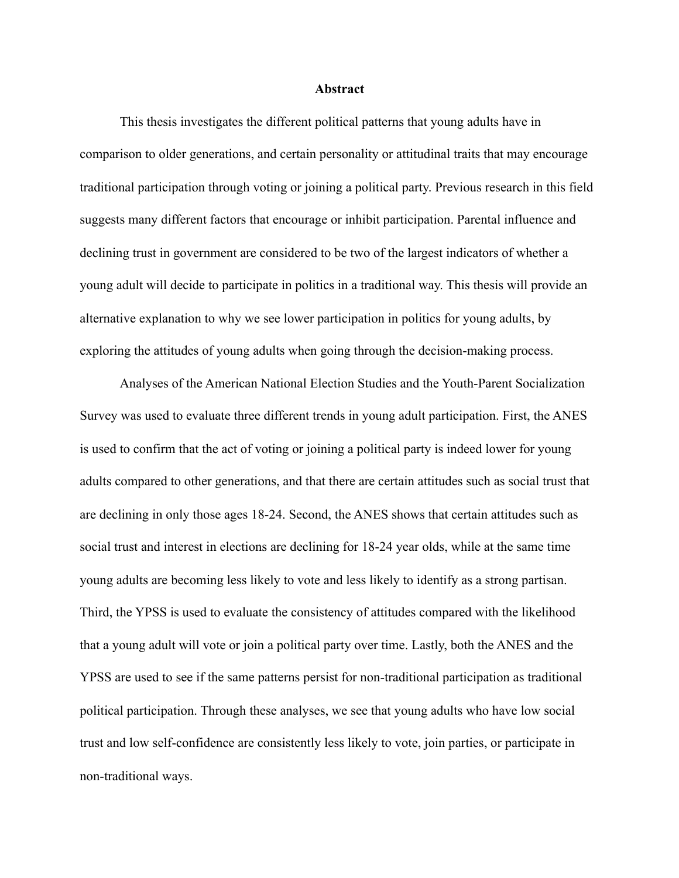# Abstract

This thesis investigates the different political patterns that young adults have in comparison to older generations, and certain personality or attitudinal traits that may encourage traditional participation through voting or joining a political party. Previous research in this field suggests many different factors that encourage or inhibit participation. Parental influence and declining trust in government are considered to be two of the largest indicators of whether a young adult will decide to participate in politics in a traditional way. This thesis will provide an alternative explanation to why we see lower participation in politics for young adults, by exploring the attitudes of young adults when going through the decision-making process.

Analyses of the American National Election Studies and the Youth-Parent Socialization Survey was used to evaluate three different trends in young adult participation. First, the ANES is used to confirm that the act of voting or joining a political party is indeed lower for young adults compared to other generations, and that there are certain attitudes such as social trust that are declining in only those ages 18-24. Second, the ANES shows that certain attitudes such as social trust and interest in elections are declining for 18-24 year olds, while at the same time young adults are becoming less likely to vote and less likely to identify as a strong partisan. Third, the YPSS is used to evaluate the consistency of attitudes compared with the likelihood that a young adult will vote or join a political party over time. Lastly, both the ANES and the YPSS are used to see if the same patterns persist for non-traditional participation as traditional political participation. Through these analyses, we see that young adults who have low social trust and low self-confidence are consistently less likely to vote, join parties, or participate in non-traditional ways.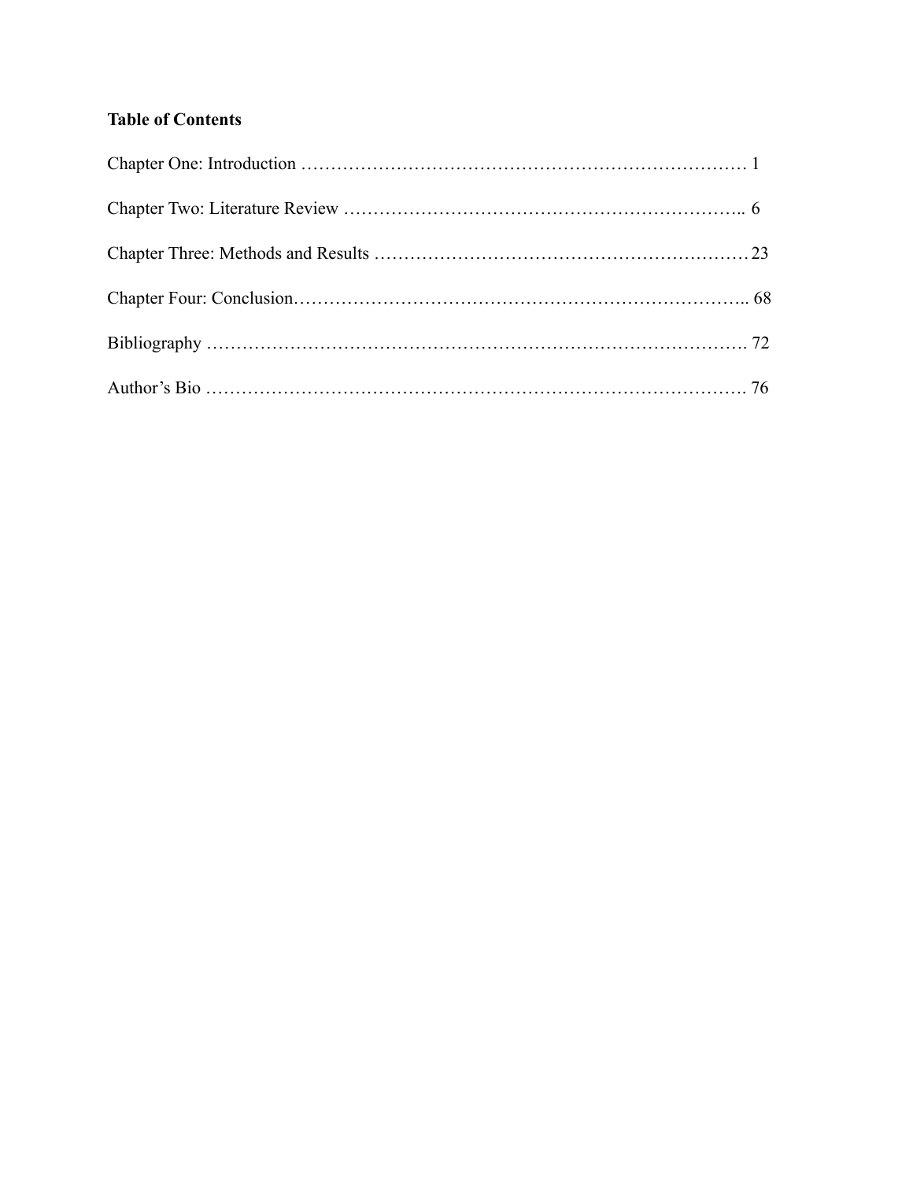**Table of Contents**

Chapter One: Introduction ………………………………………………………………… 1

Chapter Two: Literature Review ………………………………………………………….. 6

Chapter Three: Methods and Results ……………………………………………………23

Chapter Four: Conclusion……………………………………………………………….. 68

Bibliography ………………………………………………………………………………. 72

Author's Bio ………………………………………………………………………………. 76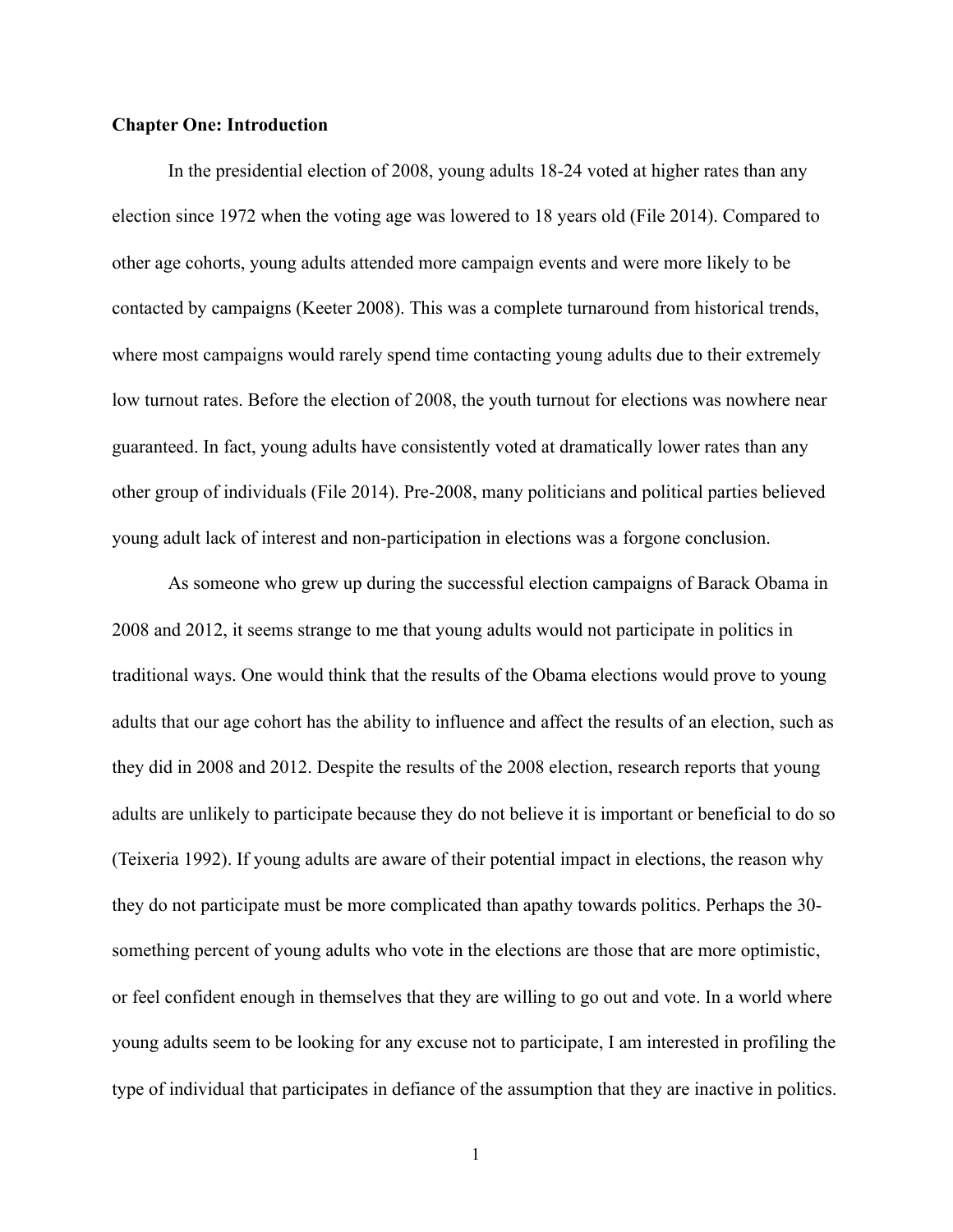**Chapter One: Introduction**

In the presidential election of 2008, young adults 18-24 voted at higher rates than any election since 1972 when the voting age was lowered to 18 years old (File 2014). Compared to other age cohorts, young adults attended more campaign events and were more likely to be contacted by campaigns (Keeter 2008). This was a complete turnaround from historical trends, where most campaigns would rarely spend time contacting young adults due to their extremely low turnout rates. Before the election of 2008, the youth turnout for elections was nowhere near guaranteed. In fact, young adults have consistently voted at dramatically lower rates than any other group of individuals (File 2014). Pre-2008, many politicians and political parties believed young adult lack of interest and non-participation in elections was a forgone conclusion.

As someone who grew up during the successful election campaigns of Barack Obama in 2008 and 2012, it seems strange to me that young adults would not participate in politics in traditional ways. One would think that the results of the Obama elections would prove to young adults that our age cohort has the ability to influence and affect the results of an election, such as they did in 2008 and 2012. Despite the results of the 2008 election, research reports that young adults are unlikely to participate because they do not believe it is important or beneficial to do so (Teixeria 1992). If young adults are aware of their potential impact in elections, the reason why they do not participate must be more complicated than apathy towards politics. Perhaps the 30-something percent of young adults who vote in the elections are those that are more optimistic, or feel confident enough in themselves that they are willing to go out and vote. In a world where young adults seem to be looking for any excuse not to participate, I am interested in profiling the type of individual that participates in defiance of the assumption that they are inactive in politics.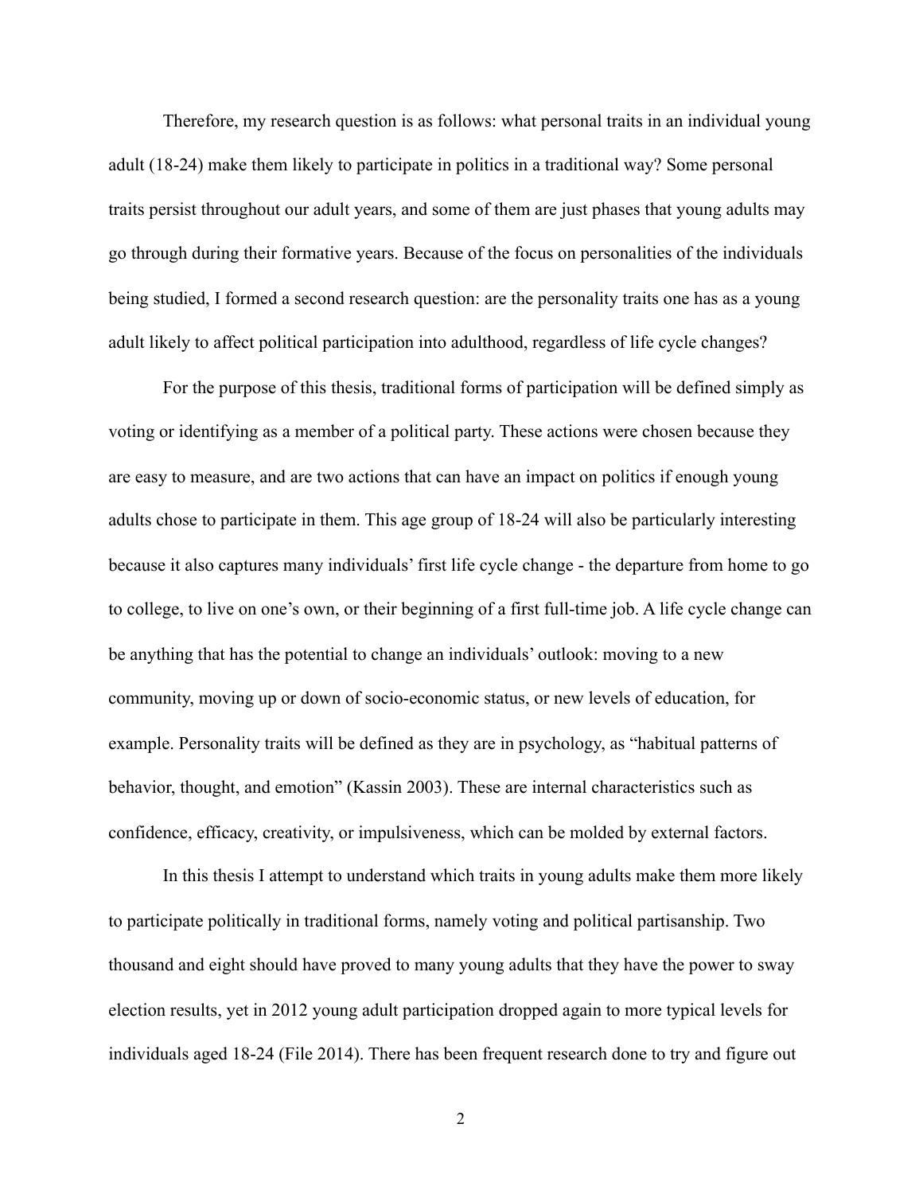Therefore, my research question is as follows: what personal traits in an individual young adult (18-24) make them likely to participate in politics in a traditional way? Some personal traits persist throughout our adult years, and some of them are just phases that young adults may go through during their formative years. Because of the focus on personalities of the individuals being studied, I formed a second research question: are the personality traits one has as a young adult likely to affect political participation into adulthood, regardless of life cycle changes?

For the purpose of this thesis, traditional forms of participation will be defined simply as voting or identifying as a member of a political party. These actions were chosen because they are easy to measure, and are two actions that can have an impact on politics if enough young adults chose to participate in them. This age group of 18-24 will also be particularly interesting because it also captures many individuals' first life cycle change - the departure from home to go to college, to live on one's own, or their beginning of a first full-time job. A life cycle change can be anything that has the potential to change an individuals' outlook: moving to a new community, moving up or down of socio-economic status, or new levels of education, for example. Personality traits will be defined as they are in psychology, as "habitual patterns of behavior, thought, and emotion" (Kassin 2003). These are internal characteristics such as confidence, efficacy, creativity, or impulsiveness, which can be molded by external factors.

In this thesis I attempt to understand which traits in young adults make them more likely to participate politically in traditional forms, namely voting and political partisanship. Two thousand and eight should have proved to many young adults that they have the power to sway election results, yet in 2012 young adult participation dropped again to more typical levels for individuals aged 18-24 (File 2014). There has been frequent research done to try and figure out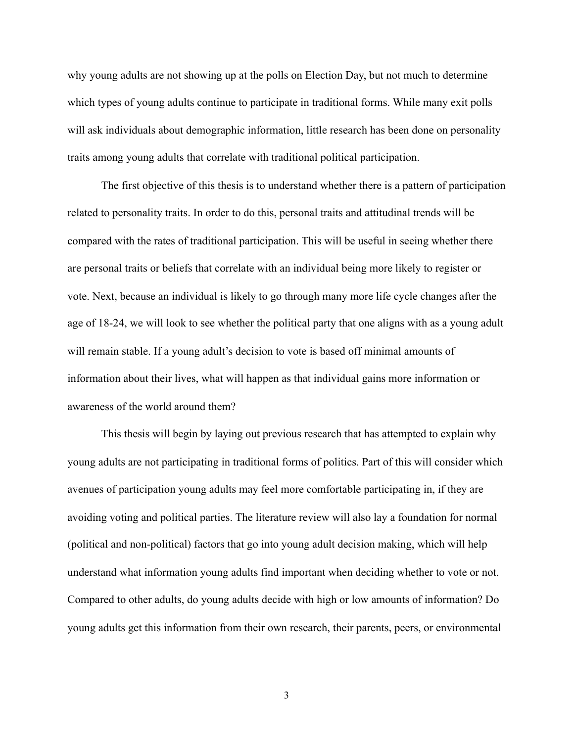why young adults are not showing up at the polls on Election Day, but not much to determine which types of young adults continue to participate in traditional forms. While many exit polls will ask individuals about demographic information, little research has been done on personality traits among young adults that correlate with traditional political participation.

The first objective of this thesis is to understand whether there is a pattern of participation related to personality traits. In order to do this, personal traits and attitudinal trends will be compared with the rates of traditional participation. This will be useful in seeing whether there are personal traits or beliefs that correlate with an individual being more likely to register or vote. Next, because an individual is likely to go through many more life cycle changes after the age of 18-24, we will look to see whether the political party that one aligns with as a young adult will remain stable. If a young adult's decision to vote is based off minimal amounts of information about their lives, what will happen as that individual gains more information or awareness of the world around them?

This thesis will begin by laying out previous research that has attempted to explain why young adults are not participating in traditional forms of politics. Part of this will consider which avenues of participation young adults may feel more comfortable participating in, if they are avoiding voting and political parties. The literature review will also lay a foundation for normal (political and non-political) factors that go into young adult decision making, which will help understand what information young adults find important when deciding whether to vote or not. Compared to other adults, do young adults decide with high or low amounts of information? Do young adults get this information from their own research, their parents, peers, or environmental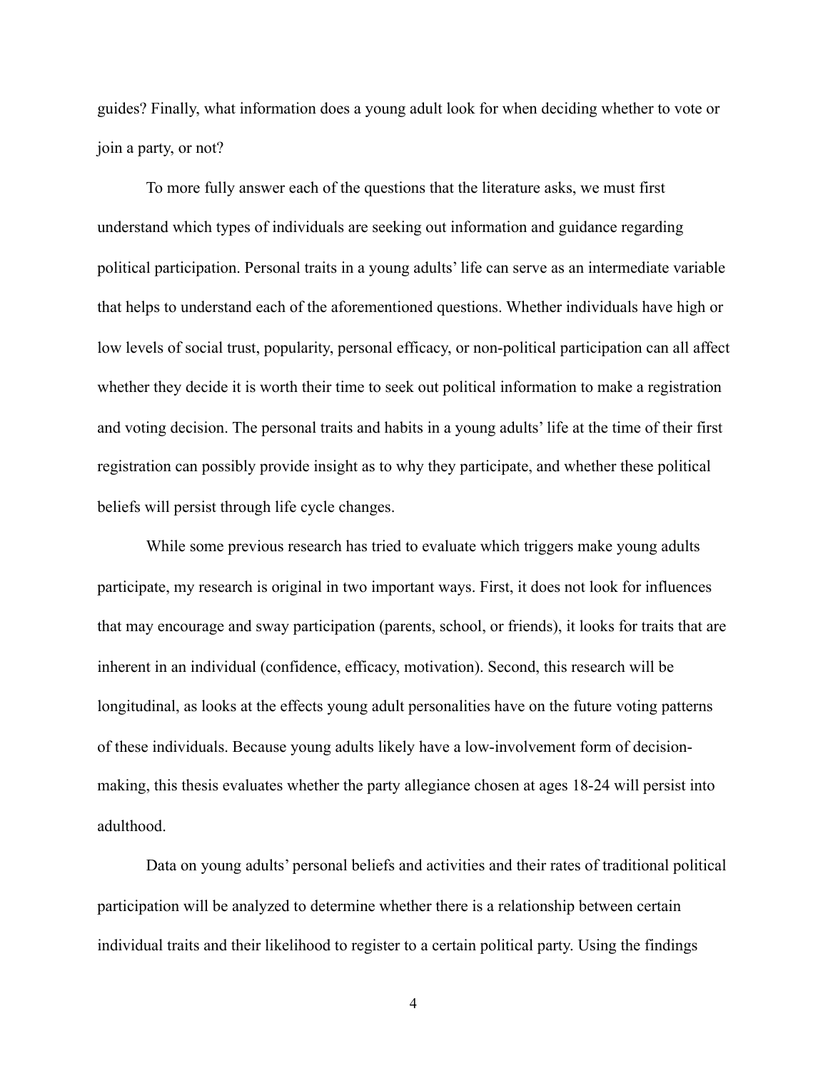guides? Finally, what information does a young adult look for when deciding whether to vote or join a party, or not?

To more fully answer each of the questions that the literature asks, we must first understand which types of individuals are seeking out information and guidance regarding political participation. Personal traits in a young adults' life can serve as an intermediate variable that helps to understand each of the aforementioned questions. Whether individuals have high or low levels of social trust, popularity, personal efficacy, or non-political participation can all affect whether they decide it is worth their time to seek out political information to make a registration and voting decision. The personal traits and habits in a young adults' life at the time of their first registration can possibly provide insight as to why they participate, and whether these political beliefs will persist through life cycle changes.

While some previous research has tried to evaluate which triggers make young adults participate, my research is original in two important ways. First, it does not look for influences that may encourage and sway participation (parents, school, or friends), it looks for traits that are inherent in an individual (confidence, efficacy, motivation). Second, this research will be longitudinal, as looks at the effects young adult personalities have on the future voting patterns of these individuals. Because young adults likely have a low-involvement form of decision-making, this thesis evaluates whether the party allegiance chosen at ages 18-24 will persist into adulthood.

Data on young adults' personal beliefs and activities and their rates of traditional political participation will be analyzed to determine whether there is a relationship between certain individual traits and their likelihood to register to a certain political party. Using the findings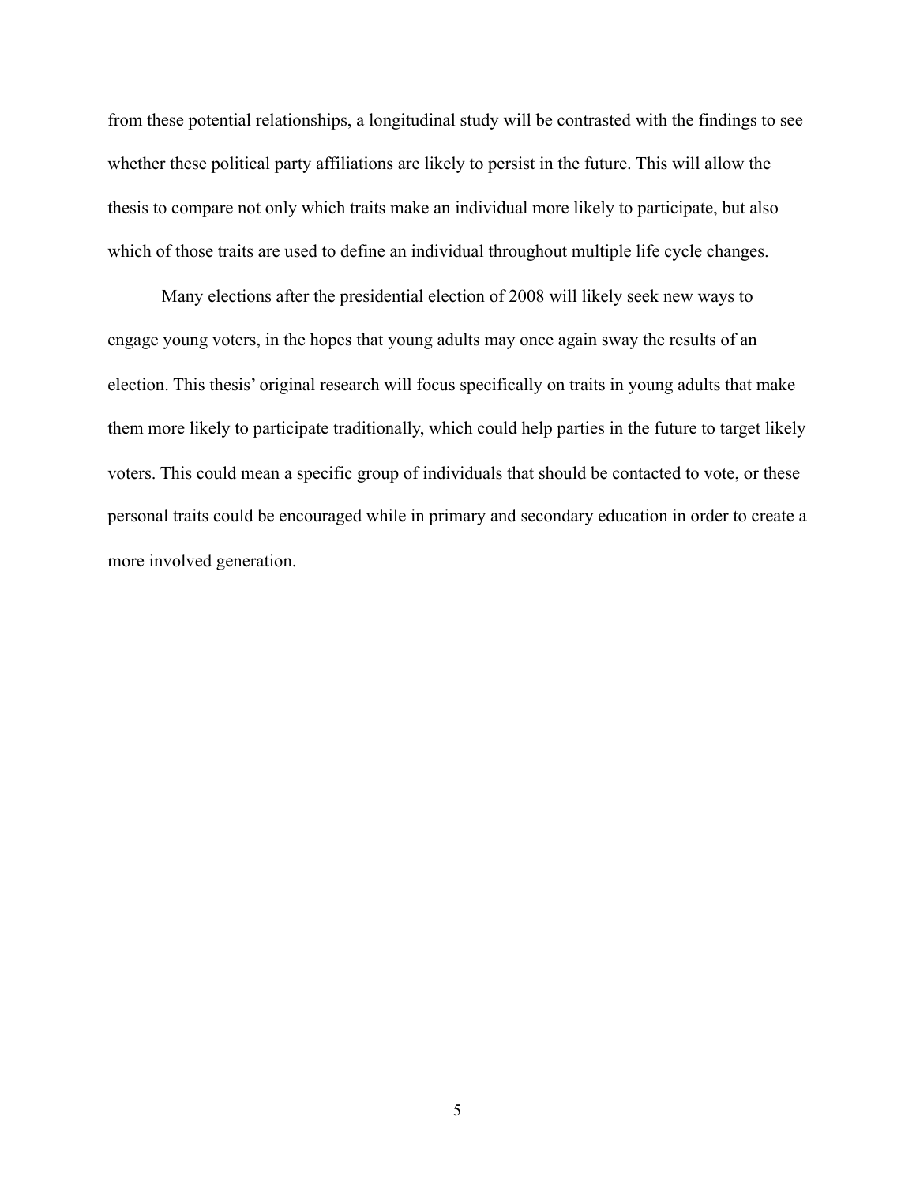from these potential relationships, a longitudinal study will be contrasted with the findings to see whether these political party affiliations are likely to persist in the future. This will allow the thesis to compare not only which traits make an individual more likely to participate, but also which of those traits are used to define an individual throughout multiple life cycle changes.

Many elections after the presidential election of 2008 will likely seek new ways to engage young voters, in the hopes that young adults may once again sway the results of an election. This thesis' original research will focus specifically on traits in young adults that make them more likely to participate traditionally, which could help parties in the future to target likely voters. This could mean a specific group of individuals that should be contacted to vote, or these personal traits could be encouraged while in primary and secondary education in order to create a more involved generation.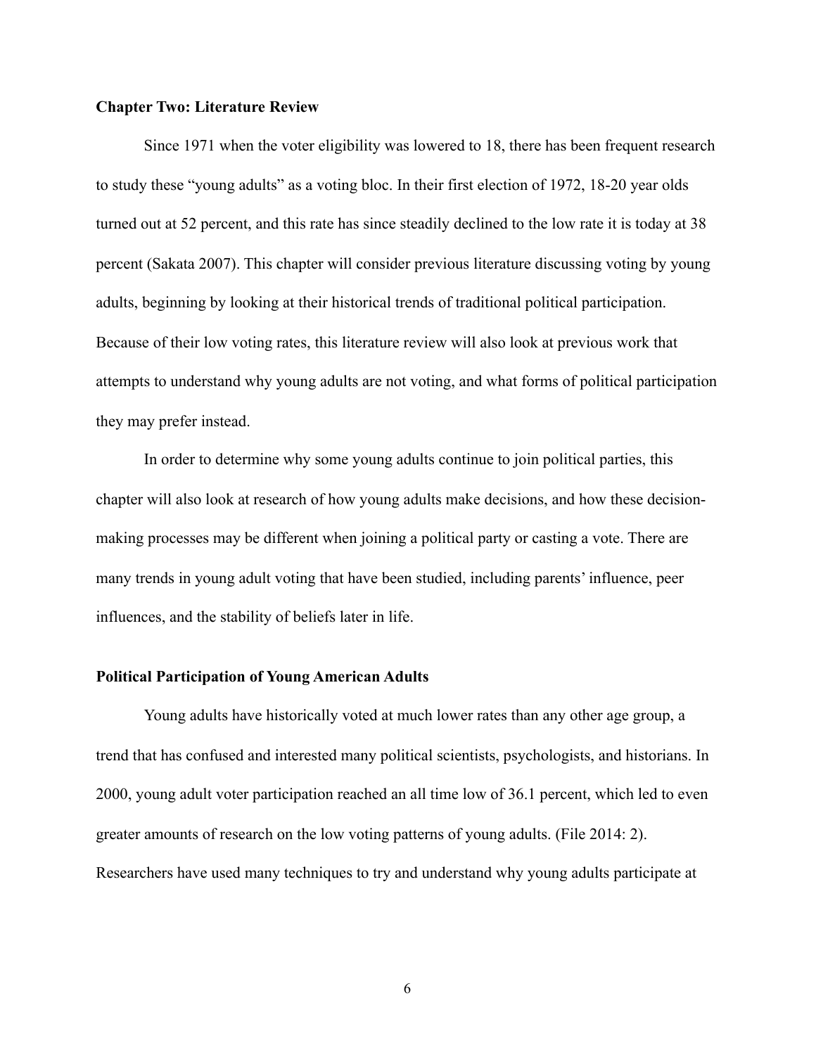## Chapter Two: Literature Review

Since 1971 when the voter eligibility was lowered to 18, there has been frequent research to study these "young adults" as a voting bloc. In their first election of 1972, 18-20 year olds turned out at 52 percent, and this rate has since steadily declined to the low rate it is today at 38 percent (Sakata 2007). This chapter will consider previous literature discussing voting by young adults, beginning by looking at their historical trends of traditional political participation. Because of their low voting rates, this literature review will also look at previous work that attempts to understand why young adults are not voting, and what forms of political participation they may prefer instead.

In order to determine why some young adults continue to join political parties, this chapter will also look at research of how young adults make decisions, and how these decision-making processes may be different when joining a political party or casting a vote. There are many trends in young adult voting that have been studied, including parents' influence, peer influences, and the stability of beliefs later in life.

### Political Participation of Young American Adults

Young adults have historically voted at much lower rates than any other age group, a trend that has confused and interested many political scientists, psychologists, and historians. In 2000, young adult voter participation reached an all time low of 36.1 percent, which led to even greater amounts of research on the low voting patterns of young adults. (File 2014: 2). Researchers have used many techniques to try and understand why young adults participate at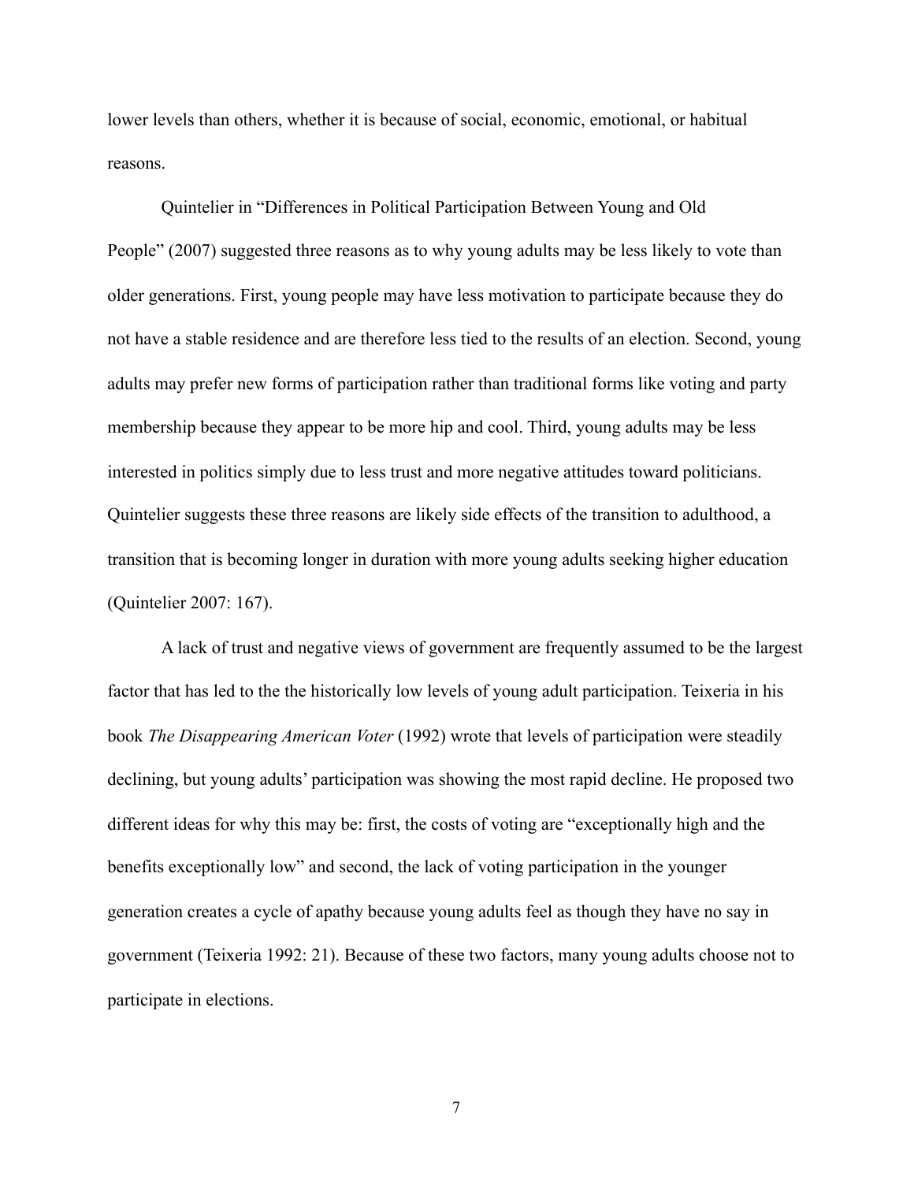lower levels than others, whether it is because of social, economic, emotional, or habitual reasons.

Quintelier in "Differences in Political Participation Between Young and Old People" (2007) suggested three reasons as to why young adults may be less likely to vote than older generations. First, young people may have less motivation to participate because they do not have a stable residence and are therefore less tied to the results of an election. Second, young adults may prefer new forms of participation rather than traditional forms like voting and party membership because they appear to be more hip and cool. Third, young adults may be less interested in politics simply due to less trust and more negative attitudes toward politicians. Quintelier suggests these three reasons are likely side effects of the transition to adulthood, a transition that is becoming longer in duration with more young adults seeking higher education (Quintelier 2007: 167).

A lack of trust and negative views of government are frequently assumed to be the largest factor that has led to the the historically low levels of young adult participation. Teixeria in his book *The Disappearing American Voter* (1992) wrote that levels of participation were steadily declining, but young adults' participation was showing the most rapid decline. He proposed two different ideas for why this may be: first, the costs of voting are "exceptionally high and the benefits exceptionally low" and second, the lack of voting participation in the younger generation creates a cycle of apathy because young adults feel as though they have no say in government (Teixeria 1992: 21). Because of these two factors, many young adults choose not to participate in elections.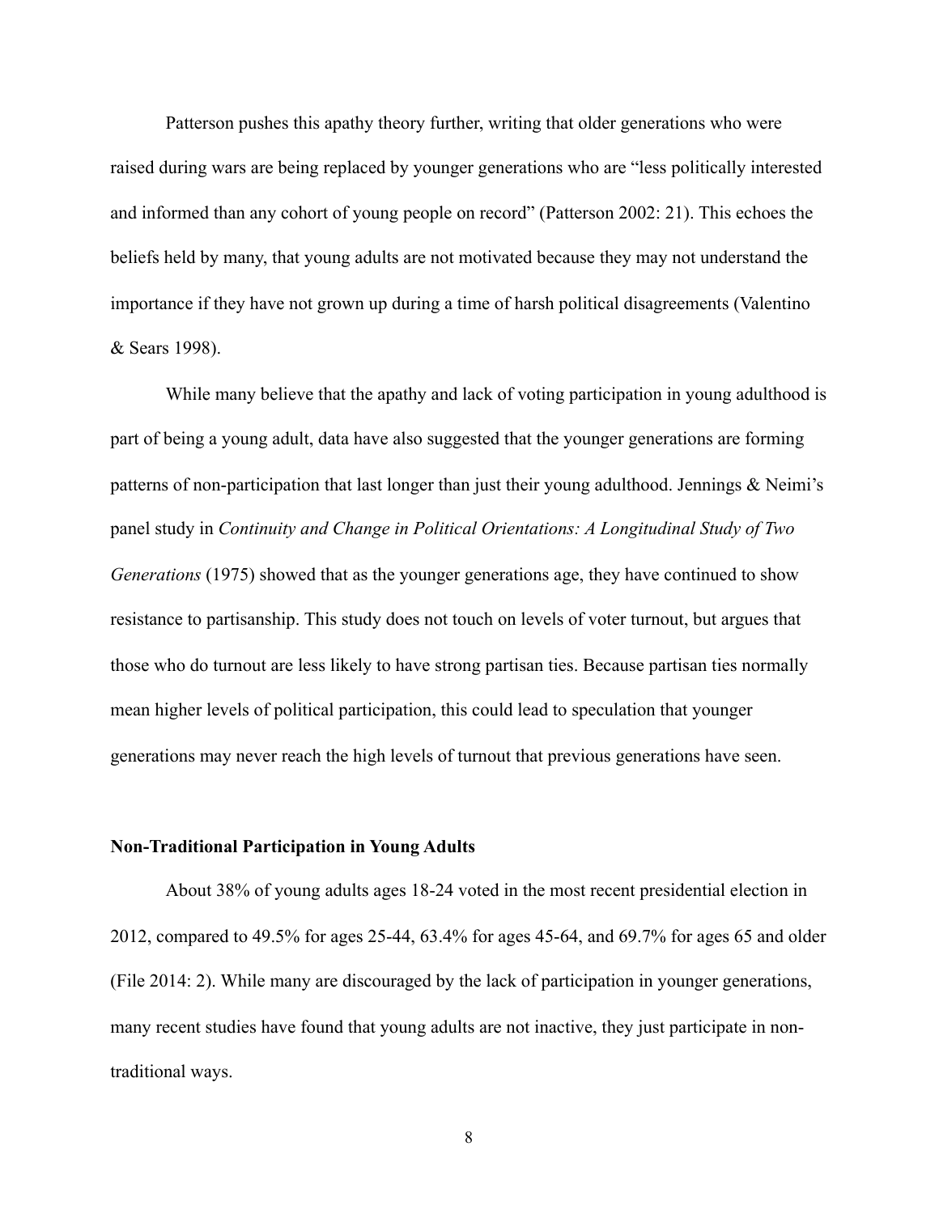Patterson pushes this apathy theory further, writing that older generations who were raised during wars are being replaced by younger generations who are "less politically interested and informed than any cohort of young people on record" (Patterson 2002: 21). This echoes the beliefs held by many, that young adults are not motivated because they may not understand the importance if they have not grown up during a time of harsh political disagreements (Valentino & Sears 1998).

While many believe that the apathy and lack of voting participation in young adulthood is part of being a young adult, data have also suggested that the younger generations are forming patterns of non-participation that last longer than just their young adulthood. Jennings & Neimi's panel study in *Continuity and Change in Political Orientations: A Longitudinal Study of Two Generations* (1975) showed that as the younger generations age, they have continued to show resistance to partisanship. This study does not touch on levels of voter turnout, but argues that those who do turnout are less likely to have strong partisan ties. Because partisan ties normally mean higher levels of political participation, this could lead to speculation that younger generations may never reach the high levels of turnout that previous generations have seen.

### Non-Traditional Participation in Young Adults

About 38% of young adults ages 18-24 voted in the most recent presidential election in 2012, compared to 49.5% for ages 25-44, 63.4% for ages 45-64, and 69.7% for ages 65 and older (File 2014: 2). While many are discouraged by the lack of participation in younger generations, many recent studies have found that young adults are not inactive, they just participate in non-traditional ways.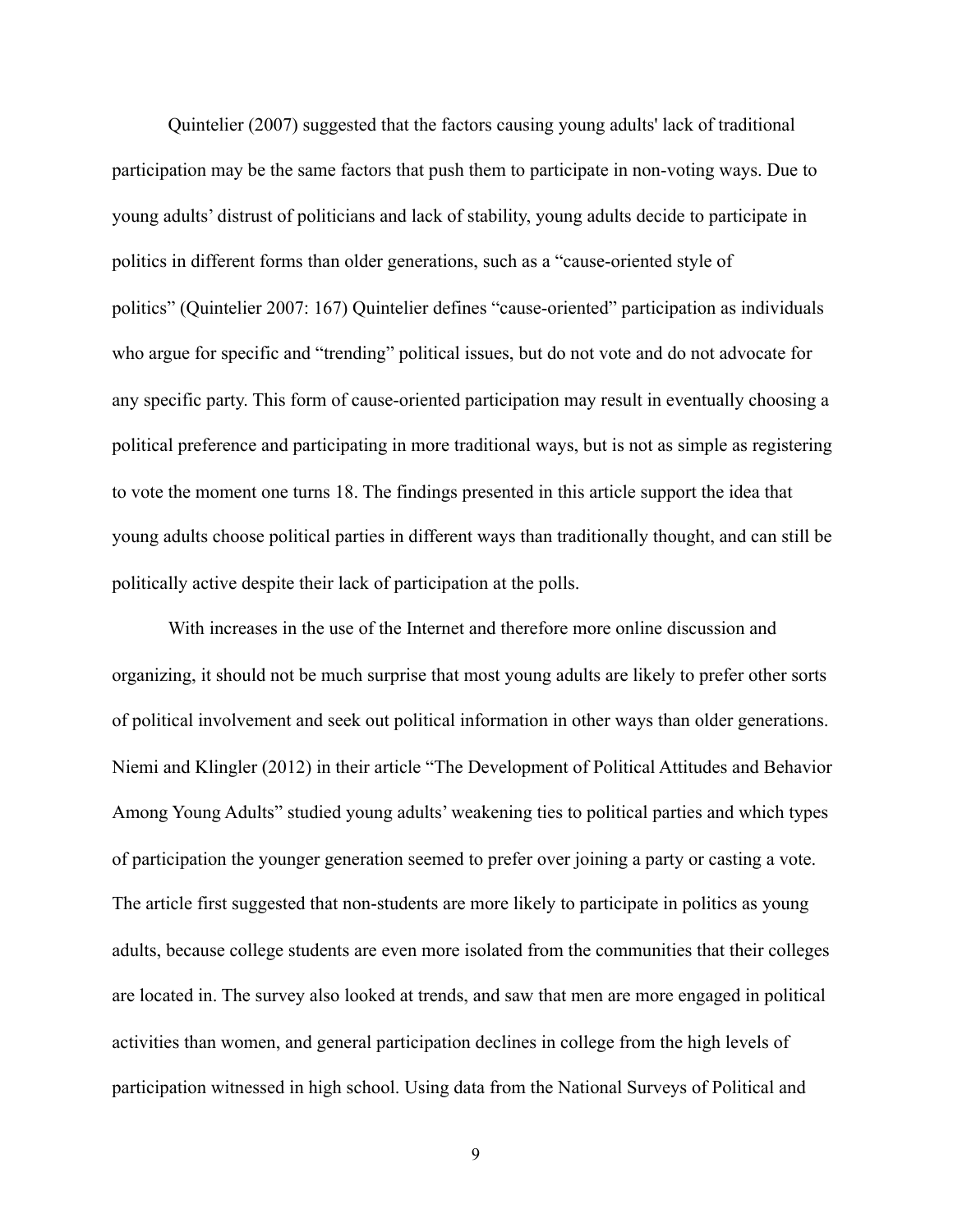Quintelier (2007) suggested that the factors causing young adults' lack of traditional participation may be the same factors that push them to participate in non-voting ways. Due to young adults' distrust of politicians and lack of stability, young adults decide to participate in politics in different forms than older generations, such as a "cause-oriented style of politics" (Quintelier 2007: 167) Quintelier defines "cause-oriented" participation as individuals who argue for specific and "trending" political issues, but do not vote and do not advocate for any specific party. This form of cause-oriented participation may result in eventually choosing a political preference and participating in more traditional ways, but is not as simple as registering to vote the moment one turns 18. The findings presented in this article support the idea that young adults choose political parties in different ways than traditionally thought, and can still be politically active despite their lack of participation at the polls.

With increases in the use of the Internet and therefore more online discussion and organizing, it should not be much surprise that most young adults are likely to prefer other sorts of political involvement and seek out political information in other ways than older generations. Niemi and Klingler (2012) in their article "The Development of Political Attitudes and Behavior Among Young Adults" studied young adults' weakening ties to political parties and which types of participation the younger generation seemed to prefer over joining a party or casting a vote. The article first suggested that non-students are more likely to participate in politics as young adults, because college students are even more isolated from the communities that their colleges are located in. The survey also looked at trends, and saw that men are more engaged in political activities than women, and general participation declines in college from the high levels of participation witnessed in high school. Using data from the National Surveys of Political and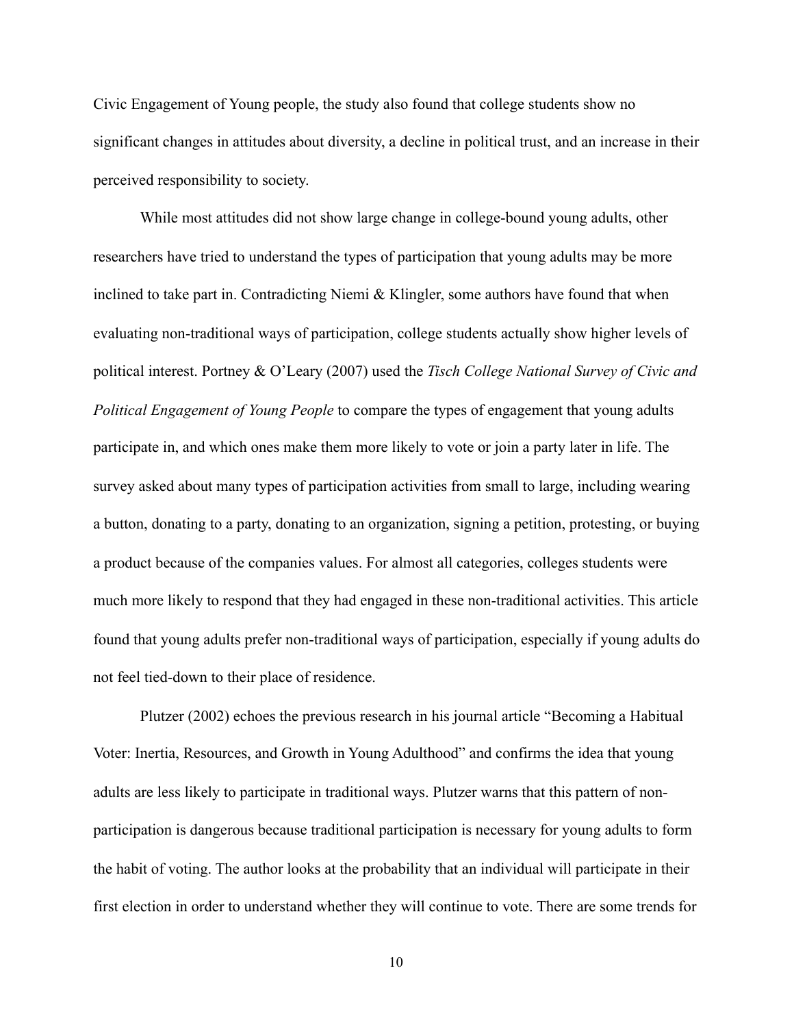Civic Engagement of Young people, the study also found that college students show no significant changes in attitudes about diversity, a decline in political trust, and an increase in their perceived responsibility to society.

While most attitudes did not show large change in college-bound young adults, other researchers have tried to understand the types of participation that young adults may be more inclined to take part in. Contradicting Niemi & Klingler, some authors have found that when evaluating non-traditional ways of participation, college students actually show higher levels of political interest. Portney & O'Leary (2007) used the *Tisch College National Survey of Civic and Political Engagement of Young People* to compare the types of engagement that young adults participate in, and which ones make them more likely to vote or join a party later in life. The survey asked about many types of participation activities from small to large, including wearing a button, donating to a party, donating to an organization, signing a petition, protesting, or buying a product because of the companies values. For almost all categories, colleges students were much more likely to respond that they had engaged in these non-traditional activities. This article found that young adults prefer non-traditional ways of participation, especially if young adults do not feel tied-down to their place of residence.

Plutzer (2002) echoes the previous research in his journal article "Becoming a Habitual Voter: Inertia, Resources, and Growth in Young Adulthood" and confirms the idea that young adults are less likely to participate in traditional ways. Plutzer warns that this pattern of non-participation is dangerous because traditional participation is necessary for young adults to form the habit of voting. The author looks at the probability that an individual will participate in their first election in order to understand whether they will continue to vote. There are some trends for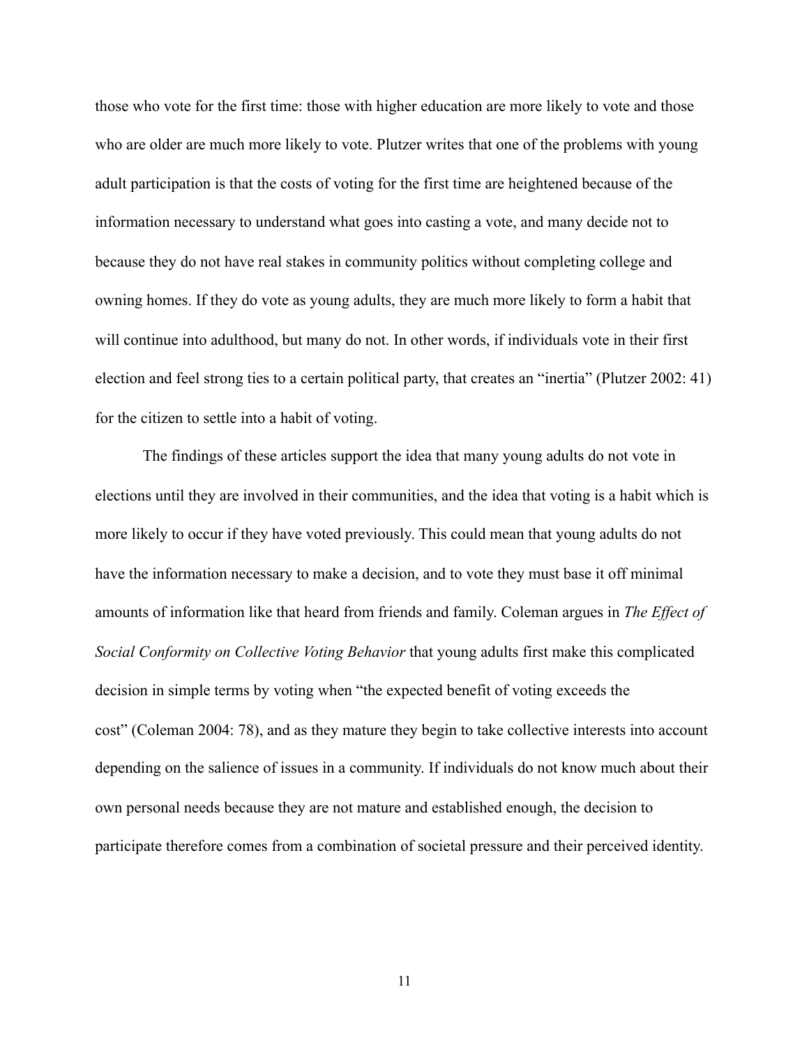those who vote for the first time: those with higher education are more likely to vote and those who are older are much more likely to vote. Plutzer writes that one of the problems with young adult participation is that the costs of voting for the first time are heightened because of the information necessary to understand what goes into casting a vote, and many decide not to because they do not have real stakes in community politics without completing college and owning homes. If they do vote as young adults, they are much more likely to form a habit that will continue into adulthood, but many do not. In other words, if individuals vote in their first election and feel strong ties to a certain political party, that creates an "inertia" (Plutzer 2002: 41) for the citizen to settle into a habit of voting.

The findings of these articles support the idea that many young adults do not vote in elections until they are involved in their communities, and the idea that voting is a habit which is more likely to occur if they have voted previously. This could mean that young adults do not have the information necessary to make a decision, and to vote they must base it off minimal amounts of information like that heard from friends and family. Coleman argues in *The Effect of Social Conformity on Collective Voting Behavior* that young adults first make this complicated decision in simple terms by voting when "the expected benefit of voting exceeds the cost" (Coleman 2004: 78), and as they mature they begin to take collective interests into account depending on the salience of issues in a community. If individuals do not know much about their own personal needs because they are not mature and established enough, the decision to participate therefore comes from a combination of societal pressure and their perceived identity.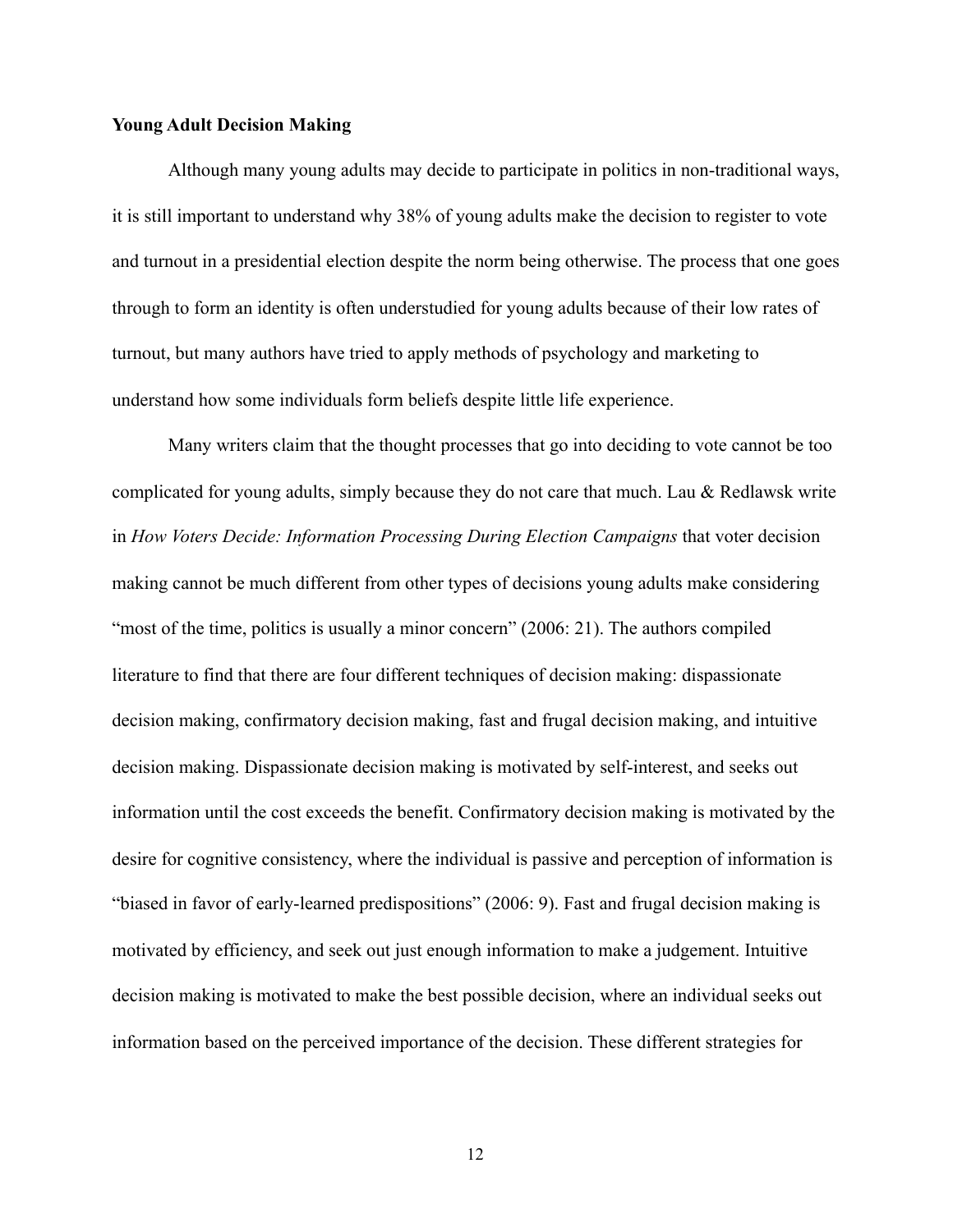**Young Adult Decision Making**

Although many young adults may decide to participate in politics in non-traditional ways, it is still important to understand why 38% of young adults make the decision to register to vote and turnout in a presidential election despite the norm being otherwise. The process that one goes through to form an identity is often understudied for young adults because of their low rates of turnout, but many authors have tried to apply methods of psychology and marketing to understand how some individuals form beliefs despite little life experience.

Many writers claim that the thought processes that go into deciding to vote cannot be too complicated for young adults, simply because they do not care that much. Lau & Redlawsk write in *How Voters Decide: Information Processing During Election Campaigns* that voter decision making cannot be much different from other types of decisions young adults make considering "most of the time, politics is usually a minor concern" (2006: 21). The authors compiled literature to find that there are four different techniques of decision making: dispassionate decision making, confirmatory decision making, fast and frugal decision making, and intuitive decision making. Dispassionate decision making is motivated by self-interest, and seeks out information until the cost exceeds the benefit. Confirmatory decision making is motivated by the desire for cognitive consistency, where the individual is passive and perception of information is "biased in favor of early-learned predispositions" (2006: 9). Fast and frugal decision making is motivated by efficiency, and seek out just enough information to make a judgement. Intuitive decision making is motivated to make the best possible decision, where an individual seeks out information based on the perceived importance of the decision. These different strategies for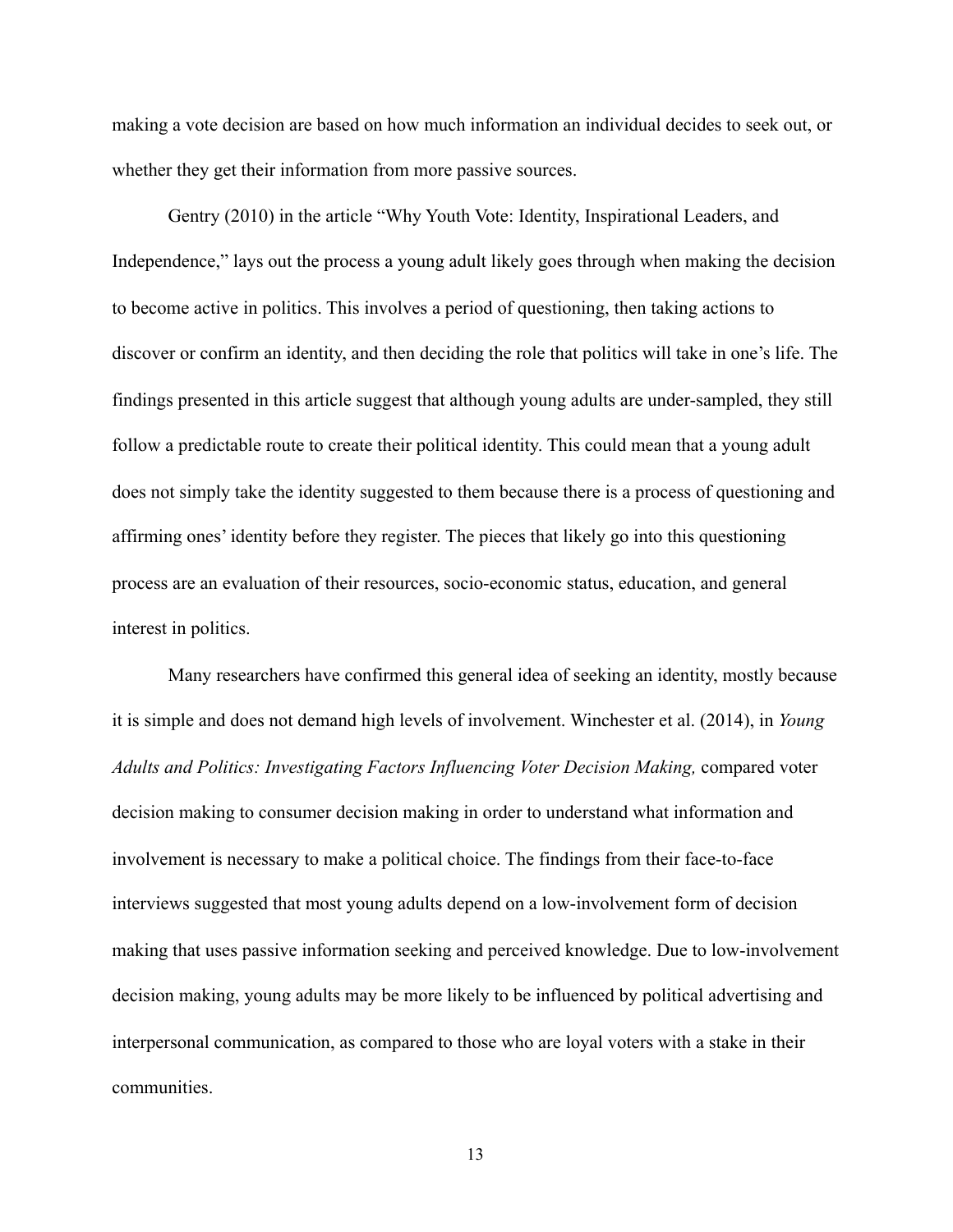making a vote decision are based on how much information an individual decides to seek out, or whether they get their information from more passive sources.

Gentry (2010) in the article "Why Youth Vote: Identity, Inspirational Leaders, and Independence," lays out the process a young adult likely goes through when making the decision to become active in politics. This involves a period of questioning, then taking actions to discover or confirm an identity, and then deciding the role that politics will take in one's life. The findings presented in this article suggest that although young adults are under-sampled, they still follow a predictable route to create their political identity. This could mean that a young adult does not simply take the identity suggested to them because there is a process of questioning and affirming ones' identity before they register. The pieces that likely go into this questioning process are an evaluation of their resources, socio-economic status, education, and general interest in politics.

Many researchers have confirmed this general idea of seeking an identity, mostly because it is simple and does not demand high levels of involvement. Winchester et al. (2014), in *Young Adults and Politics: Investigating Factors Influencing Voter Decision Making,* compared voter decision making to consumer decision making in order to understand what information and involvement is necessary to make a political choice. The findings from their face-to-face interviews suggested that most young adults depend on a low-involvement form of decision making that uses passive information seeking and perceived knowledge. Due to low-involvement decision making, young adults may be more likely to be influenced by political advertising and interpersonal communication, as compared to those who are loyal voters with a stake in their communities.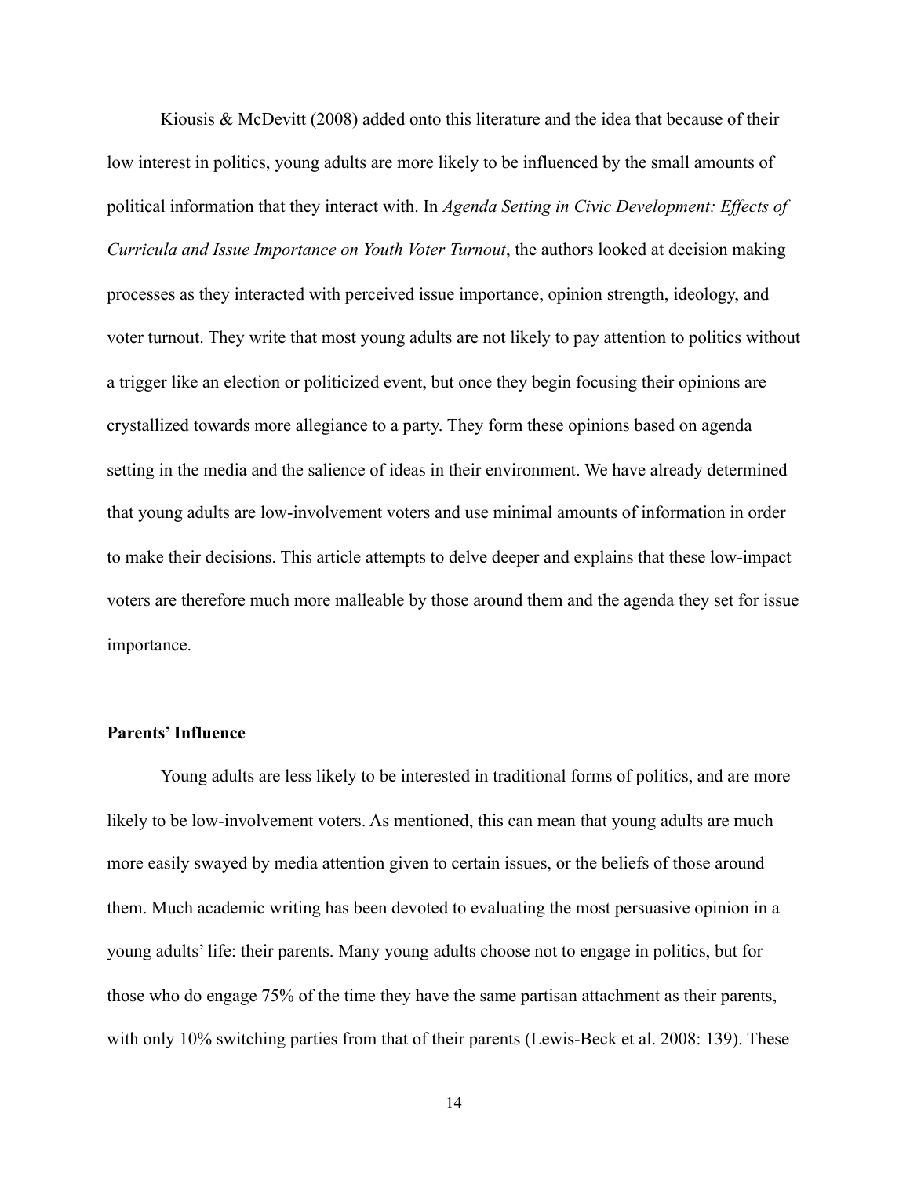Kiousis & McDevitt (2008) added onto this literature and the idea that because of their low interest in politics, young adults are more likely to be influenced by the small amounts of political information that they interact with. In *Agenda Setting in Civic Development: Effects of Curricula and Issue Importance on Youth Voter Turnout*, the authors looked at decision making processes as they interacted with perceived issue importance, opinion strength, ideology, and voter turnout. They write that most young adults are not likely to pay attention to politics without a trigger like an election or politicized event, but once they begin focusing their opinions are crystallized towards more allegiance to a party. They form these opinions based on agenda setting in the media and the salience of ideas in their environment. We have already determined that young adults are low-involvement voters and use minimal amounts of information in order to make their decisions. This article attempts to delve deeper and explains that these low-impact voters are therefore much more malleable by those around them and the agenda they set for issue importance.

**Parents' Influence**

Young adults are less likely to be interested in traditional forms of politics, and are more likely to be low-involvement voters. As mentioned, this can mean that young adults are much more easily swayed by media attention given to certain issues, or the beliefs of those around them. Much academic writing has been devoted to evaluating the most persuasive opinion in a young adults' life: their parents. Many young adults choose not to engage in politics, but for those who do engage 75% of the time they have the same partisan attachment as their parents, with only 10% switching parties from that of their parents (Lewis-Beck et al. 2008: 139). These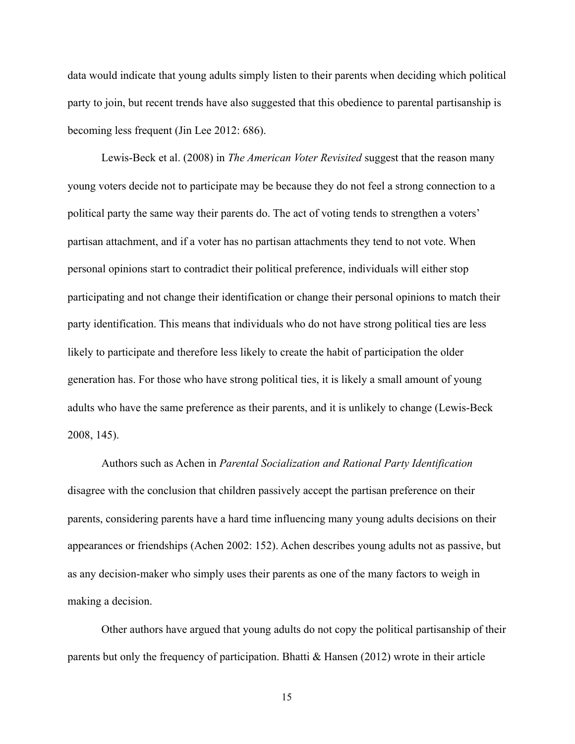data would indicate that young adults simply listen to their parents when deciding which political party to join, but recent trends have also suggested that this obedience to parental partisanship is becoming less frequent (Jin Lee 2012: 686).

Lewis-Beck et al. (2008) in *The American Voter Revisited* suggest that the reason many young voters decide not to participate may be because they do not feel a strong connection to a political party the same way their parents do. The act of voting tends to strengthen a voters' partisan attachment, and if a voter has no partisan attachments they tend to not vote. When personal opinions start to contradict their political preference, individuals will either stop participating and not change their identification or change their personal opinions to match their party identification. This means that individuals who do not have strong political ties are less likely to participate and therefore less likely to create the habit of participation the older generation has. For those who have strong political ties, it is likely a small amount of young adults who have the same preference as their parents, and it is unlikely to change (Lewis-Beck 2008, 145).

Authors such as Achen in *Parental Socialization and Rational Party Identification* disagree with the conclusion that children passively accept the partisan preference on their parents, considering parents have a hard time influencing many young adults decisions on their appearances or friendships (Achen 2002: 152). Achen describes young adults not as passive, but as any decision-maker who simply uses their parents as one of the many factors to weigh in making a decision.

Other authors have argued that young adults do not copy the political partisanship of their parents but only the frequency of participation. Bhatti & Hansen (2012) wrote in their article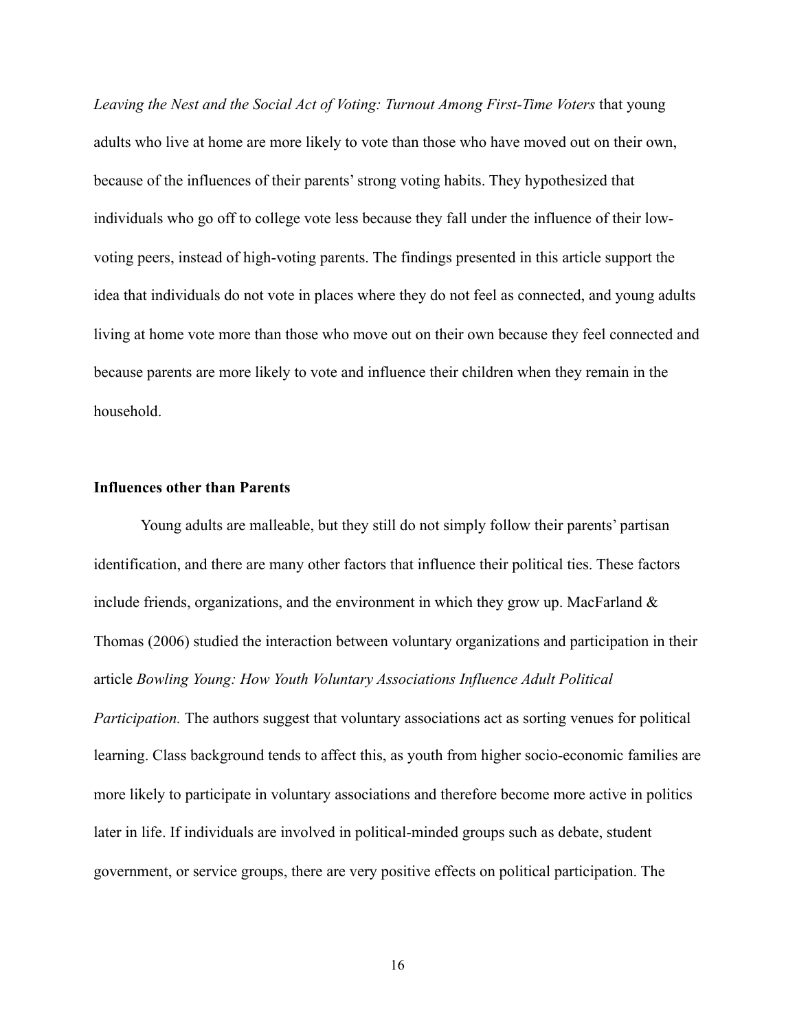*Leaving the Nest and the Social Act of Voting: Turnout Among First-Time Voters* that young adults who live at home are more likely to vote than those who have moved out on their own, because of the influences of their parents' strong voting habits. They hypothesized that individuals who go off to college vote less because they fall under the influence of their low-voting peers, instead of high-voting parents. The findings presented in this article support the idea that individuals do not vote in places where they do not feel as connected, and young adults living at home vote more than those who move out on their own because they feel connected and because parents are more likely to vote and influence their children when they remain in the household.

**Influences other than Parents**

Young adults are malleable, but they still do not simply follow their parents' partisan identification, and there are many other factors that influence their political ties. These factors include friends, organizations, and the environment in which they grow up. MacFarland & Thomas (2006) studied the interaction between voluntary organizations and participation in their article *Bowling Young: How Youth Voluntary Associations Influence Adult Political Participation.* The authors suggest that voluntary associations act as sorting venues for political learning. Class background tends to affect this, as youth from higher socio-economic families are more likely to participate in voluntary associations and therefore become more active in politics later in life. If individuals are involved in political-minded groups such as debate, student government, or service groups, there are very positive effects on political participation. The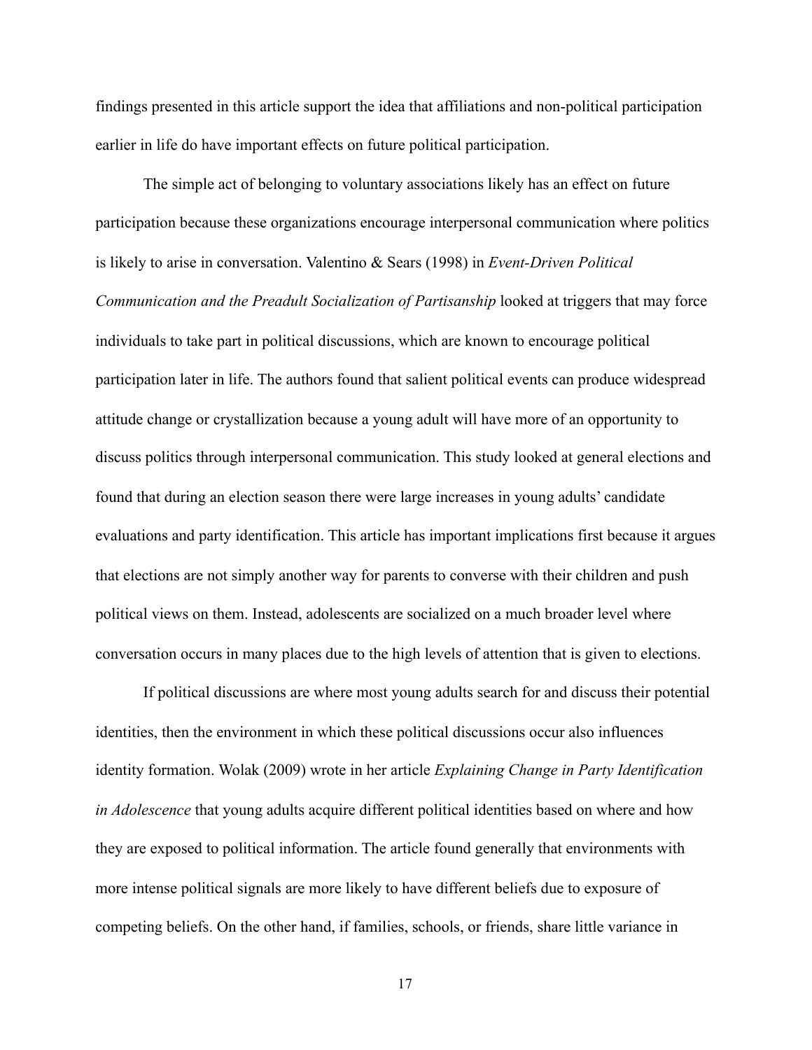findings presented in this article support the idea that affiliations and non-political participation earlier in life do have important effects on future political participation.

The simple act of belonging to voluntary associations likely has an effect on future participation because these organizations encourage interpersonal communication where politics is likely to arise in conversation. Valentino & Sears (1998) in *Event-Driven Political Communication and the Preadult Socialization of Partisanship* looked at triggers that may force individuals to take part in political discussions, which are known to encourage political participation later in life. The authors found that salient political events can produce widespread attitude change or crystallization because a young adult will have more of an opportunity to discuss politics through interpersonal communication. This study looked at general elections and found that during an election season there were large increases in young adults' candidate evaluations and party identification. This article has important implications first because it argues that elections are not simply another way for parents to converse with their children and push political views on them. Instead, adolescents are socialized on a much broader level where conversation occurs in many places due to the high levels of attention that is given to elections.

If political discussions are where most young adults search for and discuss their potential identities, then the environment in which these political discussions occur also influences identity formation. Wolak (2009) wrote in her article *Explaining Change in Party Identification in Adolescence* that young adults acquire different political identities based on where and how they are exposed to political information. The article found generally that environments with more intense political signals are more likely to have different beliefs due to exposure of competing beliefs. On the other hand, if families, schools, or friends, share little variance in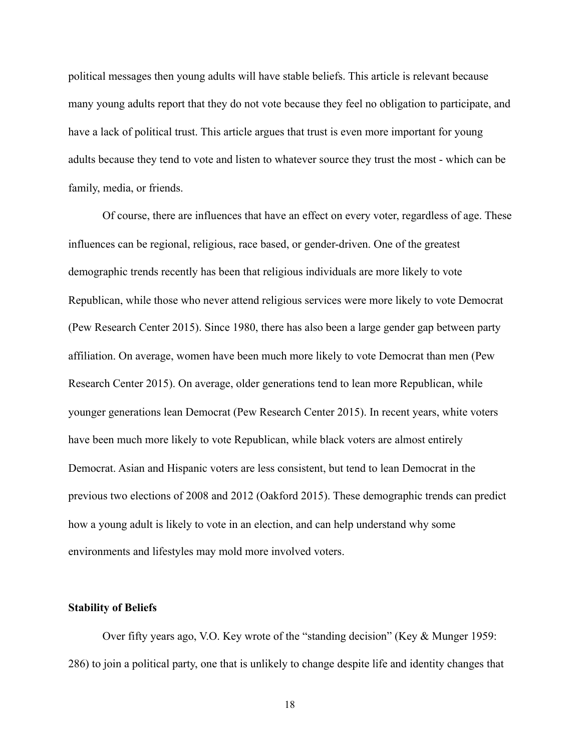political messages then young adults will have stable beliefs. This article is relevant because many young adults report that they do not vote because they feel no obligation to participate, and have a lack of political trust. This article argues that trust is even more important for young adults because they tend to vote and listen to whatever source they trust the most - which can be family, media, or friends.

Of course, there are influences that have an effect on every voter, regardless of age. These influences can be regional, religious, race based, or gender-driven. One of the greatest demographic trends recently has been that religious individuals are more likely to vote Republican, while those who never attend religious services were more likely to vote Democrat (Pew Research Center 2015). Since 1980, there has also been a large gender gap between party affiliation. On average, women have been much more likely to vote Democrat than men (Pew Research Center 2015). On average, older generations tend to lean more Republican, while younger generations lean Democrat (Pew Research Center 2015). In recent years, white voters have been much more likely to vote Republican, while black voters are almost entirely Democrat. Asian and Hispanic voters are less consistent, but tend to lean Democrat in the previous two elections of 2008 and 2012 (Oakford 2015). These demographic trends can predict how a young adult is likely to vote in an election, and can help understand why some environments and lifestyles may mold more involved voters.

**Stability of Beliefs**

Over fifty years ago, V.O. Key wrote of the "standing decision" (Key & Munger 1959: 286) to join a political party, one that is unlikely to change despite life and identity changes that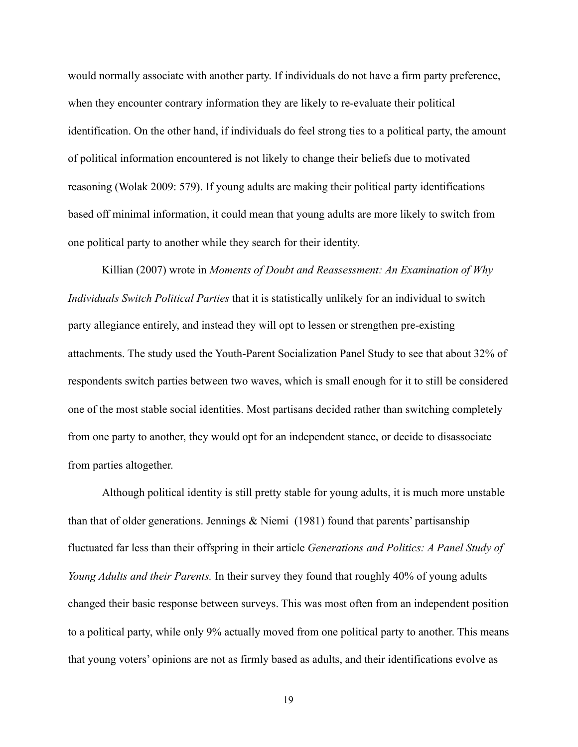would normally associate with another party. If individuals do not have a firm party preference, when they encounter contrary information they are likely to re-evaluate their political identification. On the other hand, if individuals do feel strong ties to a political party, the amount of political information encountered is not likely to change their beliefs due to motivated reasoning (Wolak 2009: 579). If young adults are making their political party identifications based off minimal information, it could mean that young adults are more likely to switch from one political party to another while they search for their identity.

Killian (2007) wrote in *Moments of Doubt and Reassessment: An Examination of Why Individuals Switch Political Parties* that it is statistically unlikely for an individual to switch party allegiance entirely, and instead they will opt to lessen or strengthen pre-existing attachments. The study used the Youth-Parent Socialization Panel Study to see that about 32% of respondents switch parties between two waves, which is small enough for it to still be considered one of the most stable social identities. Most partisans decided rather than switching completely from one party to another, they would opt for an independent stance, or decide to disassociate from parties altogether.

Although political identity is still pretty stable for young adults, it is much more unstable than that of older generations. Jennings & Niemi (1981) found that parents' partisanship fluctuated far less than their offspring in their article *Generations and Politics: A Panel Study of Young Adults and their Parents.* In their survey they found that roughly 40% of young adults changed their basic response between surveys. This was most often from an independent position to a political party, while only 9% actually moved from one political party to another. This means that young voters' opinions are not as firmly based as adults, and their identifications evolve as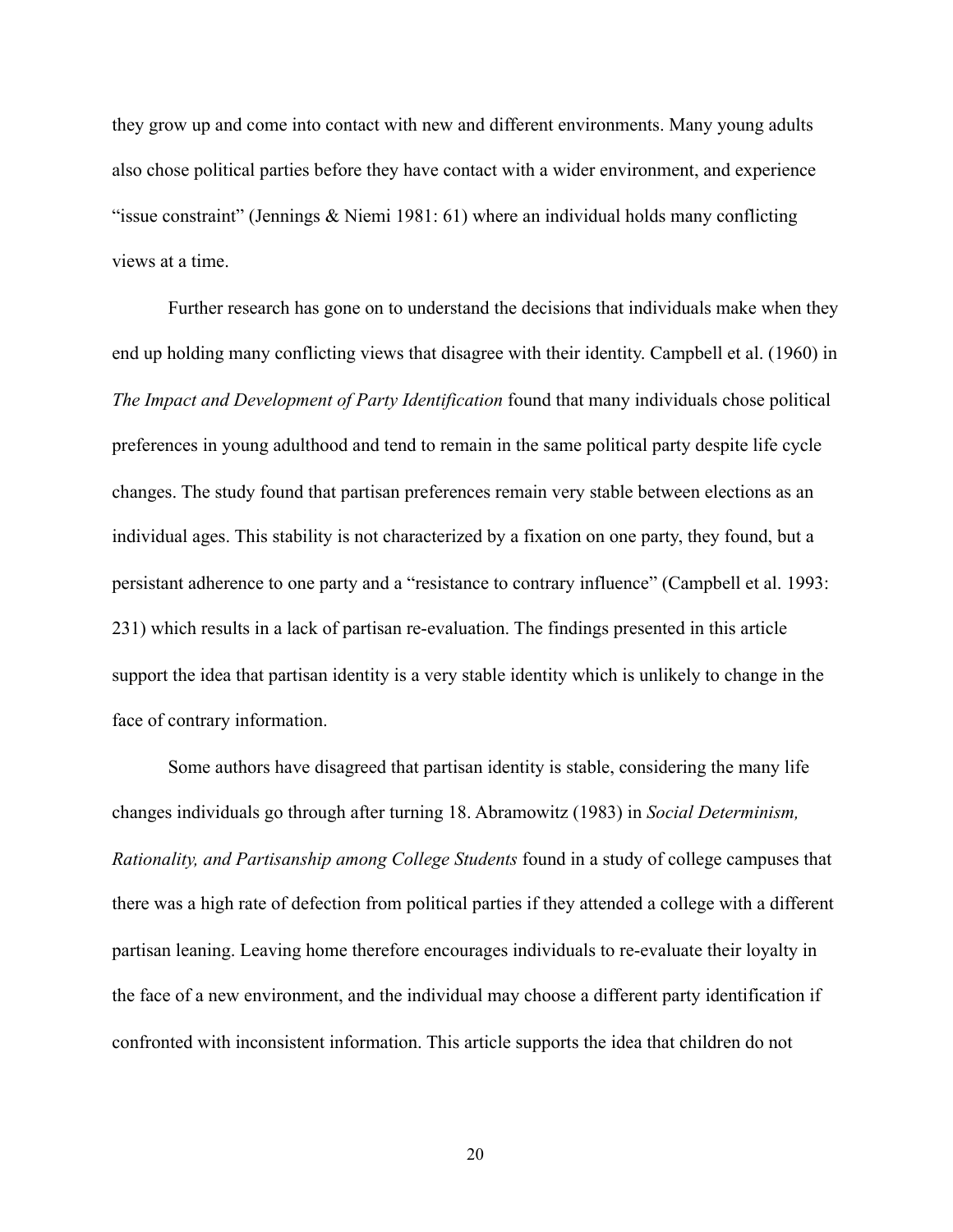they grow up and come into contact with new and different environments. Many young adults also chose political parties before they have contact with a wider environment, and experience "issue constraint" (Jennings & Niemi 1981: 61) where an individual holds many conflicting views at a time.

Further research has gone on to understand the decisions that individuals make when they end up holding many conflicting views that disagree with their identity. Campbell et al. (1960) in *The Impact and Development of Party Identification* found that many individuals chose political preferences in young adulthood and tend to remain in the same political party despite life cycle changes. The study found that partisan preferences remain very stable between elections as an individual ages. This stability is not characterized by a fixation on one party, they found, but a persistant adherence to one party and a "resistance to contrary influence" (Campbell et al. 1993: 231) which results in a lack of partisan re-evaluation. The findings presented in this article support the idea that partisan identity is a very stable identity which is unlikely to change in the face of contrary information.

Some authors have disagreed that partisan identity is stable, considering the many life changes individuals go through after turning 18. Abramowitz (1983) in *Social Determinism, Rationality, and Partisanship among College Students* found in a study of college campuses that there was a high rate of defection from political parties if they attended a college with a different partisan leaning. Leaving home therefore encourages individuals to re-evaluate their loyalty in the face of a new environment, and the individual may choose a different party identification if confronted with inconsistent information. This article supports the idea that children do not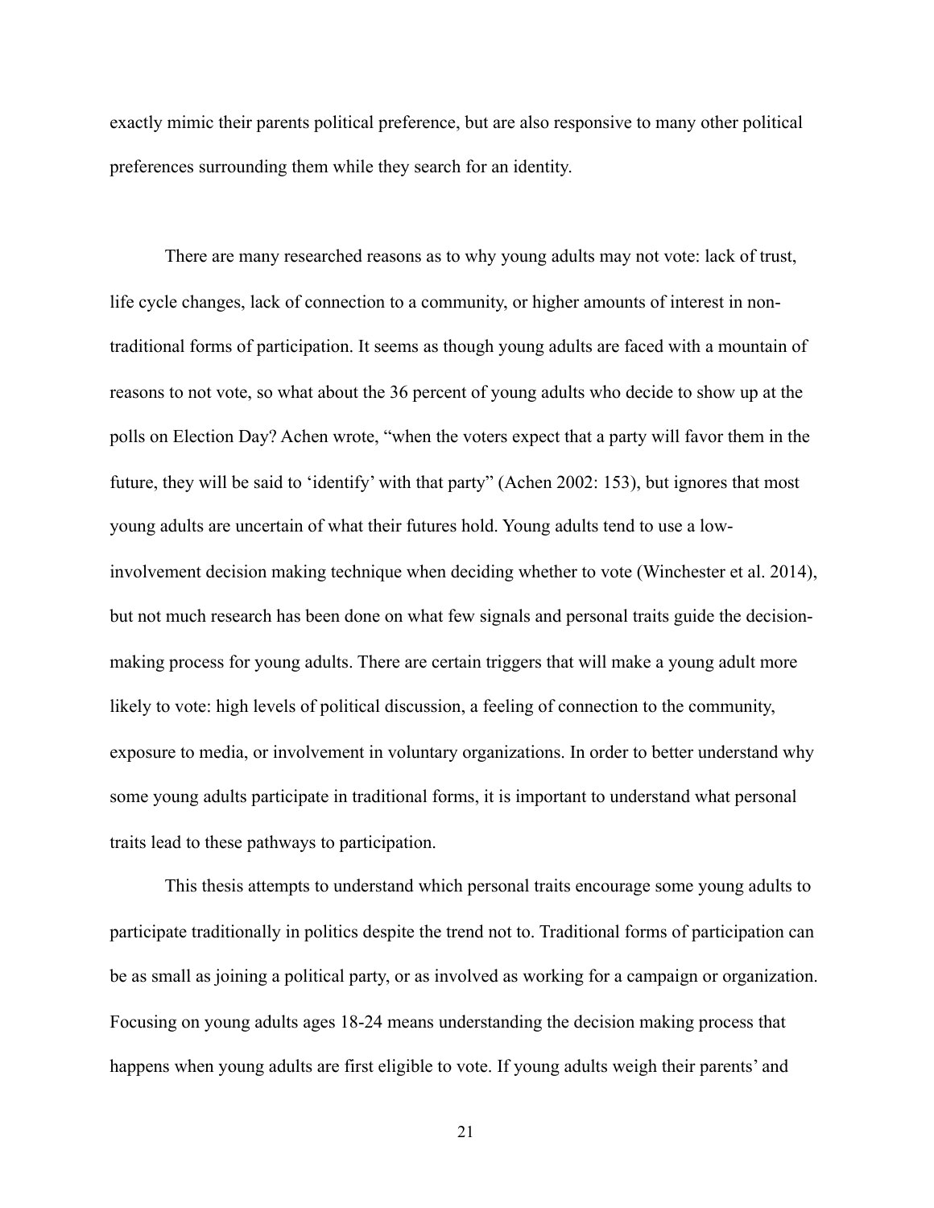exactly mimic their parents political preference, but are also responsive to many other political preferences surrounding them while they search for an identity.

There are many researched reasons as to why young adults may not vote: lack of trust, life cycle changes, lack of connection to a community, or higher amounts of interest in non-traditional forms of participation. It seems as though young adults are faced with a mountain of reasons to not vote, so what about the 36 percent of young adults who decide to show up at the polls on Election Day? Achen wrote, “when the voters expect that a party will favor them in the future, they will be said to ‘identify’ with that party” (Achen 2002: 153), but ignores that most young adults are uncertain of what their futures hold. Young adults tend to use a low-involvement decision making technique when deciding whether to vote (Winchester et al. 2014), but not much research has been done on what few signals and personal traits guide the decision-making process for young adults. There are certain triggers that will make a young adult more likely to vote: high levels of political discussion, a feeling of connection to the community, exposure to media, or involvement in voluntary organizations. In order to better understand why some young adults participate in traditional forms, it is important to understand what personal traits lead to these pathways to participation.

This thesis attempts to understand which personal traits encourage some young adults to participate traditionally in politics despite the trend not to. Traditional forms of participation can be as small as joining a political party, or as involved as working for a campaign or organization. Focusing on young adults ages 18-24 means understanding the decision making process that happens when young adults are first eligible to vote. If young adults weigh their parents’ and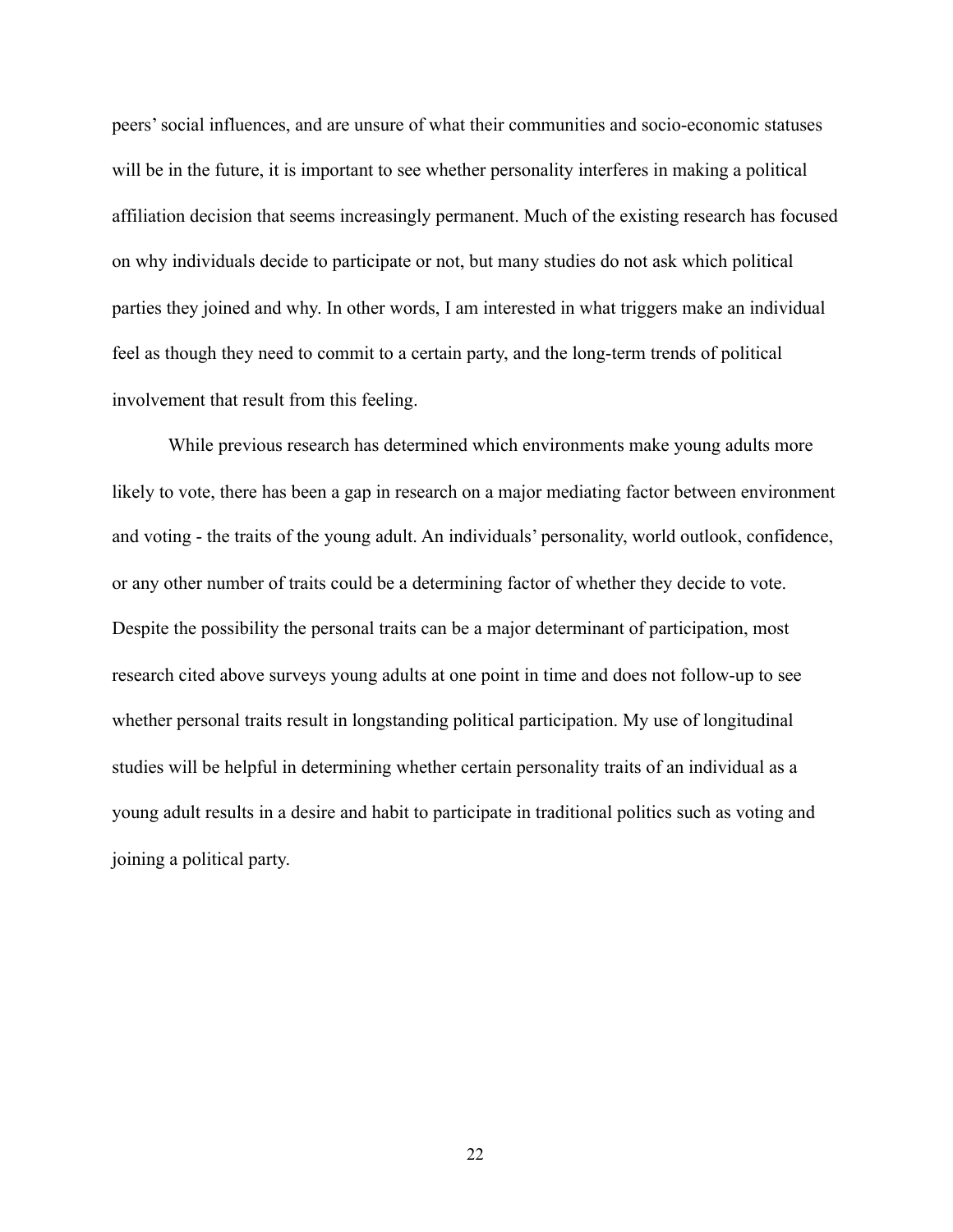peers' social influences, and are unsure of what their communities and socio-economic statuses will be in the future, it is important to see whether personality interferes in making a political affiliation decision that seems increasingly permanent. Much of the existing research has focused on why individuals decide to participate or not, but many studies do not ask which political parties they joined and why. In other words, I am interested in what triggers make an individual feel as though they need to commit to a certain party, and the long-term trends of political involvement that result from this feeling.

While previous research has determined which environments make young adults more likely to vote, there has been a gap in research on a major mediating factor between environment and voting - the traits of the young adult. An individuals' personality, world outlook, confidence, or any other number of traits could be a determining factor of whether they decide to vote. Despite the possibility the personal traits can be a major determinant of participation, most research cited above surveys young adults at one point in time and does not follow-up to see whether personal traits result in longstanding political participation. My use of longitudinal studies will be helpful in determining whether certain personality traits of an individual as a young adult results in a desire and habit to participate in traditional politics such as voting and joining a political party.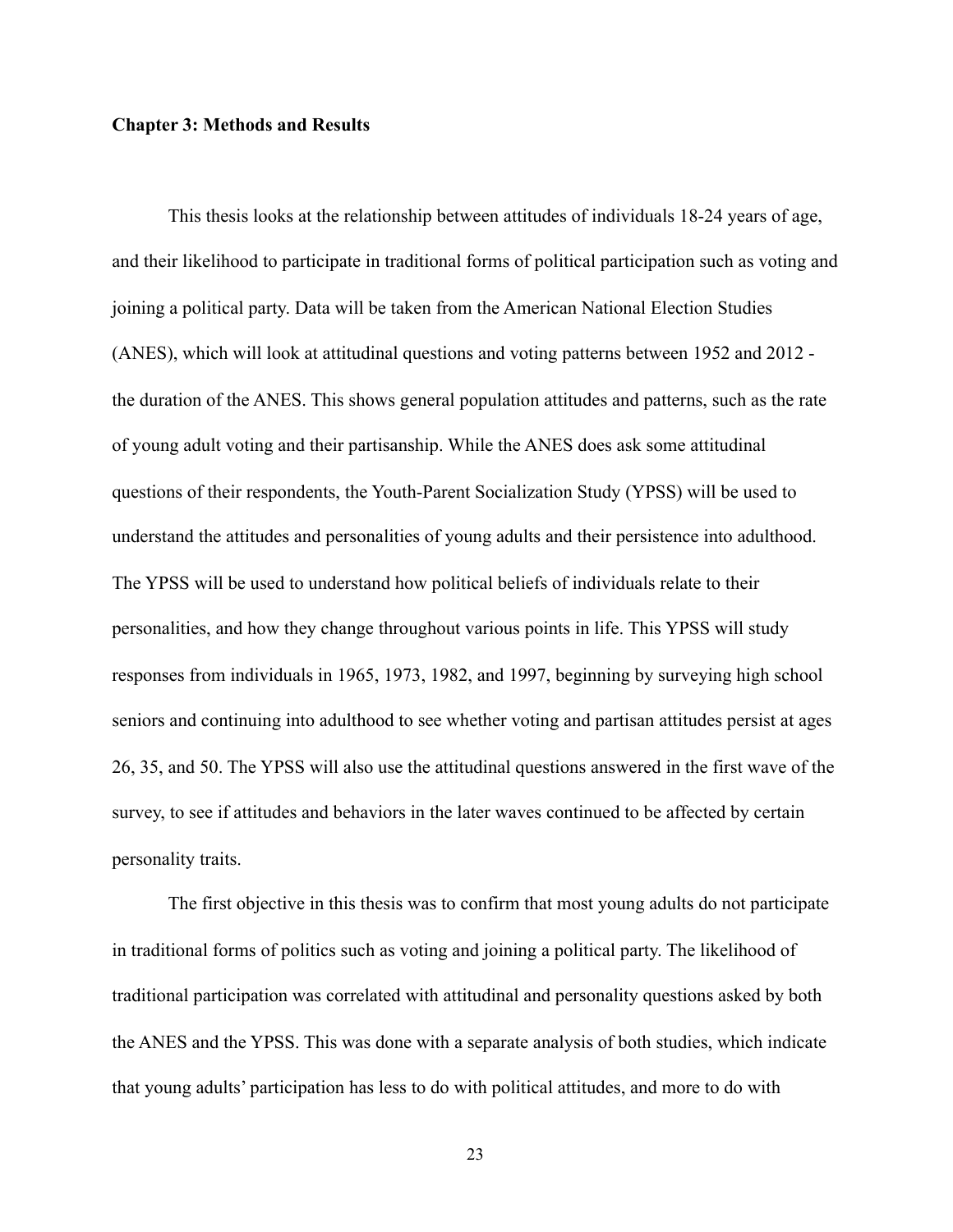## Chapter 3: Methods and Results

This thesis looks at the relationship between attitudes of individuals 18-24 years of age, and their likelihood to participate in traditional forms of political participation such as voting and joining a political party. Data will be taken from the American National Election Studies (ANES), which will look at attitudinal questions and voting patterns between 1952 and 2012 - the duration of the ANES. This shows general population attitudes and patterns, such as the rate of young adult voting and their partisanship. While the ANES does ask some attitudinal questions of their respondents, the Youth-Parent Socialization Study (YPSS) will be used to understand the attitudes and personalities of young adults and their persistence into adulthood. The YPSS will be used to understand how political beliefs of individuals relate to their personalities, and how they change throughout various points in life. This YPSS will study responses from individuals in 1965, 1973, 1982, and 1997, beginning by surveying high school seniors and continuing into adulthood to see whether voting and partisan attitudes persist at ages 26, 35, and 50. The YPSS will also use the attitudinal questions answered in the first wave of the survey, to see if attitudes and behaviors in the later waves continued to be affected by certain personality traits.

The first objective in this thesis was to confirm that most young adults do not participate in traditional forms of politics such as voting and joining a political party. The likelihood of traditional participation was correlated with attitudinal and personality questions asked by both the ANES and the YPSS. This was done with a separate analysis of both studies, which indicate that young adults' participation has less to do with political attitudes, and more to do with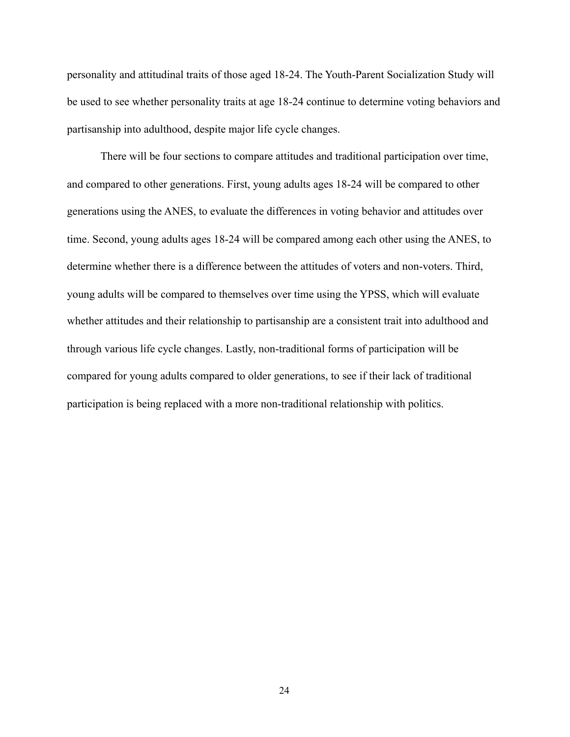personality and attitudinal traits of those aged 18-24. The Youth-Parent Socialization Study will be used to see whether personality traits at age 18-24 continue to determine voting behaviors and partisanship into adulthood, despite major life cycle changes.

There will be four sections to compare attitudes and traditional participation over time, and compared to other generations. First, young adults ages 18-24 will be compared to other generations using the ANES, to evaluate the differences in voting behavior and attitudes over time. Second, young adults ages 18-24 will be compared among each other using the ANES, to determine whether there is a difference between the attitudes of voters and non-voters. Third, young adults will be compared to themselves over time using the YPSS, which will evaluate whether attitudes and their relationship to partisanship are a consistent trait into adulthood and through various life cycle changes. Lastly, non-traditional forms of participation will be compared for young adults compared to older generations, to see if their lack of traditional participation is being replaced with a more non-traditional relationship with politics.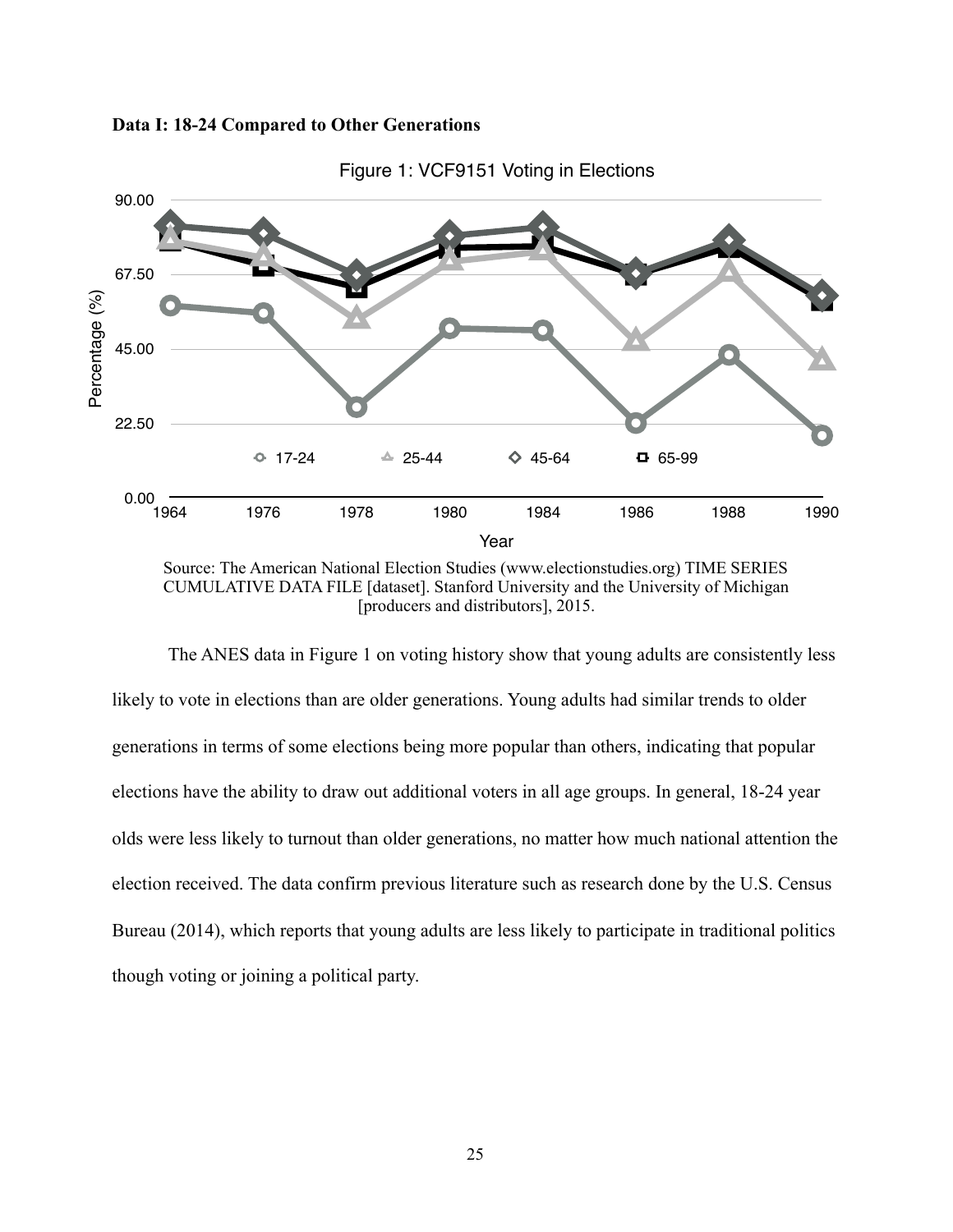**Data I: 18-24 Compared to Other Generations**

Figure 1: VCF9151 Voting in Elections

Source: The American National Election Studies (www.electionstudies.org) TIME SERIES CUMULATIVE DATA FILE [dataset]. Stanford University and the University of Michigan [producers and distributors], 2015.

The ANES data in Figure 1 on voting history show that young adults are consistently less likely to vote in elections than are older generations. Young adults had similar trends to older generations in terms of some elections being more popular than others, indicating that popular elections have the ability to draw out additional voters in all age groups. In general, 18-24 year olds were less likely to turnout than older generations, no matter how much national attention the election received. The data confirm previous literature such as research done by the U.S. Census Bureau (2014), which reports that young adults are less likely to participate in traditional politics though voting or joining a political party.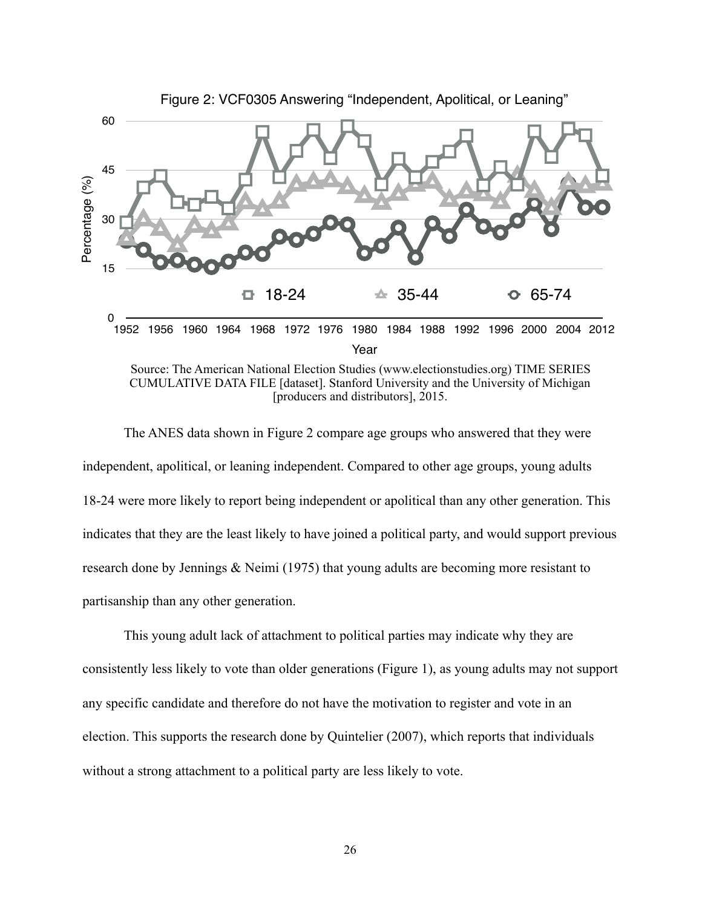Figure 2: VCF0305 Answering "Independent, Apolitical, or Leaning"

Source: The American National Election Studies (www.electionstudies.org) TIME SERIES CUMULATIVE DATA FILE [dataset]. Stanford University and the University of Michigan [producers and distributors], 2015.

The ANES data shown in Figure 2 compare age groups who answered that they were independent, apolitical, or leaning independent. Compared to other age groups, young adults 18-24 were more likely to report being independent or apolitical than any other generation. This indicates that they are the least likely to have joined a political party, and would support previous research done by Jennings & Neimi (1975) that young adults are becoming more resistant to partisanship than any other generation.

This young adult lack of attachment to political parties may indicate why they are consistently less likely to vote than older generations (Figure 1), as young adults may not support any specific candidate and therefore do not have the motivation to register and vote in an election. This supports the research done by Quintelier (2007), which reports that individuals without a strong attachment to a political party are less likely to vote.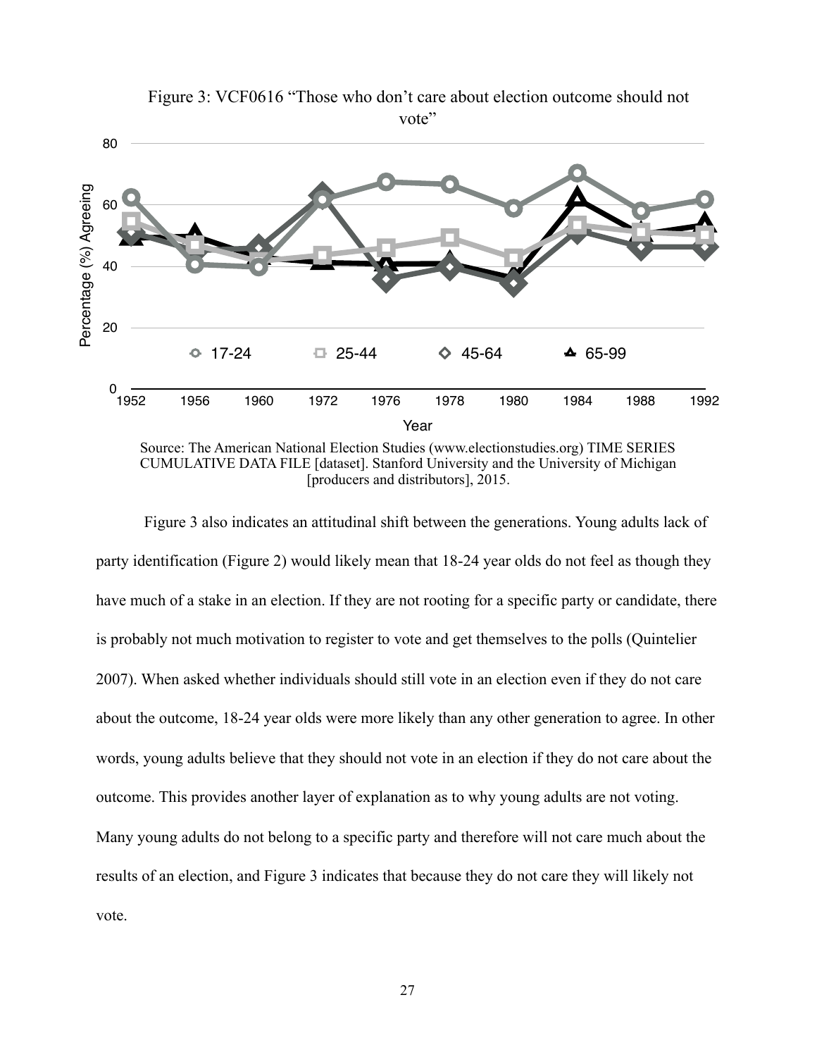Figure 3: VCF0616 "Those who don't care about election outcome should not vote"

Source: The American National Election Studies (www.electionstudies.org) TIME SERIES CUMULATIVE DATA FILE [dataset]. Stanford University and the University of Michigan [producers and distributors], 2015.

Figure 3 also indicates an attitudinal shift between the generations. Young adults lack of party identification (Figure 2) would likely mean that 18-24 year olds do not feel as though they have much of a stake in an election. If they are not rooting for a specific party or candidate, there is probably not much motivation to register to vote and get themselves to the polls (Quintelier 2007). When asked whether individuals should still vote in an election even if they do not care about the outcome, 18-24 year olds were more likely than any other generation to agree. In other words, young adults believe that they should not vote in an election if they do not care about the outcome. This provides another layer of explanation as to why young adults are not voting. Many young adults do not belong to a specific party and therefore will not care much about the results of an election, and Figure 3 indicates that because they do not care they will likely not vote.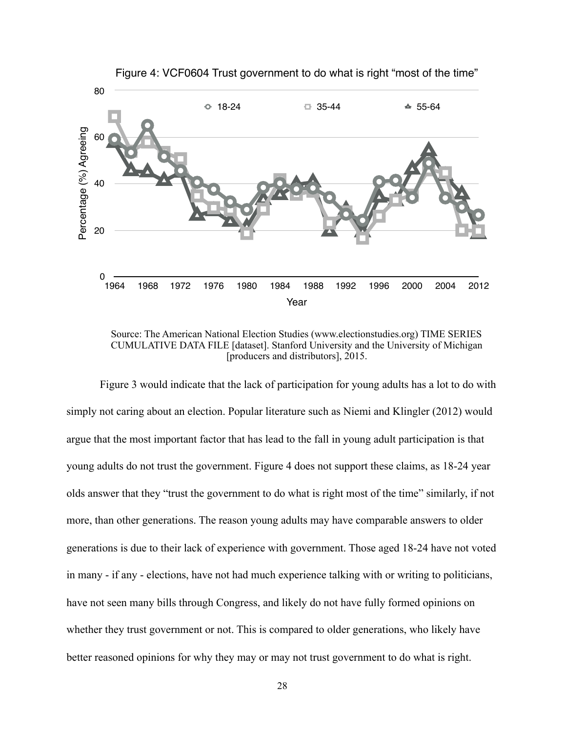Figure 4: VCF0604 Trust government to do what is right "most of the time"

Source: The American National Election Studies (www.electionstudies.org) TIME SERIES CUMULATIVE DATA FILE [dataset]. Stanford University and the University of Michigan [producers and distributors], 2015.

Figure 3 would indicate that the lack of participation for young adults has a lot to do with simply not caring about an election. Popular literature such as Niemi and Klingler (2012) would argue that the most important factor that has lead to the fall in young adult participation is that young adults do not trust the government. Figure 4 does not support these claims, as 18-24 year olds answer that they "trust the government to do what is right most of the time" similarly, if not more, than other generations. The reason young adults may have comparable answers to older generations is due to their lack of experience with government. Those aged 18-24 have not voted in many - if any - elections, have not had much experience talking with or writing to politicians, have not seen many bills through Congress, and likely do not have fully formed opinions on whether they trust government or not. This is compared to older generations, who likely have better reasoned opinions for why they may or may not trust government to do what is right.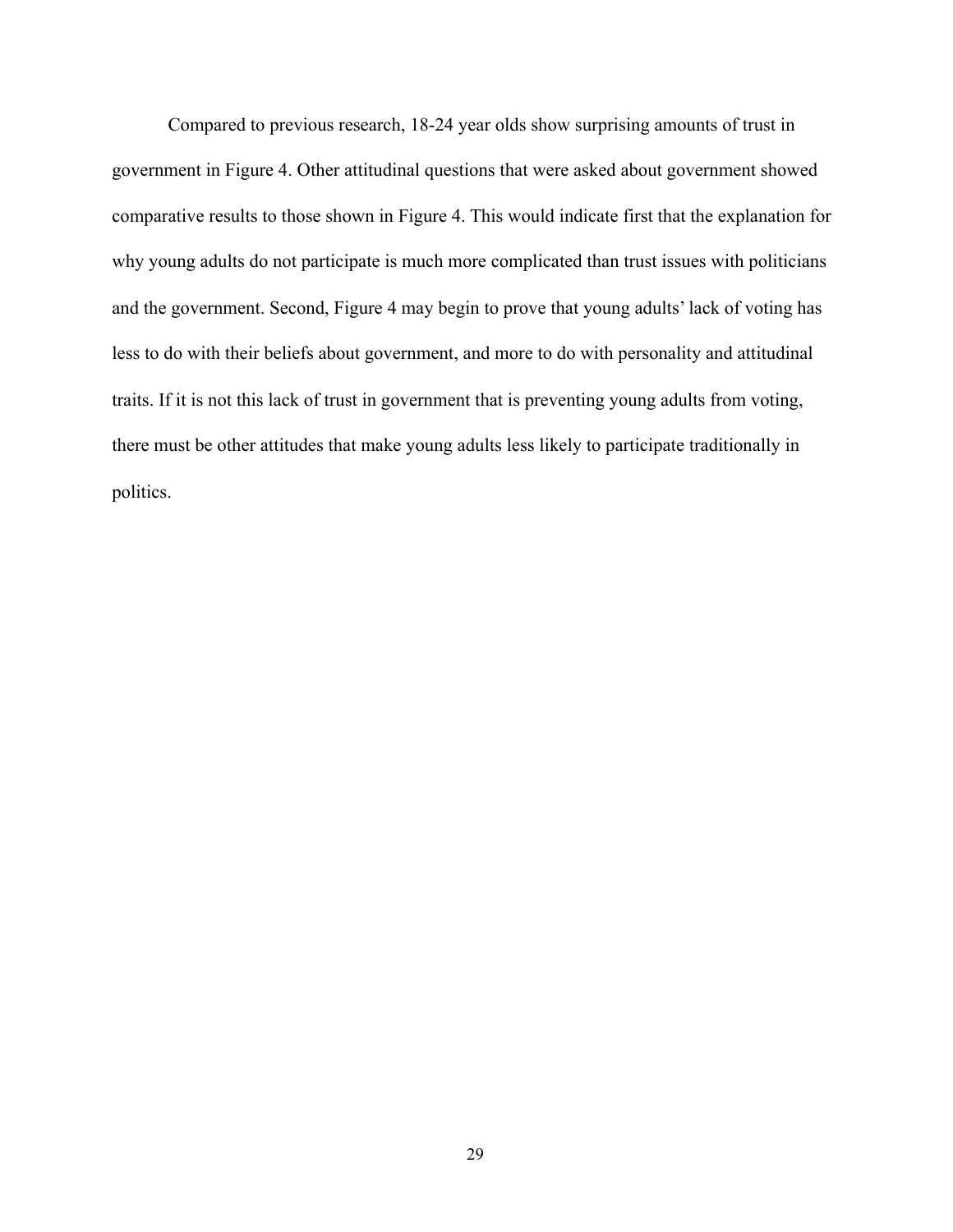Compared to previous research, 18-24 year olds show surprising amounts of trust in government in Figure 4. Other attitudinal questions that were asked about government showed comparative results to those shown in Figure 4. This would indicate first that the explanation for why young adults do not participate is much more complicated than trust issues with politicians and the government. Second, Figure 4 may begin to prove that young adults' lack of voting has less to do with their beliefs about government, and more to do with personality and attitudinal traits. If it is not this lack of trust in government that is preventing young adults from voting, there must be other attitudes that make young adults less likely to participate traditionally in politics.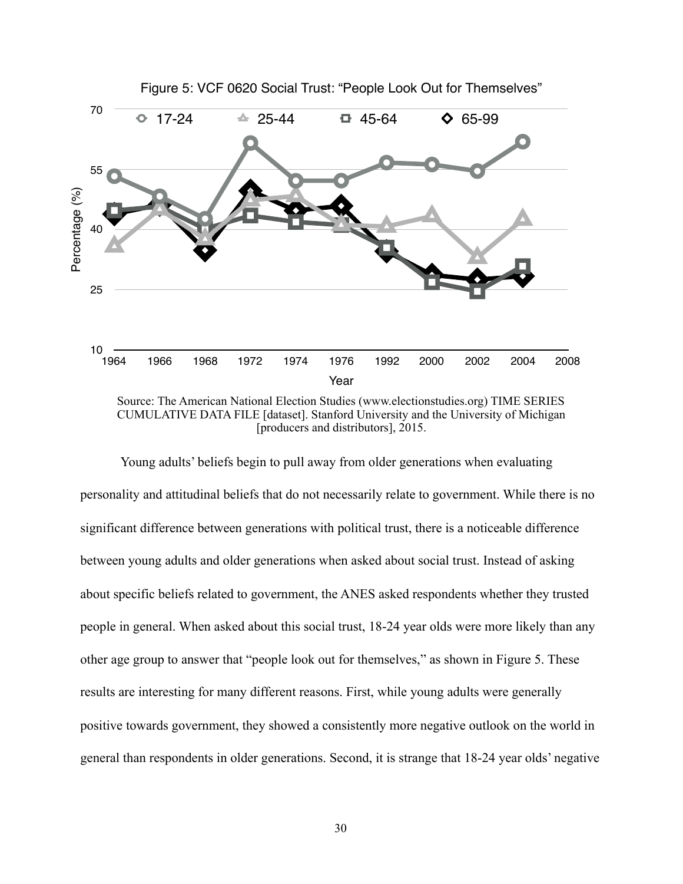Figure 5: VCF 0620 Social Trust: "People Look Out for Themselves"

Source: The American National Election Studies (www.electionstudies.org) TIME SERIES CUMULATIVE DATA FILE [dataset]. Stanford University and the University of Michigan [producers and distributors], 2015.

Young adults' beliefs begin to pull away from older generations when evaluating personality and attitudinal beliefs that do not necessarily relate to government. While there is no significant difference between generations with political trust, there is a noticeable difference between young adults and older generations when asked about social trust. Instead of asking about specific beliefs related to government, the ANES asked respondents whether they trusted people in general. When asked about this social trust, 18-24 year olds were more likely than any other age group to answer that "people look out for themselves," as shown in Figure 5. These results are interesting for many different reasons. First, while young adults were generally positive towards government, they showed a consistently more negative outlook on the world in general than respondents in older generations. Second, it is strange that 18-24 year olds' negative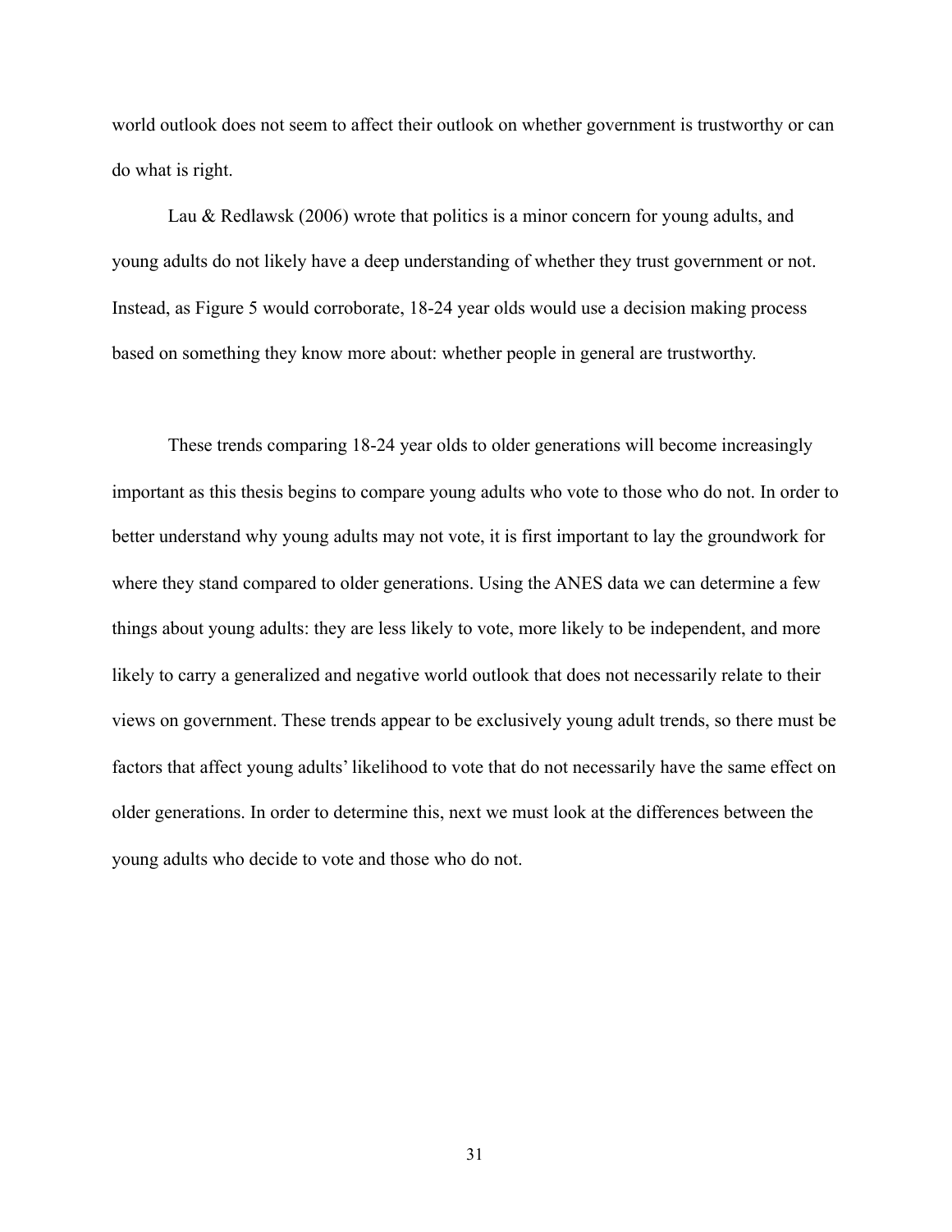world outlook does not seem to affect their outlook on whether government is trustworthy or can do what is right.

Lau & Redlawsk (2006) wrote that politics is a minor concern for young adults, and young adults do not likely have a deep understanding of whether they trust government or not. Instead, as Figure 5 would corroborate, 18-24 year olds would use a decision making process based on something they know more about: whether people in general are trustworthy.

These trends comparing 18-24 year olds to older generations will become increasingly important as this thesis begins to compare young adults who vote to those who do not. In order to better understand why young adults may not vote, it is first important to lay the groundwork for where they stand compared to older generations. Using the ANES data we can determine a few things about young adults: they are less likely to vote, more likely to be independent, and more likely to carry a generalized and negative world outlook that does not necessarily relate to their views on government. These trends appear to be exclusively young adult trends, so there must be factors that affect young adults' likelihood to vote that do not necessarily have the same effect on older generations. In order to determine this, next we must look at the differences between the young adults who decide to vote and those who do not.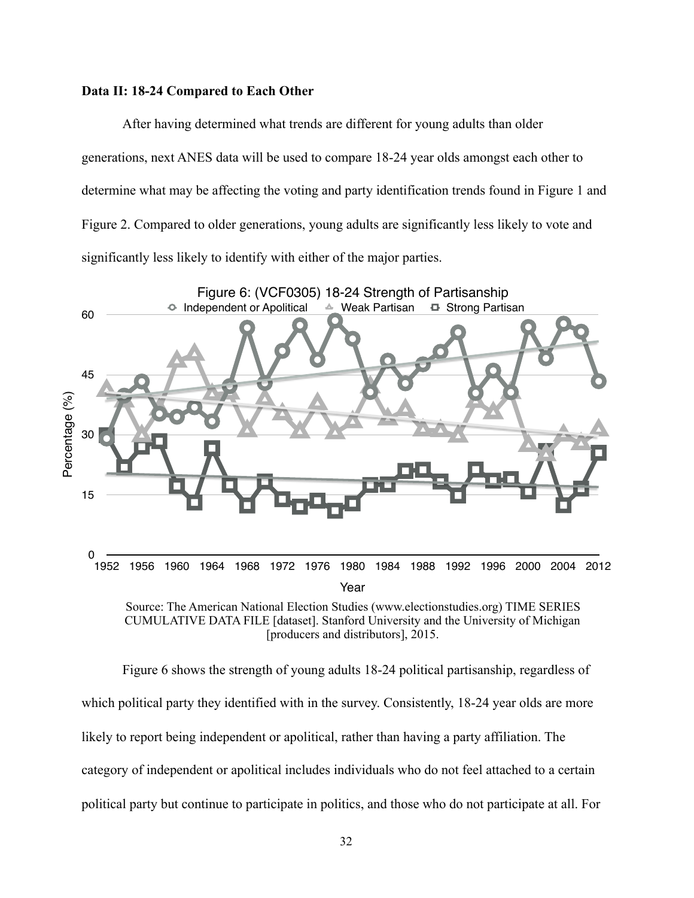**Data II: 18-24 Compared to Each Other**

After having determined what trends are different for young adults than older generations, next ANES data will be used to compare 18-24 year olds amongst each other to determine what may be affecting the voting and party identification trends found in Figure 1 and Figure 2. Compared to older generations, young adults are significantly less likely to vote and significantly less likely to identify with either of the major parties.

Figure 6: (VCF0305) 18-24 Strength of Partisanship

Source: The American National Election Studies (www.electionstudies.org) TIME SERIES CUMULATIVE DATA FILE [dataset]. Stanford University and the University of Michigan [producers and distributors], 2015.

Figure 6 shows the strength of young adults 18-24 political partisanship, regardless of which political party they identified with in the survey. Consistently, 18-24 year olds are more likely to report being independent or apolitical, rather than having a party affiliation. The category of independent or apolitical includes individuals who do not feel attached to a certain political party but continue to participate in politics, and those who do not participate at all. For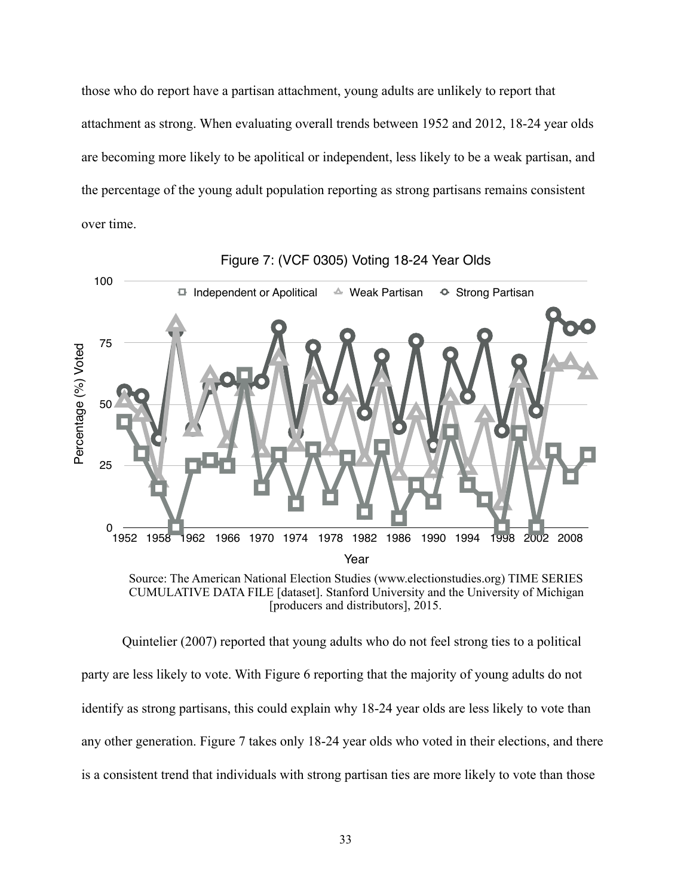those who do report have a partisan attachment, young adults are unlikely to report that attachment as strong. When evaluating overall trends between 1952 and 2012, 18-24 year olds are becoming more likely to be apolitical or independent, less likely to be a weak partisan, and the percentage of the young adult population reporting as strong partisans remains consistent over time.

Figure 7: (VCF 0305) Voting 18-24 Year Olds

Source: The American National Election Studies (www.electionstudies.org) TIME SERIES CUMULATIVE DATA FILE [dataset]. Stanford University and the University of Michigan [producers and distributors], 2015.

Quintelier (2007) reported that young adults who do not feel strong ties to a political party are less likely to vote. With Figure 6 reporting that the majority of young adults do not identify as strong partisans, this could explain why 18-24 year olds are less likely to vote than any other generation. Figure 7 takes only 18-24 year olds who voted in their elections, and there is a consistent trend that individuals with strong partisan ties are more likely to vote than those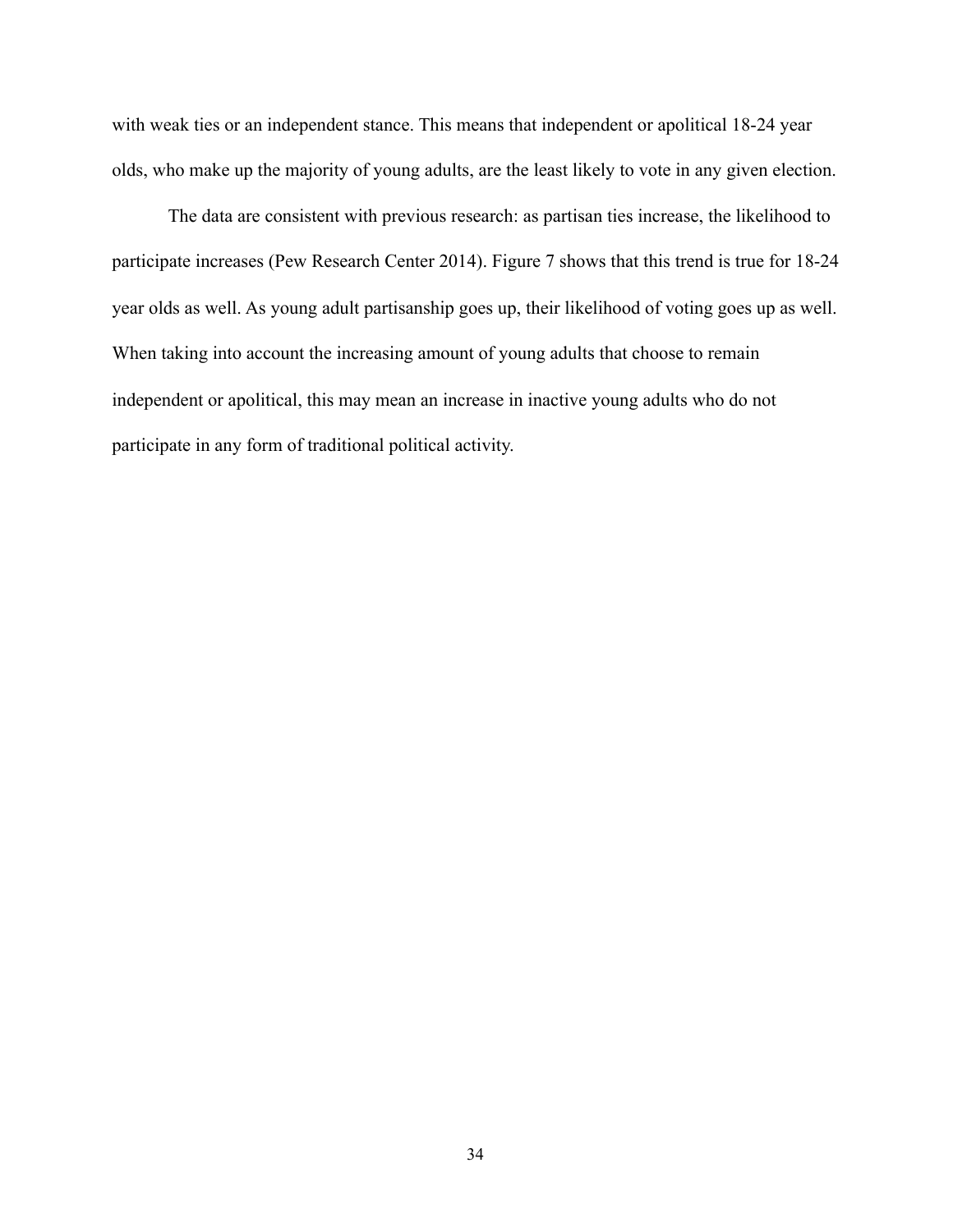with weak ties or an independent stance. This means that independent or apolitical 18-24 year olds, who make up the majority of young adults, are the least likely to vote in any given election.

The data are consistent with previous research: as partisan ties increase, the likelihood to participate increases (Pew Research Center 2014). Figure 7 shows that this trend is true for 18-24 year olds as well. As young adult partisanship goes up, their likelihood of voting goes up as well. When taking into account the increasing amount of young adults that choose to remain independent or apolitical, this may mean an increase in inactive young adults who do not participate in any form of traditional political activity.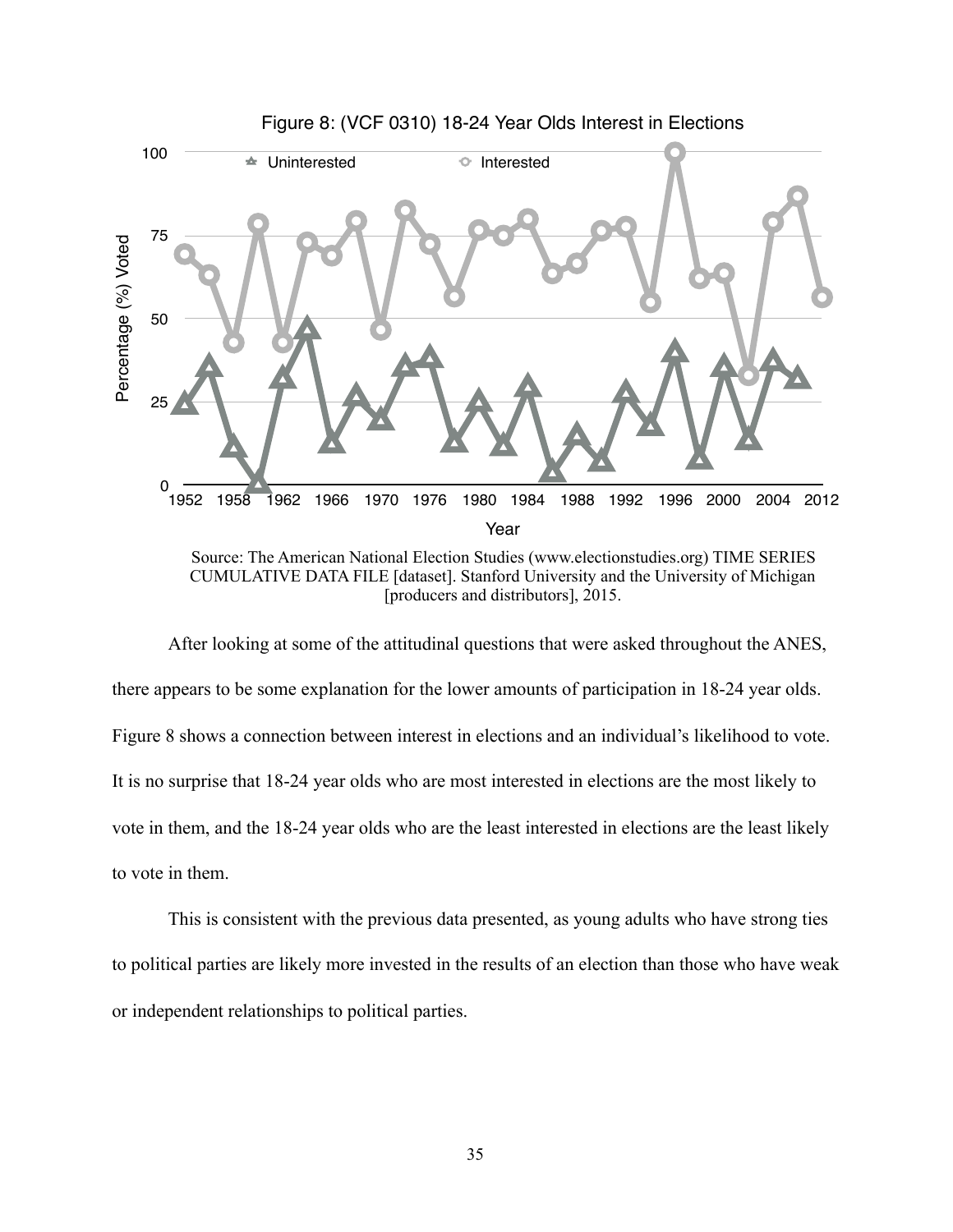Figure 8: (VCF 0310) 18-24 Year Olds Interest in Elections

Source: The American National Election Studies (www.electionstudies.org) TIME SERIES CUMULATIVE DATA FILE [dataset]. Stanford University and the University of Michigan [producers and distributors], 2015.

After looking at some of the attitudinal questions that were asked throughout the ANES, there appears to be some explanation for the lower amounts of participation in 18-24 year olds. Figure 8 shows a connection between interest in elections and an individual's likelihood to vote. It is no surprise that 18-24 year olds who are most interested in elections are the most likely to vote in them, and the 18-24 year olds who are the least interested in elections are the least likely to vote in them.

This is consistent with the previous data presented, as young adults who have strong ties to political parties are likely more invested in the results of an election than those who have weak or independent relationships to political parties.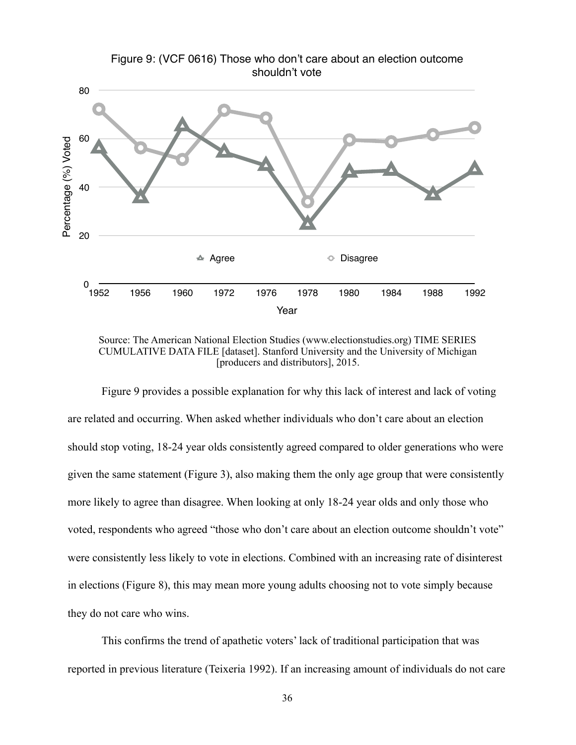Figure 9: (VCF 0616) Those who don't care about an election outcome shouldn't vote

Source: The American National Election Studies (www.electionstudies.org) TIME SERIES CUMULATIVE DATA FILE [dataset]. Stanford University and the University of Michigan [producers and distributors], 2015.

Figure 9 provides a possible explanation for why this lack of interest and lack of voting are related and occurring. When asked whether individuals who don't care about an election should stop voting, 18-24 year olds consistently agreed compared to older generations who were given the same statement (Figure 3), also making them the only age group that were consistently more likely to agree than disagree. When looking at only 18-24 year olds and only those who voted, respondents who agreed "those who don't care about an election outcome shouldn't vote" were consistently less likely to vote in elections. Combined with an increasing rate of disinterest in elections (Figure 8), this may mean more young adults choosing not to vote simply because they do not care who wins.

This confirms the trend of apathetic voters' lack of traditional participation that was reported in previous literature (Teixeria 1992). If an increasing amount of individuals do not care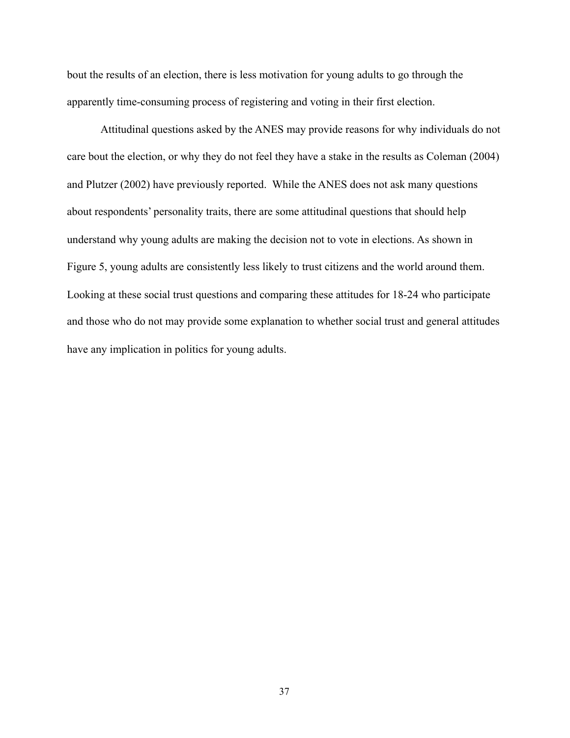bout the results of an election, there is less motivation for young adults to go through the apparently time-consuming process of registering and voting in their first election.

Attitudinal questions asked by the ANES may provide reasons for why individuals do not care bout the election, or why they do not feel they have a stake in the results as Coleman (2004) and Plutzer (2002) have previously reported. While the ANES does not ask many questions about respondents' personality traits, there are some attitudinal questions that should help understand why young adults are making the decision not to vote in elections. As shown in Figure 5, young adults are consistently less likely to trust citizens and the world around them. Looking at these social trust questions and comparing these attitudes for 18-24 who participate and those who do not may provide some explanation to whether social trust and general attitudes have any implication in politics for young adults.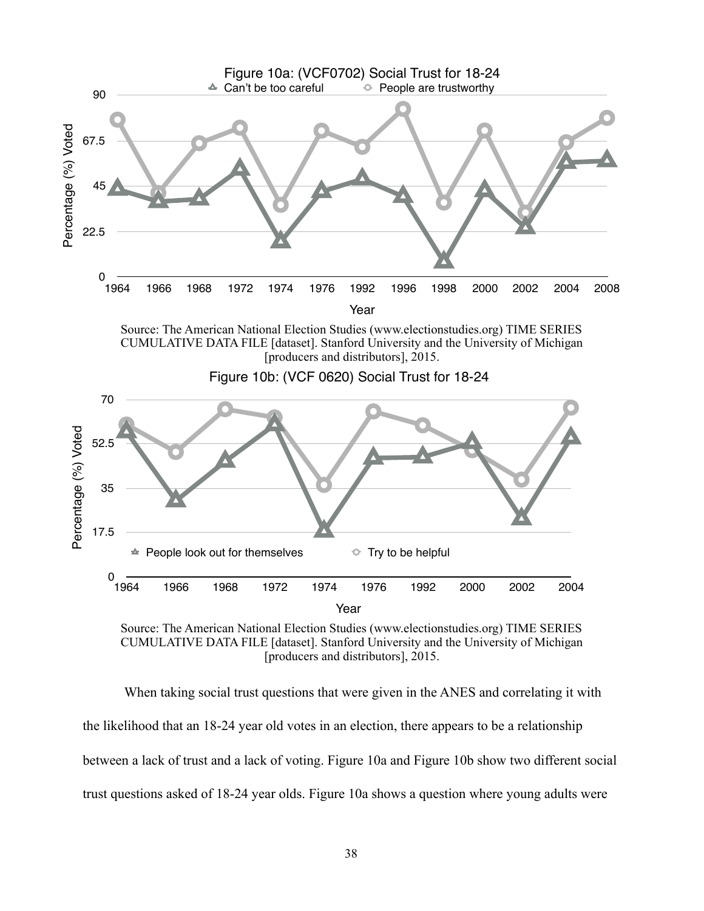Figure 10a: (VCF0702) Social Trust for 18-24

Source: The American National Election Studies (www.electionstudies.org) TIME SERIES CUMULATIVE DATA FILE [dataset]. Stanford University and the University of Michigan [producers and distributors], 2015.

Figure 10b: (VCF 0620) Social Trust for 18-24

Source: The American National Election Studies (www.electionstudies.org) TIME SERIES CUMULATIVE DATA FILE [dataset]. Stanford University and the University of Michigan [producers and distributors], 2015.

When taking social trust questions that were given in the ANES and correlating it with the likelihood that an 18-24 year old votes in an election, there appears to be a relationship between a lack of trust and a lack of voting. Figure 10a and Figure 10b show two different social trust questions asked of 18-24 year olds. Figure 10a shows a question where young adults were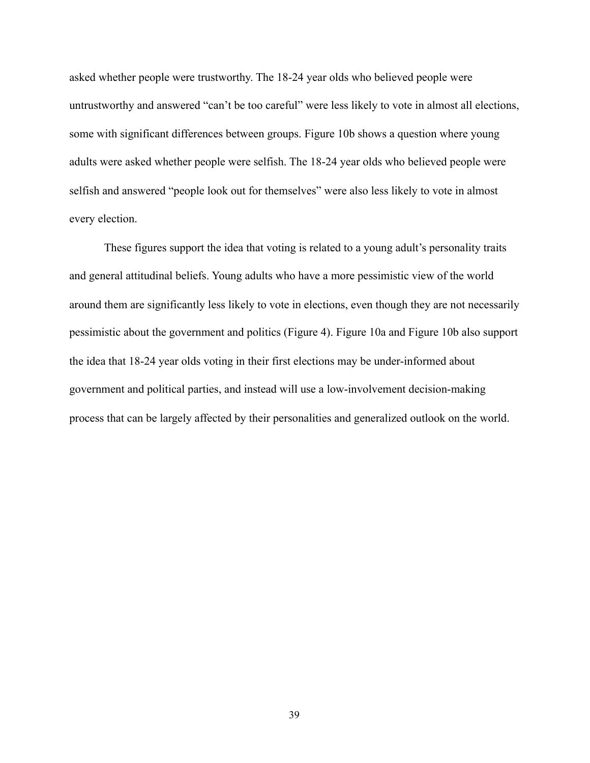asked whether people were trustworthy. The 18-24 year olds who believed people were untrustworthy and answered "can't be too careful" were less likely to vote in almost all elections, some with significant differences between groups. Figure 10b shows a question where young adults were asked whether people were selfish. The 18-24 year olds who believed people were selfish and answered "people look out for themselves" were also less likely to vote in almost every election.

These figures support the idea that voting is related to a young adult's personality traits and general attitudinal beliefs. Young adults who have a more pessimistic view of the world around them are significantly less likely to vote in elections, even though they are not necessarily pessimistic about the government and politics (Figure 4). Figure 10a and Figure 10b also support the idea that 18-24 year olds voting in their first elections may be under-informed about government and political parties, and instead will use a low-involvement decision-making process that can be largely affected by their personalities and generalized outlook on the world.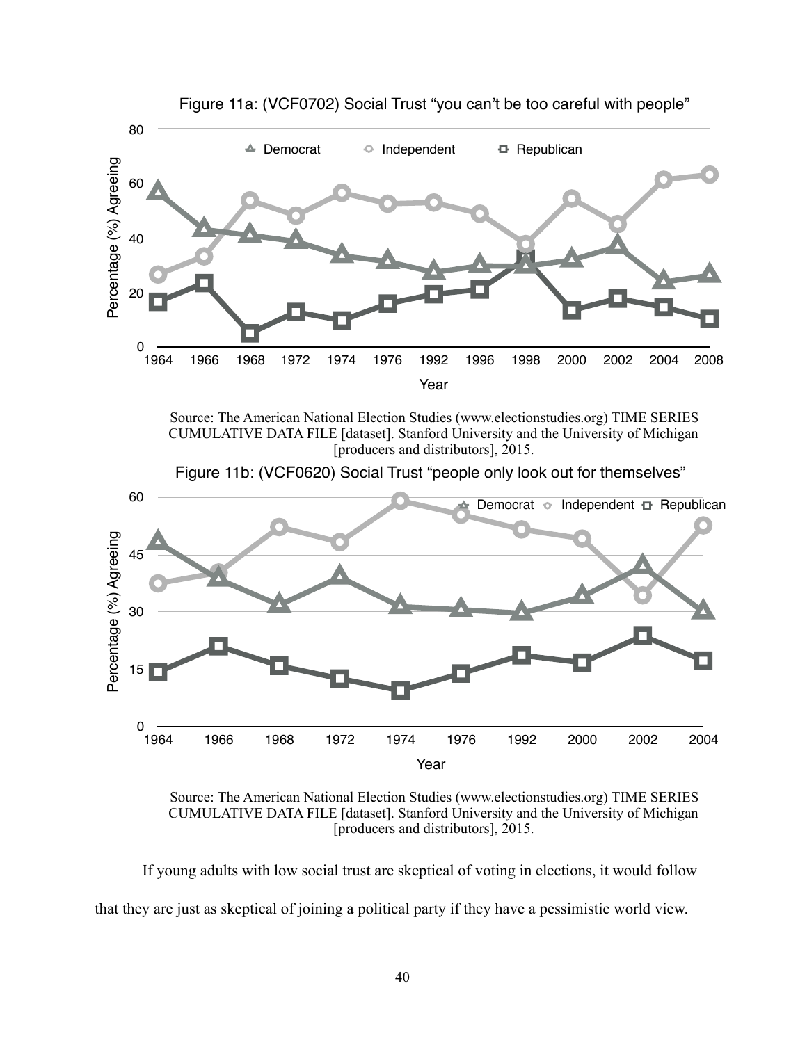Figure 11a: (VCF0702) Social Trust "you can't be too careful with people"

Source: The American National Election Studies (www.electionstudies.org) TIME SERIES CUMULATIVE DATA FILE [dataset]. Stanford University and the University of Michigan [producers and distributors], 2015.

Figure 11b: (VCF0620) Social Trust "people only look out for themselves"

Source: The American National Election Studies (www.electionstudies.org) TIME SERIES CUMULATIVE DATA FILE [dataset]. Stanford University and the University of Michigan [producers and distributors], 2015.

If young adults with low social trust are skeptical of voting in elections, it would follow that they are just as skeptical of joining a political party if they have a pessimistic world view.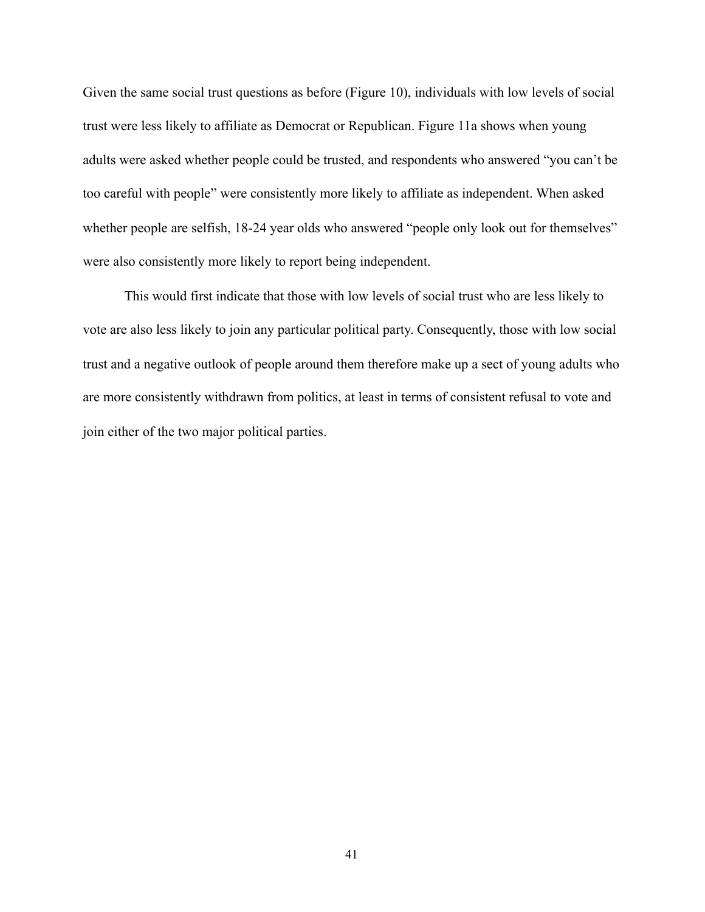Given the same social trust questions as before (Figure 10), individuals with low levels of social trust were less likely to affiliate as Democrat or Republican. Figure 11a shows when young adults were asked whether people could be trusted, and respondents who answered "you can't be too careful with people" were consistently more likely to affiliate as independent. When asked whether people are selfish, 18-24 year olds who answered "people only look out for themselves" were also consistently more likely to report being independent.

This would first indicate that those with low levels of social trust who are less likely to vote are also less likely to join any particular political party. Consequently, those with low social trust and a negative outlook of people around them therefore make up a sect of young adults who are more consistently withdrawn from politics, at least in terms of consistent refusal to vote and join either of the two major political parties.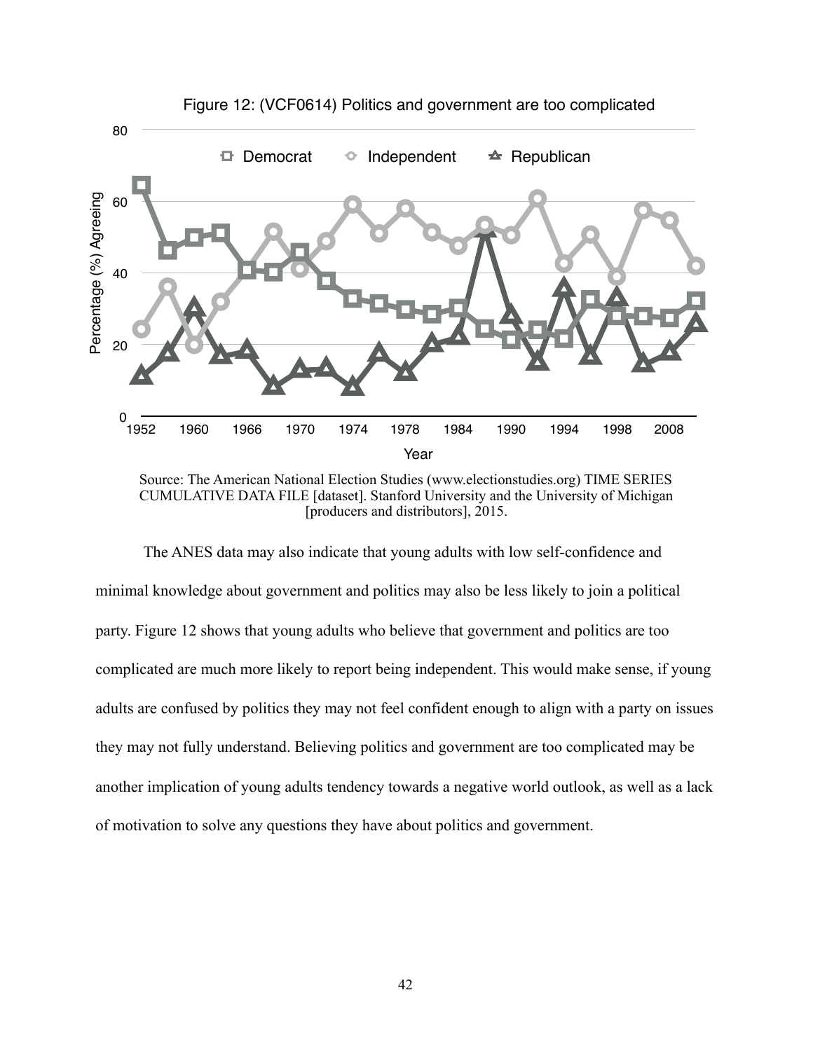Figure 12: (VCF0614) Politics and government are too complicated

Source: The American National Election Studies (www.electionstudies.org) TIME SERIES CUMULATIVE DATA FILE [dataset]. Stanford University and the University of Michigan [producers and distributors], 2015.

The ANES data may also indicate that young adults with low self-confidence and minimal knowledge about government and politics may also be less likely to join a political party. Figure 12 shows that young adults who believe that government and politics are too complicated are much more likely to report being independent. This would make sense, if young adults are confused by politics they may not feel confident enough to align with a party on issues they may not fully understand. Believing politics and government are too complicated may be another implication of young adults tendency towards a negative world outlook, as well as a lack of motivation to solve any questions they have about politics and government.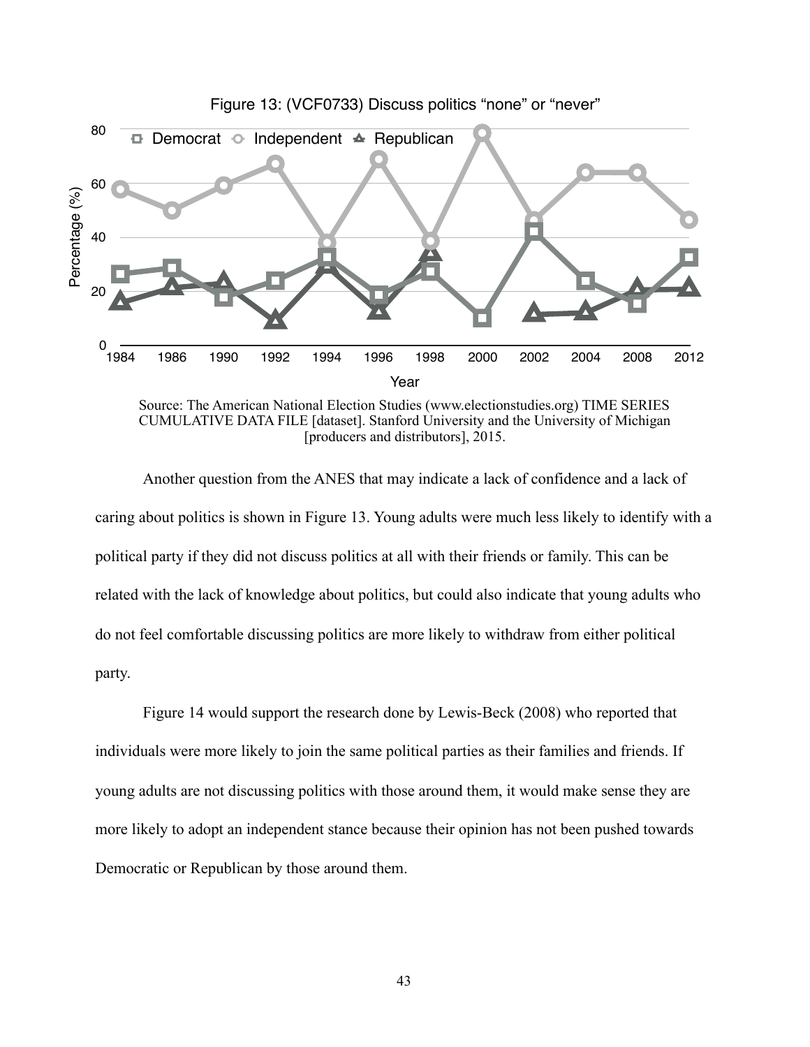Figure 13: (VCF0733) Discuss politics "none" or "never"

Source: The American National Election Studies (www.electionstudies.org) TIME SERIES CUMULATIVE DATA FILE [dataset]. Stanford University and the University of Michigan [producers and distributors], 2015.

Another question from the ANES that may indicate a lack of confidence and a lack of caring about politics is shown in Figure 13. Young adults were much less likely to identify with a political party if they did not discuss politics at all with their friends or family. This can be related with the lack of knowledge about politics, but could also indicate that young adults who do not feel comfortable discussing politics are more likely to withdraw from either political party.

Figure 14 would support the research done by Lewis-Beck (2008) who reported that individuals were more likely to join the same political parties as their families and friends. If young adults are not discussing politics with those around them, it would make sense they are more likely to adopt an independent stance because their opinion has not been pushed towards Democratic or Republican by those around them.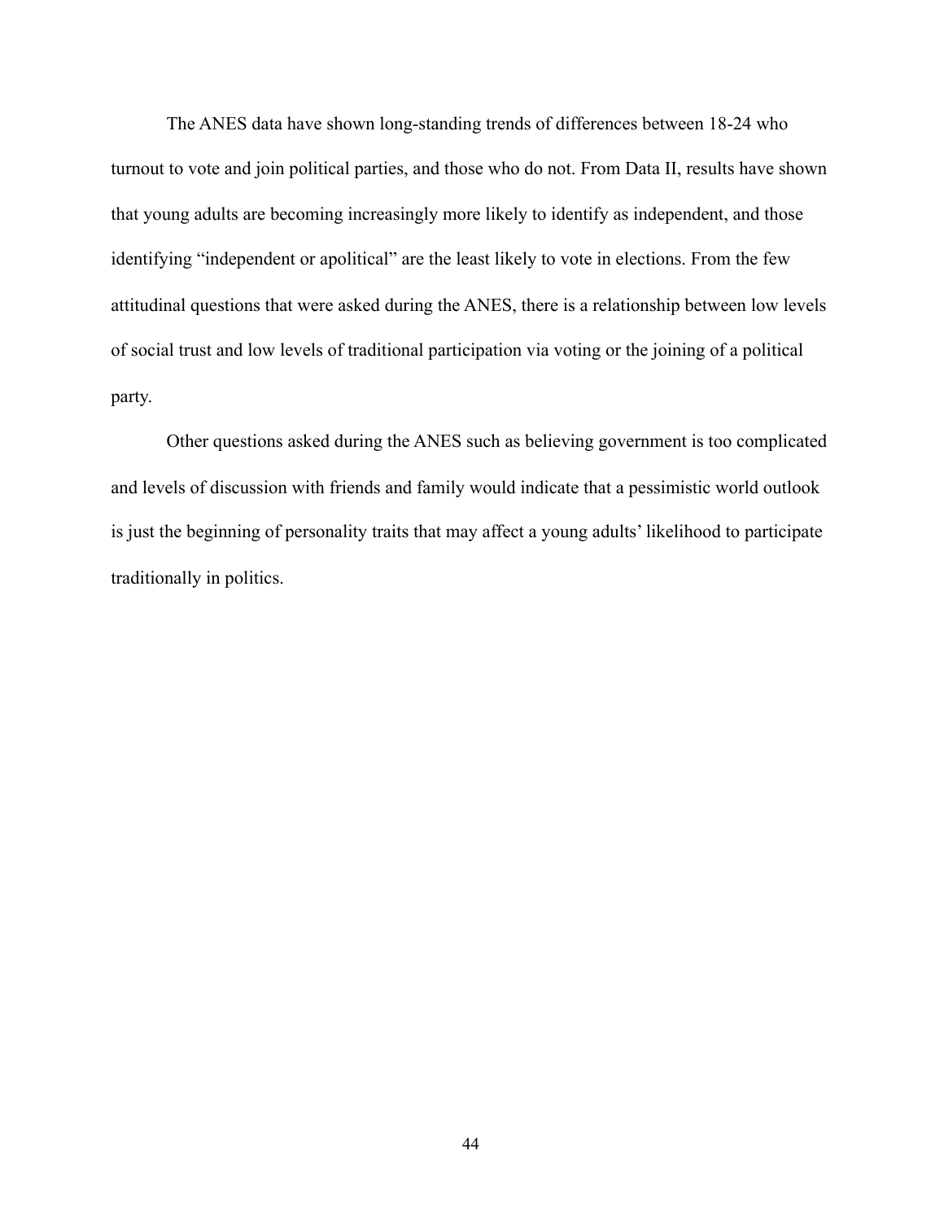The ANES data have shown long-standing trends of differences between 18-24 who turnout to vote and join political parties, and those who do not. From Data II, results have shown that young adults are becoming increasingly more likely to identify as independent, and those identifying "independent or apolitical" are the least likely to vote in elections. From the few attitudinal questions that were asked during the ANES, there is a relationship between low levels of social trust and low levels of traditional participation via voting or the joining of a political party.

Other questions asked during the ANES such as believing government is too complicated and levels of discussion with friends and family would indicate that a pessimistic world outlook is just the beginning of personality traits that may affect a young adults' likelihood to participate traditionally in politics.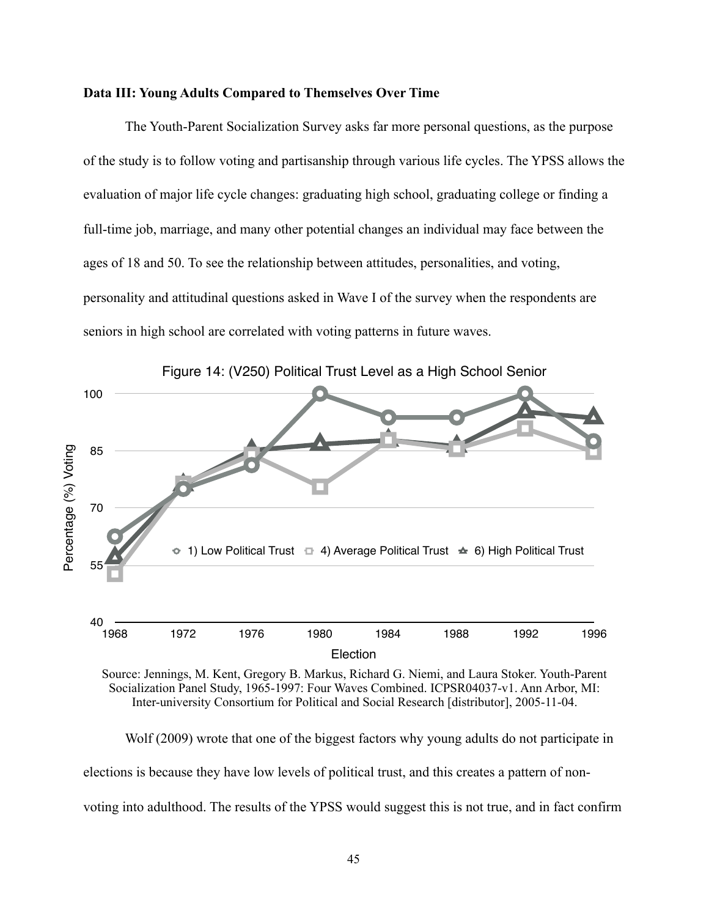### Data III: Young Adults Compared to Themselves Over Time

The Youth-Parent Socialization Survey asks far more personal questions, as the purpose of the study is to follow voting and partisanship through various life cycles. The YPSS allows the evaluation of major life cycle changes: graduating high school, graduating college or finding a full-time job, marriage, and many other potential changes an individual may face between the ages of 18 and 50. To see the relationship between attitudes, personalities, and voting, personality and attitudinal questions asked in Wave I of the survey when the respondents are seniors in high school are correlated with voting patterns in future waves.

Figure 14: (V250) Political Trust Level as a High School Senior

Source: Jennings, M. Kent, Gregory B. Markus, Richard G. Niemi, and Laura Stoker. Youth-Parent Socialization Panel Study, 1965-1997: Four Waves Combined. ICPSR04037-v1. Ann Arbor, MI: Inter-university Consortium for Political and Social Research [distributor], 2005-11-04.

Wolf (2009) wrote that one of the biggest factors why young adults do not participate in elections is because they have low levels of political trust, and this creates a pattern of non-voting into adulthood. The results of the YPSS would suggest this is not true, and in fact confirm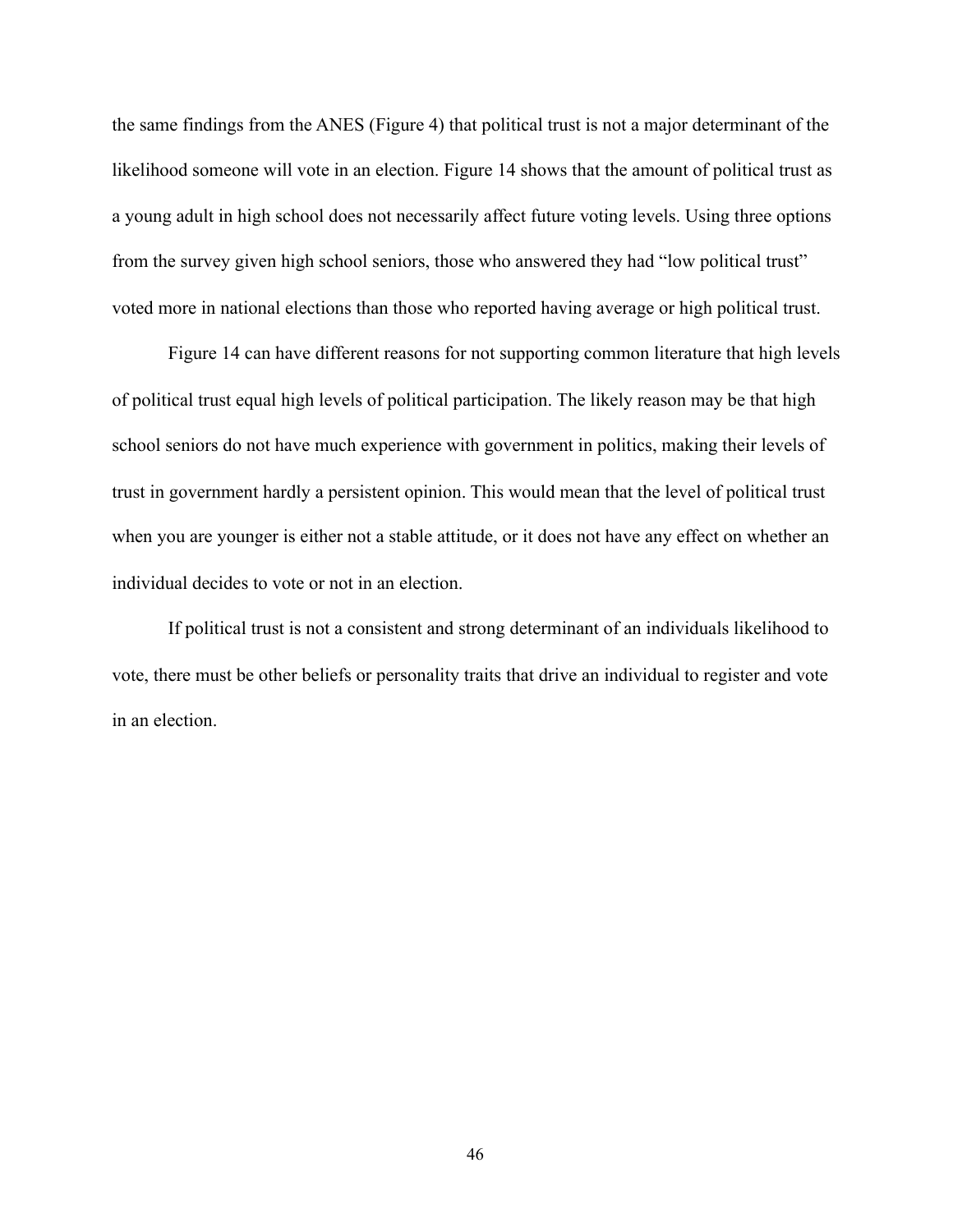the same findings from the ANES (Figure 4) that political trust is not a major determinant of the likelihood someone will vote in an election. Figure 14 shows that the amount of political trust as a young adult in high school does not necessarily affect future voting levels. Using three options from the survey given high school seniors, those who answered they had "low political trust" voted more in national elections than those who reported having average or high political trust.

Figure 14 can have different reasons for not supporting common literature that high levels of political trust equal high levels of political participation. The likely reason may be that high school seniors do not have much experience with government in politics, making their levels of trust in government hardly a persistent opinion. This would mean that the level of political trust when you are younger is either not a stable attitude, or it does not have any effect on whether an individual decides to vote or not in an election.

If political trust is not a consistent and strong determinant of an individuals likelihood to vote, there must be other beliefs or personality traits that drive an individual to register and vote in an election.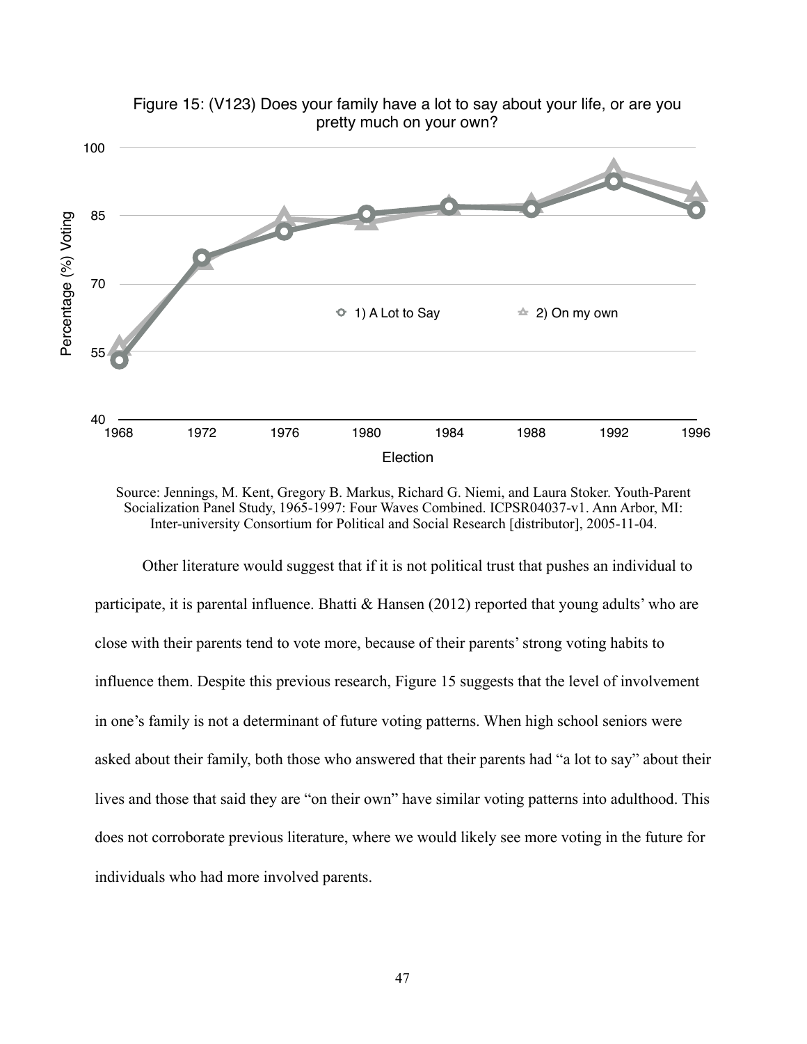Figure 15: (V123) Does your family have a lot to say about your life, or are you pretty much on your own?

Source: Jennings, M. Kent, Gregory B. Markus, Richard G. Niemi, and Laura Stoker. Youth-Parent Socialization Panel Study, 1965-1997: Four Waves Combined. ICPSR04037-v1. Ann Arbor, MI: Inter-university Consortium for Political and Social Research [distributor], 2005-11-04.

Other literature would suggest that if it is not political trust that pushes an individual to participate, it is parental influence. Bhatti & Hansen (2012) reported that young adults' who are close with their parents tend to vote more, because of their parents' strong voting habits to influence them. Despite this previous research, Figure 15 suggests that the level of involvement in one's family is not a determinant of future voting patterns. When high school seniors were asked about their family, both those who answered that their parents had "a lot to say" about their lives and those that said they are "on their own" have similar voting patterns into adulthood. This does not corroborate previous literature, where we would likely see more voting in the future for individuals who had more involved parents.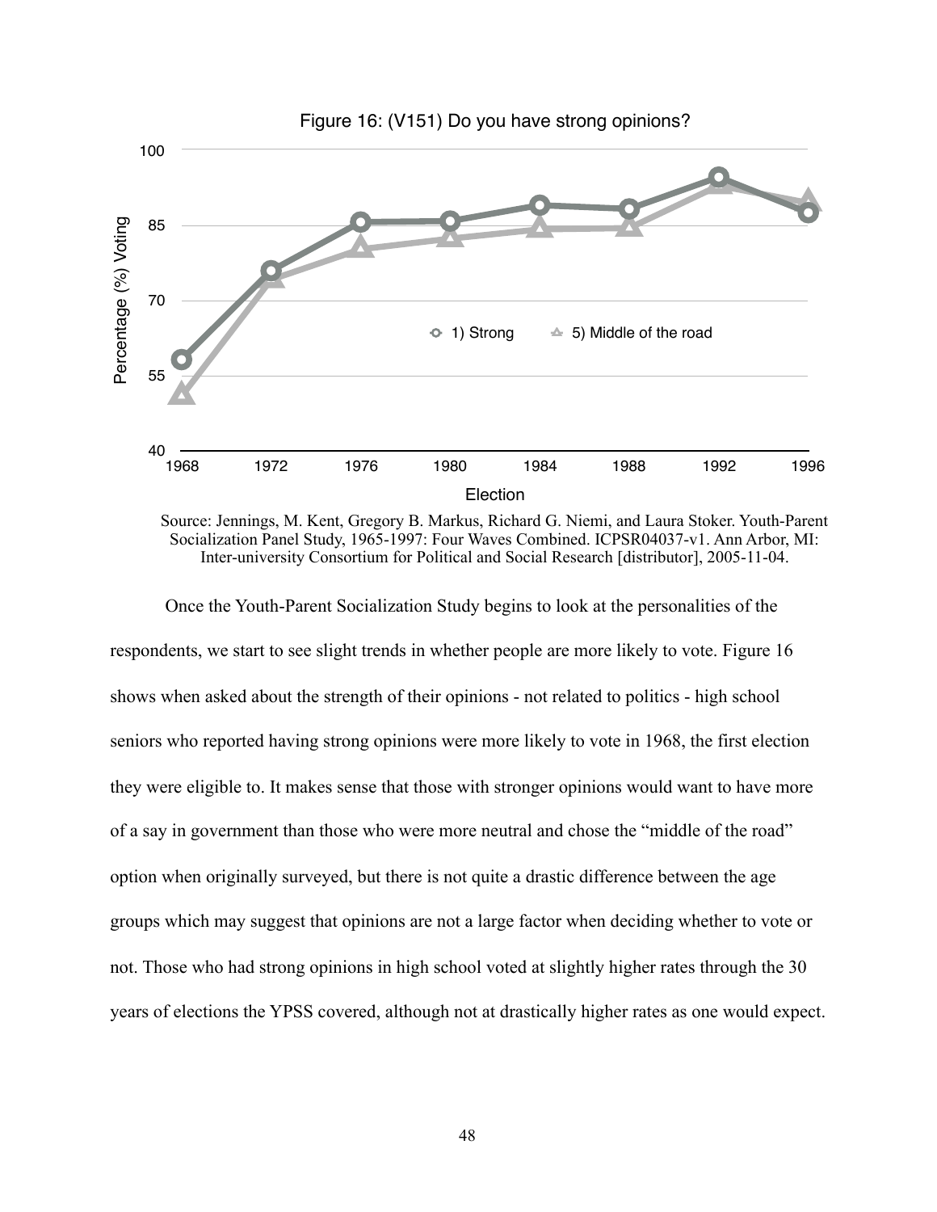Figure 16: (V151) Do you have strong opinions?

Source: Jennings, M. Kent, Gregory B. Markus, Richard G. Niemi, and Laura Stoker. Youth-Parent Socialization Panel Study, 1965-1997: Four Waves Combined. ICPSR04037-v1. Ann Arbor, MI: Inter-university Consortium for Political and Social Research [distributor], 2005-11-04.

Once the Youth-Parent Socialization Study begins to look at the personalities of the respondents, we start to see slight trends in whether people are more likely to vote. Figure 16 shows when asked about the strength of their opinions - not related to politics - high school seniors who reported having strong opinions were more likely to vote in 1968, the first election they were eligible to. It makes sense that those with stronger opinions would want to have more of a say in government than those who were more neutral and chose the "middle of the road" option when originally surveyed, but there is not quite a drastic difference between the age groups which may suggest that opinions are not a large factor when deciding whether to vote or not. Those who had strong opinions in high school voted at slightly higher rates through the 30 years of elections the YPSS covered, although not at drastically higher rates as one would expect.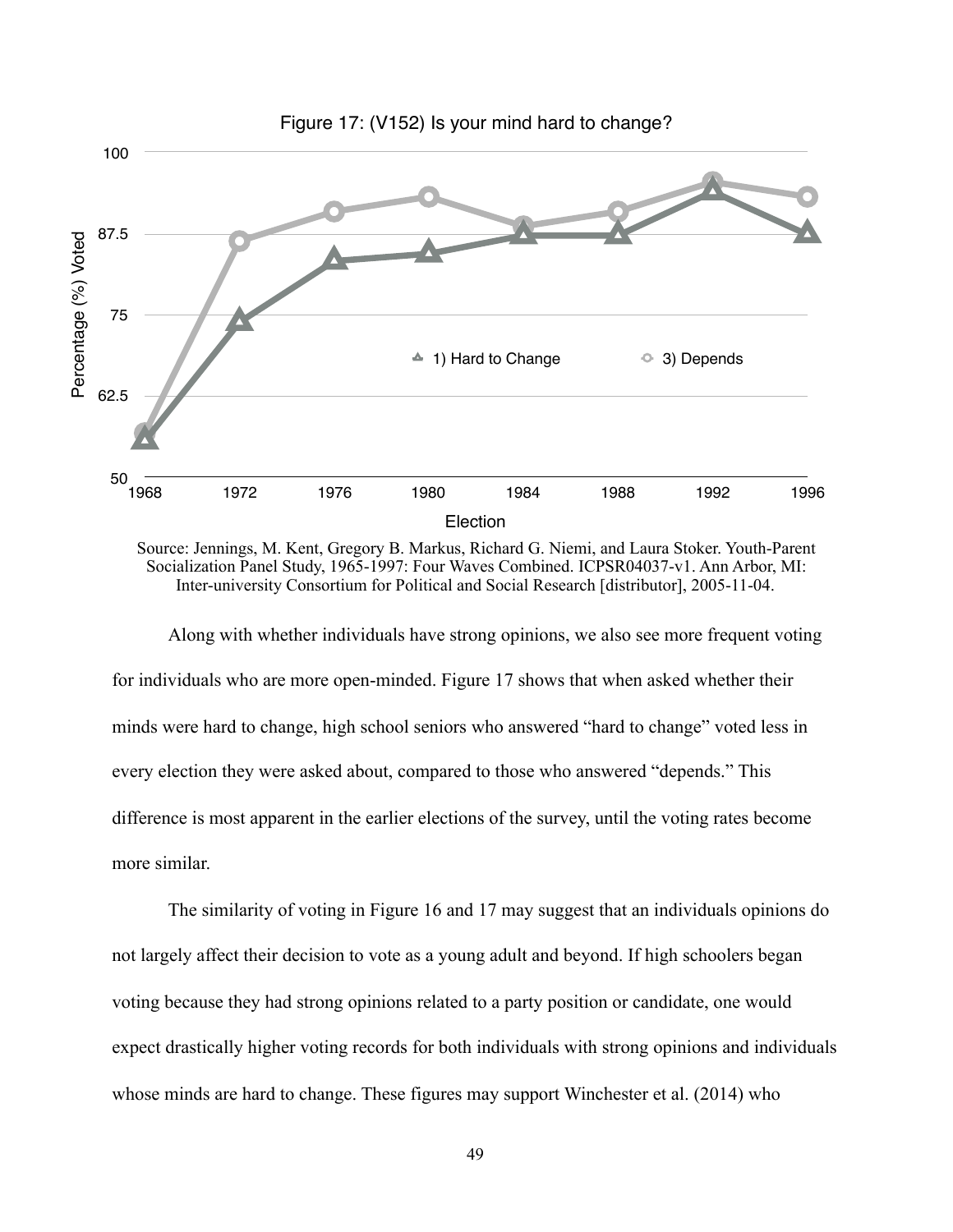Figure 17: (V152) Is your mind hard to change?

Source: Jennings, M. Kent, Gregory B. Markus, Richard G. Niemi, and Laura Stoker. Youth-Parent Socialization Panel Study, 1965-1997: Four Waves Combined. ICPSR04037-v1. Ann Arbor, MI: Inter-university Consortium for Political and Social Research [distributor], 2005-11-04.

Along with whether individuals have strong opinions, we also see more frequent voting for individuals who are more open-minded. Figure 17 shows that when asked whether their minds were hard to change, high school seniors who answered "hard to change" voted less in every election they were asked about, compared to those who answered "depends." This difference is most apparent in the earlier elections of the survey, until the voting rates become more similar.

The similarity of voting in Figure 16 and 17 may suggest that an individuals opinions do not largely affect their decision to vote as a young adult and beyond. If high schoolers began voting because they had strong opinions related to a party position or candidate, one would expect drastically higher voting records for both individuals with strong opinions and individuals whose minds are hard to change. These figures may support Winchester et al. (2014) who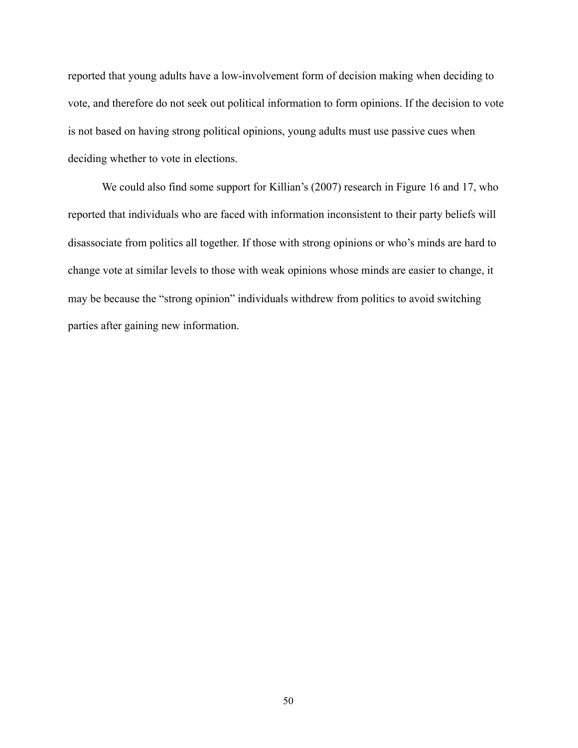reported that young adults have a low-involvement form of decision making when deciding to vote, and therefore do not seek out political information to form opinions. If the decision to vote is not based on having strong political opinions, young adults must use passive cues when deciding whether to vote in elections.

We could also find some support for Killian's (2007) research in Figure 16 and 17, who reported that individuals who are faced with information inconsistent to their party beliefs will disassociate from politics all together. If those with strong opinions or who's minds are hard to change vote at similar levels to those with weak opinions whose minds are easier to change, it may be because the "strong opinion" individuals withdrew from politics to avoid switching parties after gaining new information.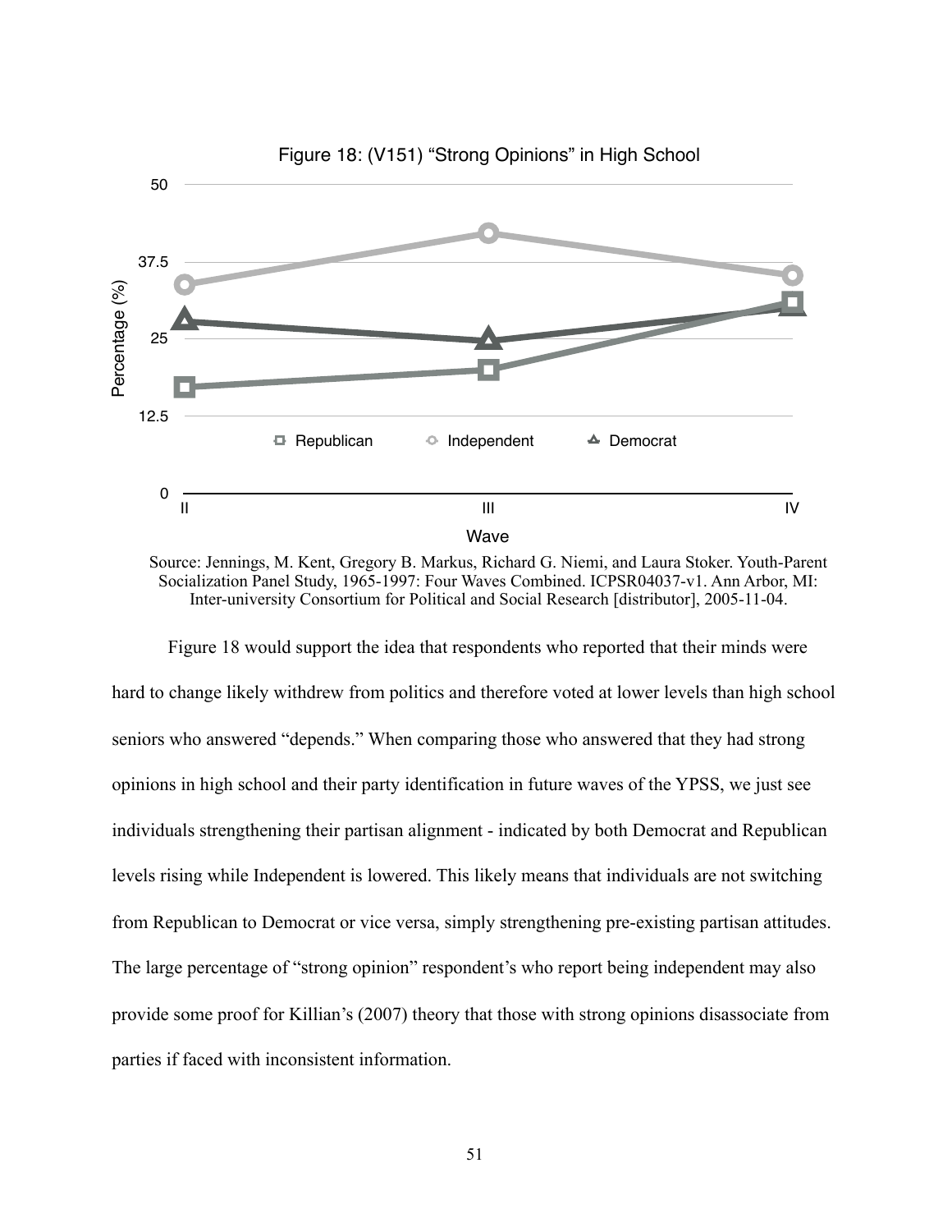Figure 18: (V151) "Strong Opinions" in High School

Source: Jennings, M. Kent, Gregory B. Markus, Richard G. Niemi, and Laura Stoker. Youth-Parent Socialization Panel Study, 1965-1997: Four Waves Combined. ICPSR04037-v1. Ann Arbor, MI: Inter-university Consortium for Political and Social Research [distributor], 2005-11-04.

Figure 18 would support the idea that respondents who reported that their minds were hard to change likely withdrew from politics and therefore voted at lower levels than high school seniors who answered "depends." When comparing those who answered that they had strong opinions in high school and their party identification in future waves of the YPSS, we just see individuals strengthening their partisan alignment - indicated by both Democrat and Republican levels rising while Independent is lowered. This likely means that individuals are not switching from Republican to Democrat or vice versa, simply strengthening pre-existing partisan attitudes. The large percentage of "strong opinion" respondent's who report being independent may also provide some proof for Killian's (2007) theory that those with strong opinions disassociate from parties if faced with inconsistent information.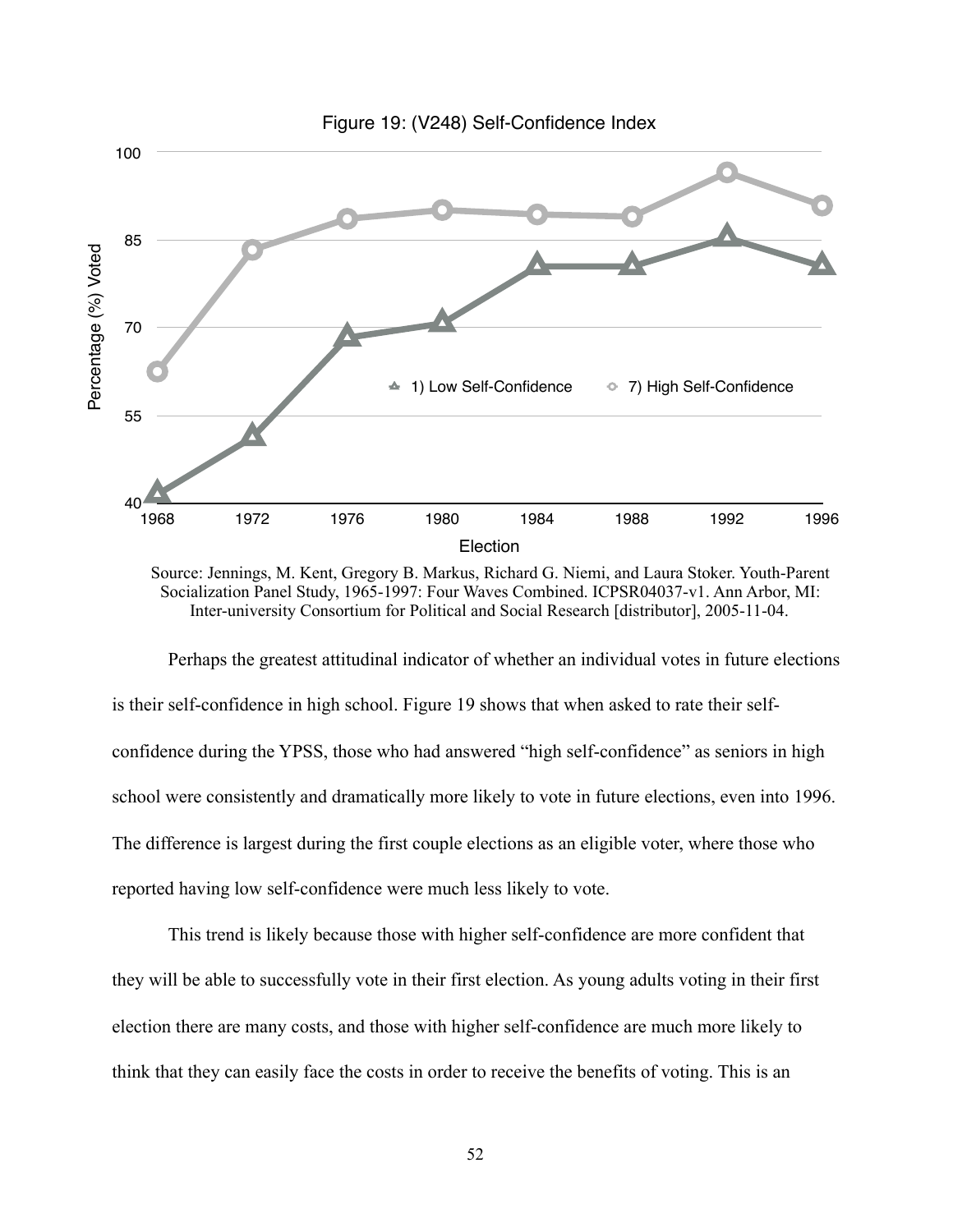Figure 19: (V248) Self-Confidence Index

Source: Jennings, M. Kent, Gregory B. Markus, Richard G. Niemi, and Laura Stoker. Youth-Parent Socialization Panel Study, 1965-1997: Four Waves Combined. ICPSR04037-v1. Ann Arbor, MI: Inter-university Consortium for Political and Social Research [distributor], 2005-11-04.

Perhaps the greatest attitudinal indicator of whether an individual votes in future elections is their self-confidence in high school. Figure 19 shows that when asked to rate their self-confidence during the YPSS, those who had answered "high self-confidence" as seniors in high school were consistently and dramatically more likely to vote in future elections, even into 1996. The difference is largest during the first couple elections as an eligible voter, where those who reported having low self-confidence were much less likely to vote.

This trend is likely because those with higher self-confidence are more confident that they will be able to successfully vote in their first election. As young adults voting in their first election there are many costs, and those with higher self-confidence are much more likely to think that they can easily face the costs in order to receive the benefits of voting. This is an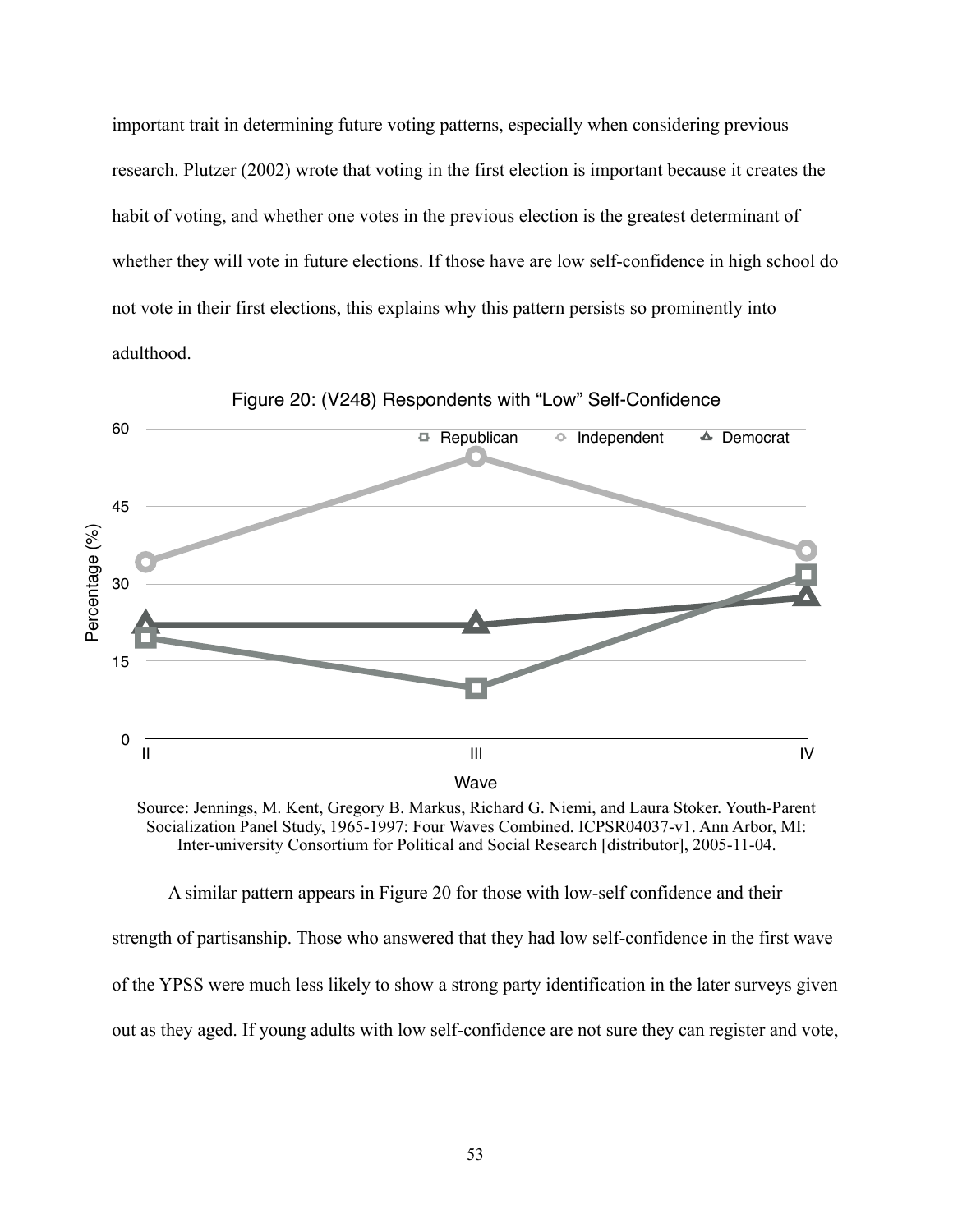important trait in determining future voting patterns, especially when considering previous research. Plutzer (2002) wrote that voting in the first election is important because it creates the habit of voting, and whether one votes in the previous election is the greatest determinant of whether they will vote in future elections. If those have are low self-confidence in high school do not vote in their first elections, this explains why this pattern persists so prominently into adulthood.

Figure 20: (V248) Respondents with "Low" Self-Confidence

Source: Jennings, M. Kent, Gregory B. Markus, Richard G. Niemi, and Laura Stoker. Youth-Parent Socialization Panel Study, 1965-1997: Four Waves Combined. ICPSR04037-v1. Ann Arbor, MI: Inter-university Consortium for Political and Social Research [distributor], 2005-11-04.

A similar pattern appears in Figure 20 for those with low-self confidence and their strength of partisanship. Those who answered that they had low self-confidence in the first wave of the YPSS were much less likely to show a strong party identification in the later surveys given out as they aged. If young adults with low self-confidence are not sure they can register and vote,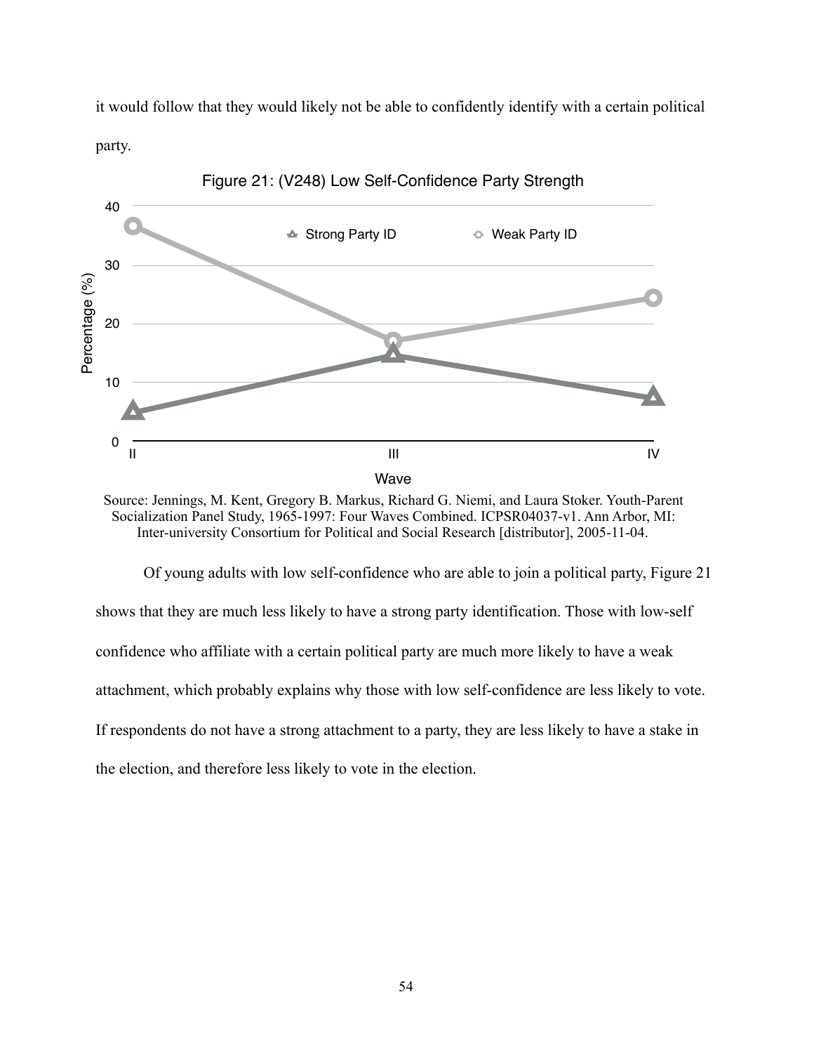it would follow that they would likely not be able to confidently identify with a certain political party.

Figure 21: (V248) Low Self-Confidence Party Strength

Source: Jennings, M. Kent, Gregory B. Markus, Richard G. Niemi, and Laura Stoker. Youth-Parent Socialization Panel Study, 1965-1997: Four Waves Combined. ICPSR04037-v1. Ann Arbor, MI: Inter-university Consortium for Political and Social Research [distributor], 2005-11-04.

Of young adults with low self-confidence who are able to join a political party, Figure 21 shows that they are much less likely to have a strong party identification. Those with low-self confidence who affiliate with a certain political party are much more likely to have a weak attachment, which probably explains why those with low self-confidence are less likely to vote. If respondents do not have a strong attachment to a party, they are less likely to have a stake in the election, and therefore less likely to vote in the election.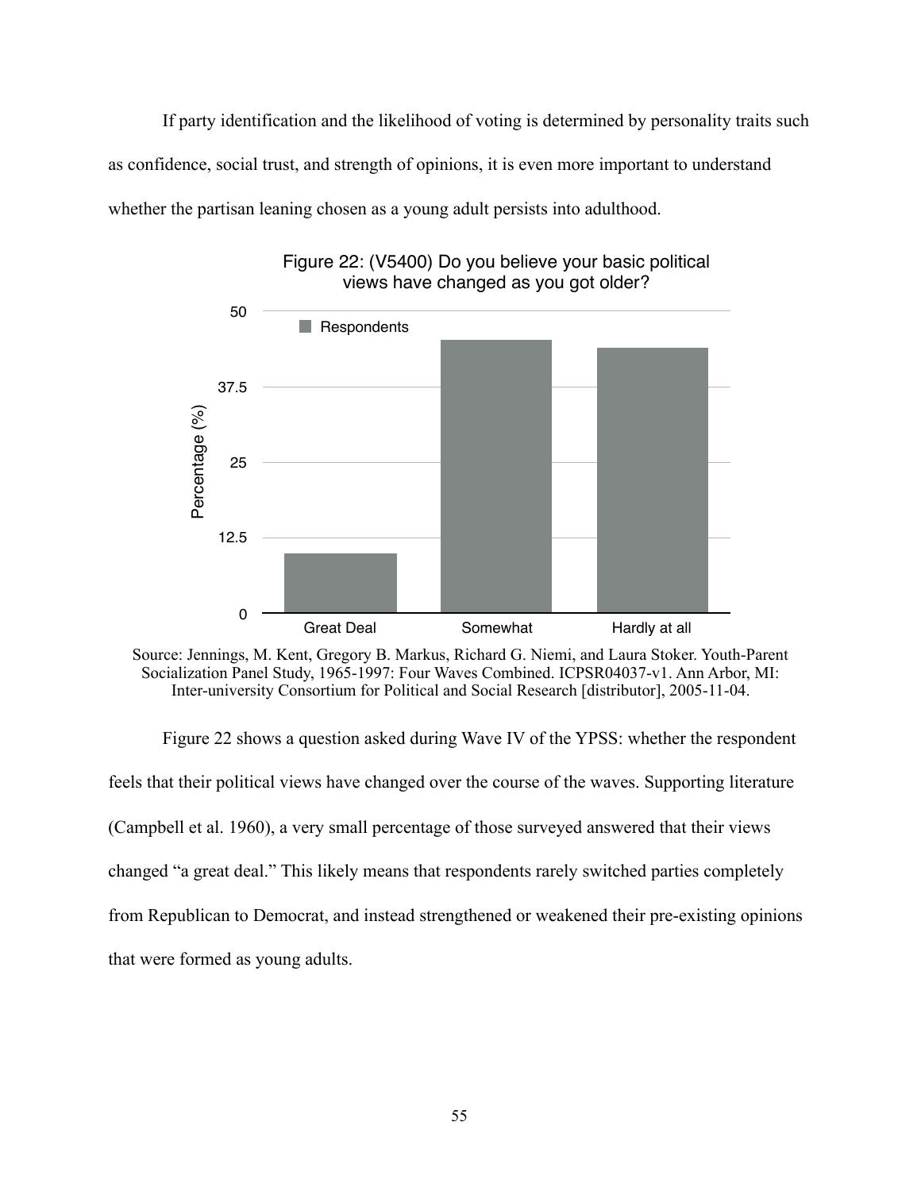If party identification and the likelihood of voting is determined by personality traits such as confidence, social trust, and strength of opinions, it is even more important to understand whether the partisan leaning chosen as a young adult persists into adulthood.

Figure 22: (V5400) Do you believe your basic political views have changed as you got older?

Source: Jennings, M. Kent, Gregory B. Markus, Richard G. Niemi, and Laura Stoker. Youth-Parent Socialization Panel Study, 1965-1997: Four Waves Combined. ICPSR04037-v1. Ann Arbor, MI: Inter-university Consortium for Political and Social Research [distributor], 2005-11-04.

Figure 22 shows a question asked during Wave IV of the YPSS: whether the respondent feels that their political views have changed over the course of the waves. Supporting literature (Campbell et al. 1960), a very small percentage of those surveyed answered that their views changed "a great deal." This likely means that respondents rarely switched parties completely from Republican to Democrat, and instead strengthened or weakened their pre-existing opinions that were formed as young adults.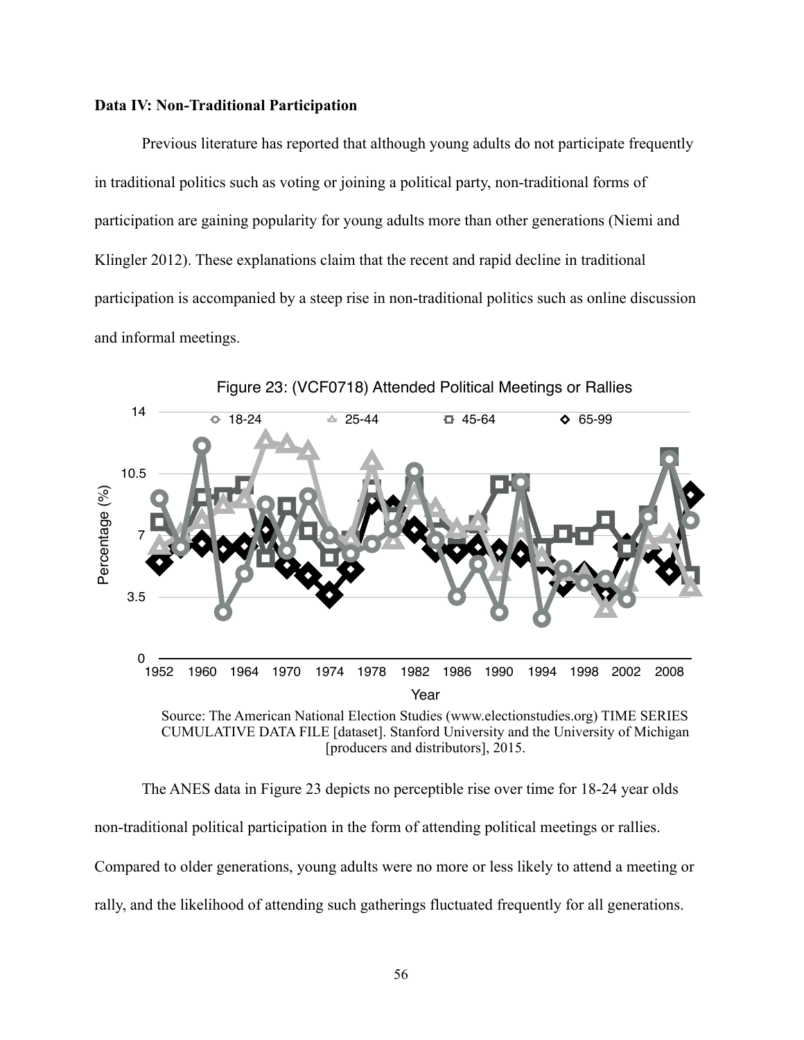**Data IV: Non-Traditional Participation**

Previous literature has reported that although young adults do not participate frequently in traditional politics such as voting or joining a political party, non-traditional forms of participation are gaining popularity for young adults more than other generations (Niemi and Klingler 2012). These explanations claim that the recent and rapid decline in traditional participation is accompanied by a steep rise in non-traditional politics such as online discussion and informal meetings.

Figure 23: (VCF0718) Attended Political Meetings or Rallies

Source: The American National Election Studies (www.electionstudies.org) TIME SERIES CUMULATIVE DATA FILE [dataset]. Stanford University and the University of Michigan [producers and distributors], 2015.

The ANES data in Figure 23 depicts no perceptible rise over time for 18-24 year olds non-traditional political participation in the form of attending political meetings or rallies. Compared to older generations, young adults were no more or less likely to attend a meeting or rally, and the likelihood of attending such gatherings fluctuated frequently for all generations.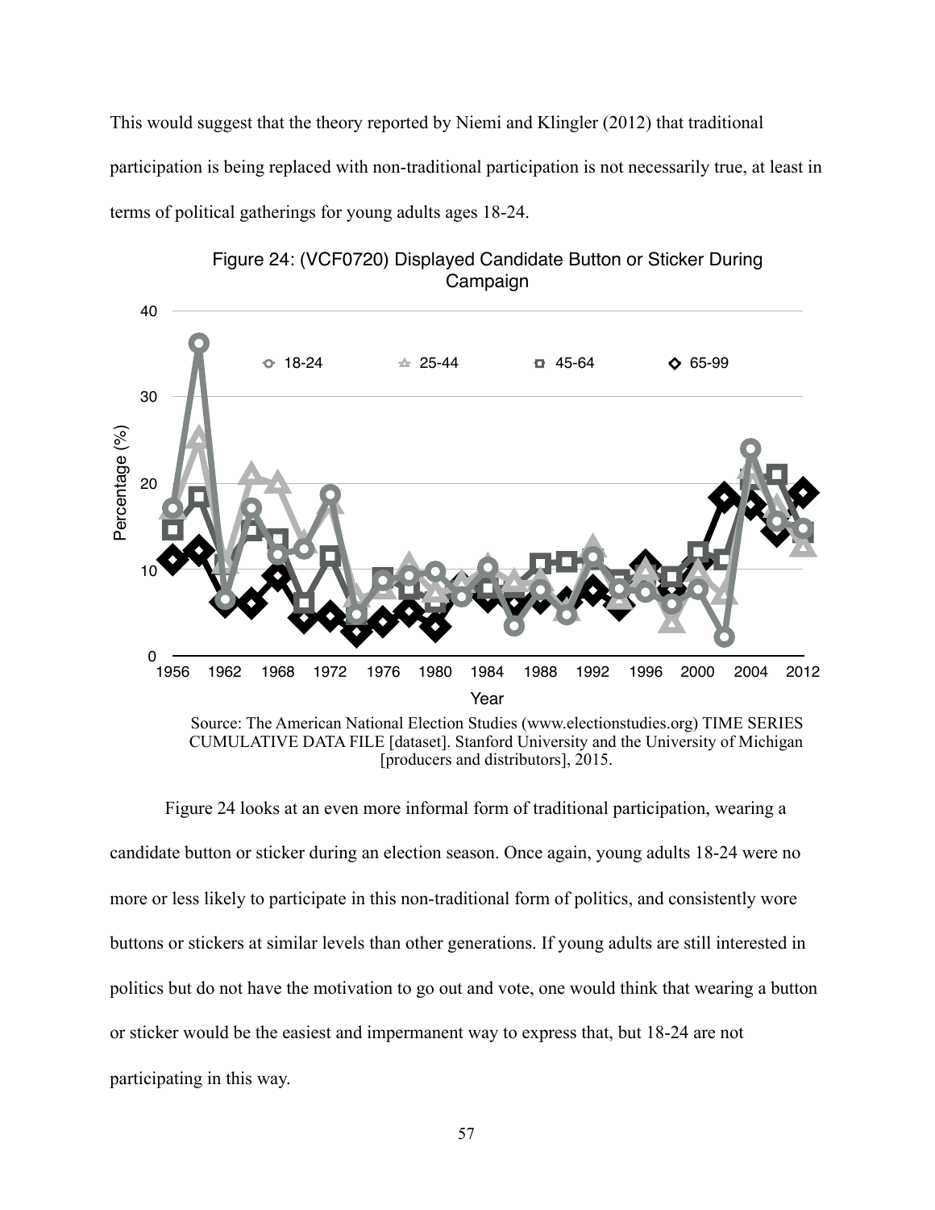This would suggest that the theory reported by Niemi and Klingler (2012) that traditional participation is being replaced with non-traditional participation is not necessarily true, at least in terms of political gatherings for young adults ages 18-24.

Figure 24: (VCF0720) Displayed Candidate Button or Sticker During Campaign

Source: The American National Election Studies (www.electionstudies.org) TIME SERIES CUMULATIVE DATA FILE [dataset]. Stanford University and the University of Michigan [producers and distributors], 2015.

Figure 24 looks at an even more informal form of traditional participation, wearing a candidate button or sticker during an election season. Once again, young adults 18-24 were no more or less likely to participate in this non-traditional form of politics, and consistently wore buttons or stickers at similar levels than other generations. If young adults are still interested in politics but do not have the motivation to go out and vote, one would think that wearing a button or sticker would be the easiest and impermanent way to express that, but 18-24 are not participating in this way.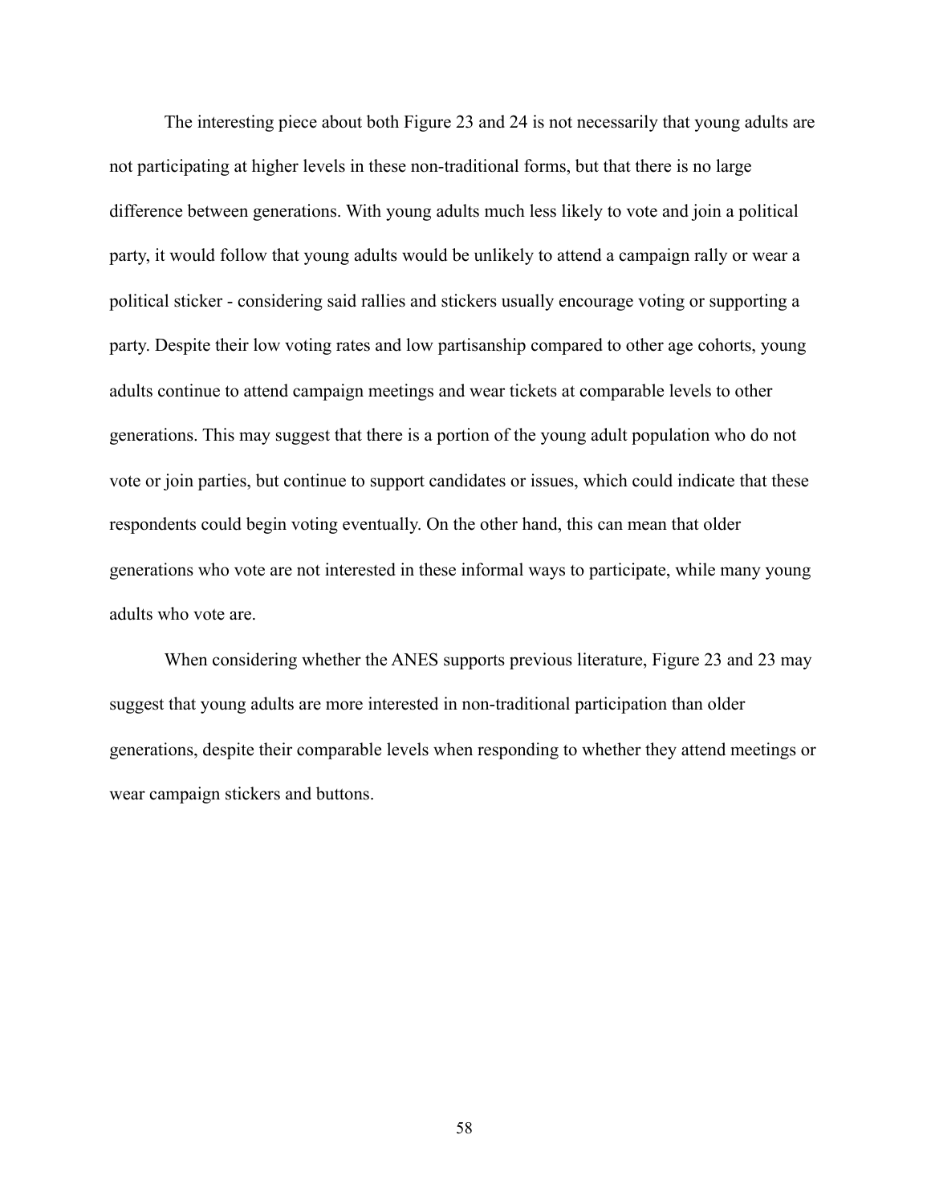The interesting piece about both Figure 23 and 24 is not necessarily that young adults are not participating at higher levels in these non-traditional forms, but that there is no large difference between generations. With young adults much less likely to vote and join a political party, it would follow that young adults would be unlikely to attend a campaign rally or wear a political sticker - considering said rallies and stickers usually encourage voting or supporting a party. Despite their low voting rates and low partisanship compared to other age cohorts, young adults continue to attend campaign meetings and wear tickets at comparable levels to other generations. This may suggest that there is a portion of the young adult population who do not vote or join parties, but continue to support candidates or issues, which could indicate that these respondents could begin voting eventually. On the other hand, this can mean that older generations who vote are not interested in these informal ways to participate, while many young adults who vote are.

When considering whether the ANES supports previous literature, Figure 23 and 23 may suggest that young adults are more interested in non-traditional participation than older generations, despite their comparable levels when responding to whether they attend meetings or wear campaign stickers and buttons.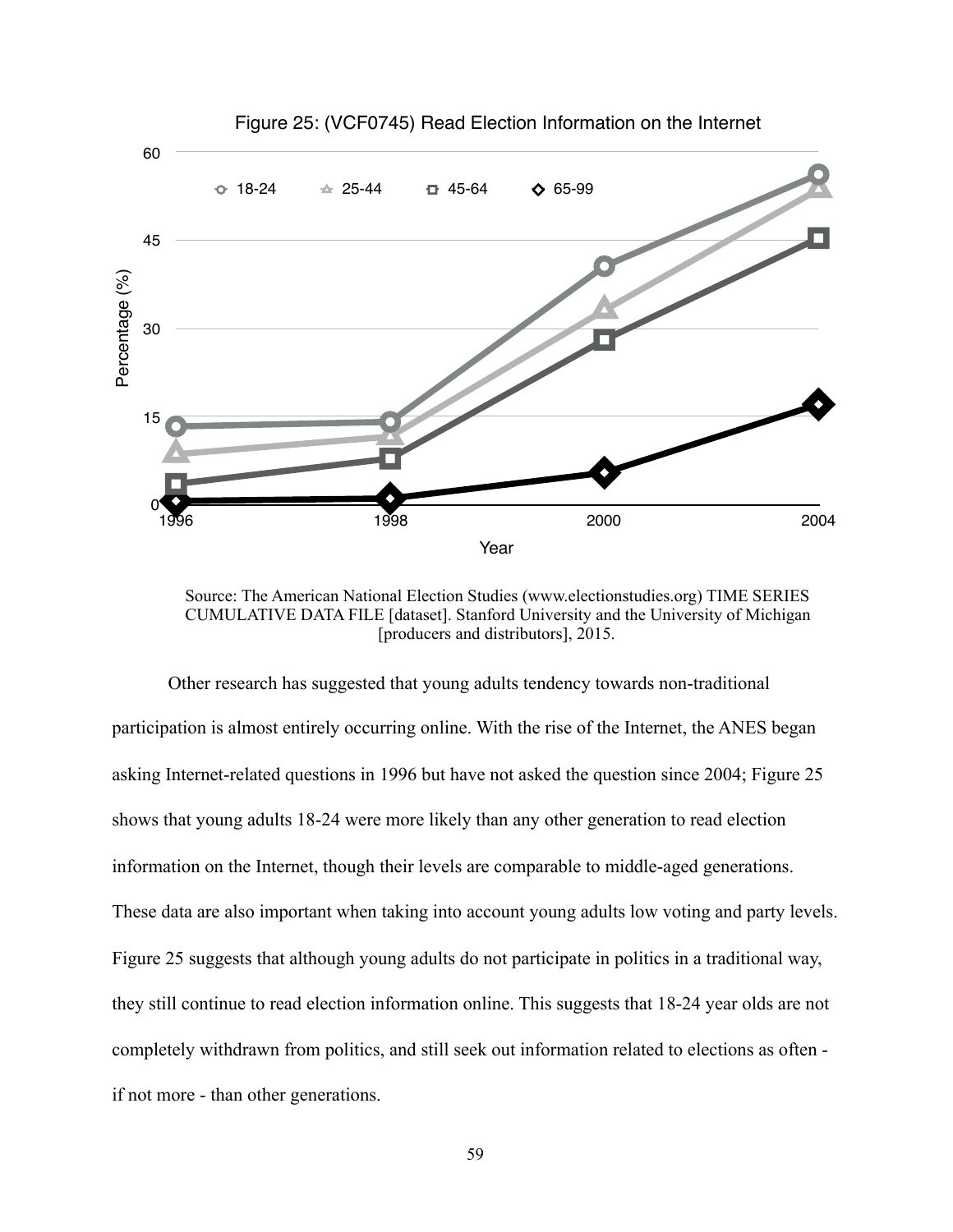Figure 25: (VCF0745) Read Election Information on the Internet

Source: The American National Election Studies (www.electionstudies.org) TIME SERIES CUMULATIVE DATA FILE [dataset]. Stanford University and the University of Michigan [producers and distributors], 2015.

Other research has suggested that young adults tendency towards non-traditional participation is almost entirely occurring online. With the rise of the Internet, the ANES began asking Internet-related questions in 1996 but have not asked the question since 2004; Figure 25 shows that young adults 18-24 were more likely than any other generation to read election information on the Internet, though their levels are comparable to middle-aged generations. These data are also important when taking into account young adults low voting and party levels. Figure 25 suggests that although young adults do not participate in politics in a traditional way, they still continue to read election information online. This suggests that 18-24 year olds are not completely withdrawn from politics, and still seek out information related to elections as often - if not more - than other generations.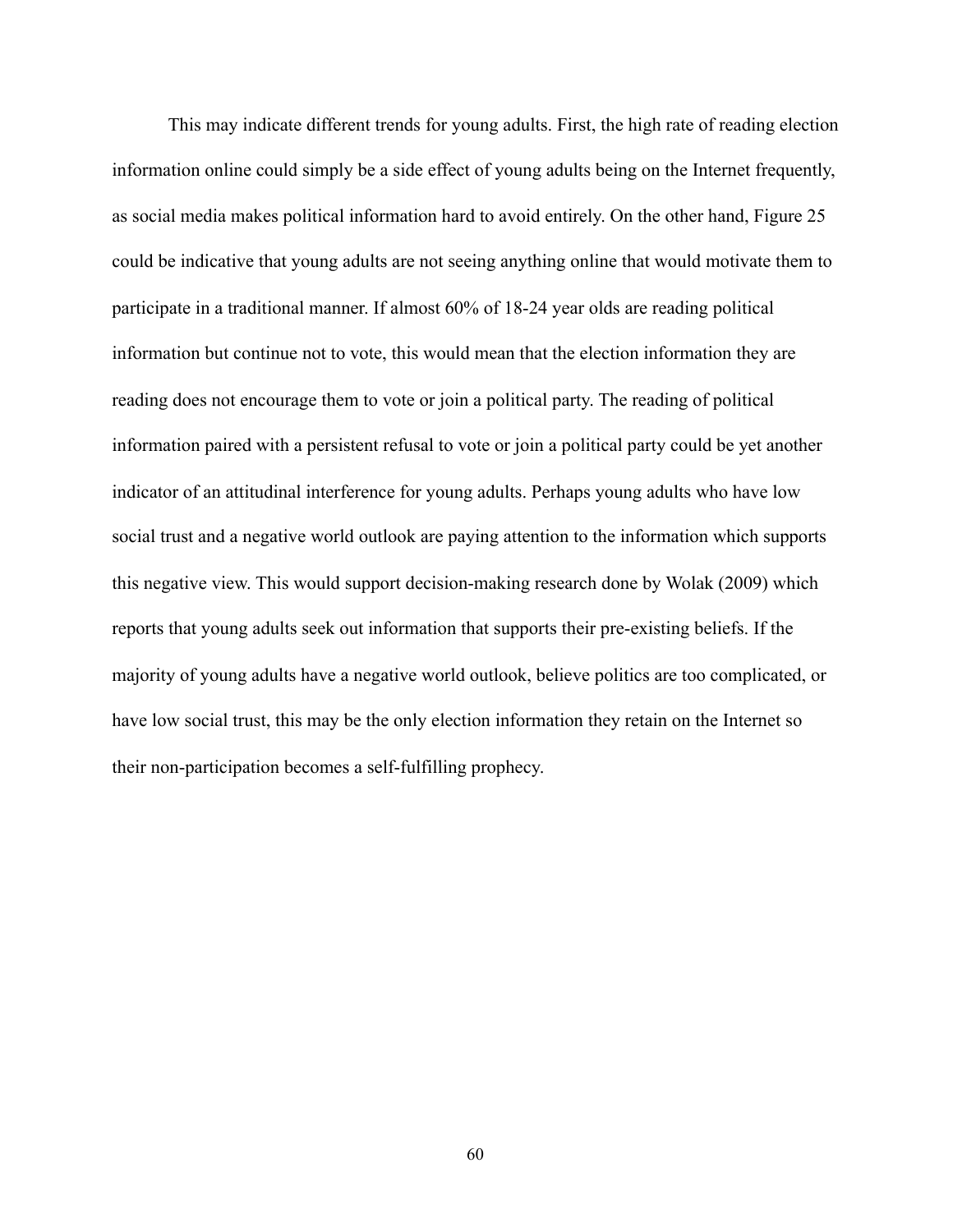This may indicate different trends for young adults. First, the high rate of reading election information online could simply be a side effect of young adults being on the Internet frequently, as social media makes political information hard to avoid entirely. On the other hand, Figure 25 could be indicative that young adults are not seeing anything online that would motivate them to participate in a traditional manner. If almost 60% of 18-24 year olds are reading political information but continue not to vote, this would mean that the election information they are reading does not encourage them to vote or join a political party. The reading of political information paired with a persistent refusal to vote or join a political party could be yet another indicator of an attitudinal interference for young adults. Perhaps young adults who have low social trust and a negative world outlook are paying attention to the information which supports this negative view. This would support decision-making research done by Wolak (2009) which reports that young adults seek out information that supports their pre-existing beliefs. If the majority of young adults have a negative world outlook, believe politics are too complicated, or have low social trust, this may be the only election information they retain on the Internet so their non-participation becomes a self-fulfilling prophecy.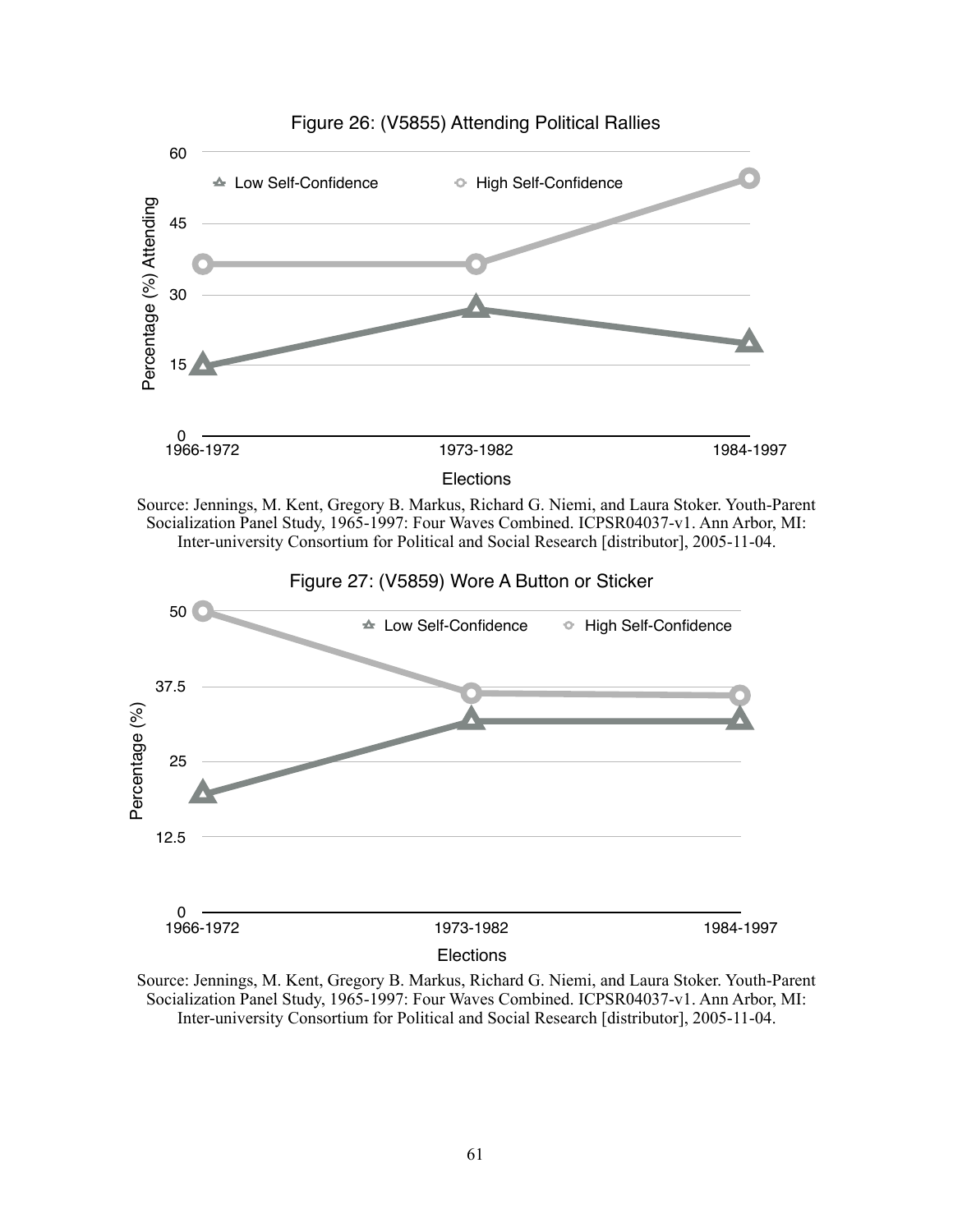Figure 26: (V5855) Attending Political Rallies

Source: Jennings, M. Kent, Gregory B. Markus, Richard G. Niemi, and Laura Stoker. Youth-Parent Socialization Panel Study, 1965-1997: Four Waves Combined. ICPSR04037-v1. Ann Arbor, MI: Inter-university Consortium for Political and Social Research [distributor], 2005-11-04.

Figure 27: (V5859) Wore A Button or Sticker

Source: Jennings, M. Kent, Gregory B. Markus, Richard G. Niemi, and Laura Stoker. Youth-Parent Socialization Panel Study, 1965-1997: Four Waves Combined. ICPSR04037-v1. Ann Arbor, MI: Inter-university Consortium for Political and Social Research [distributor], 2005-11-04.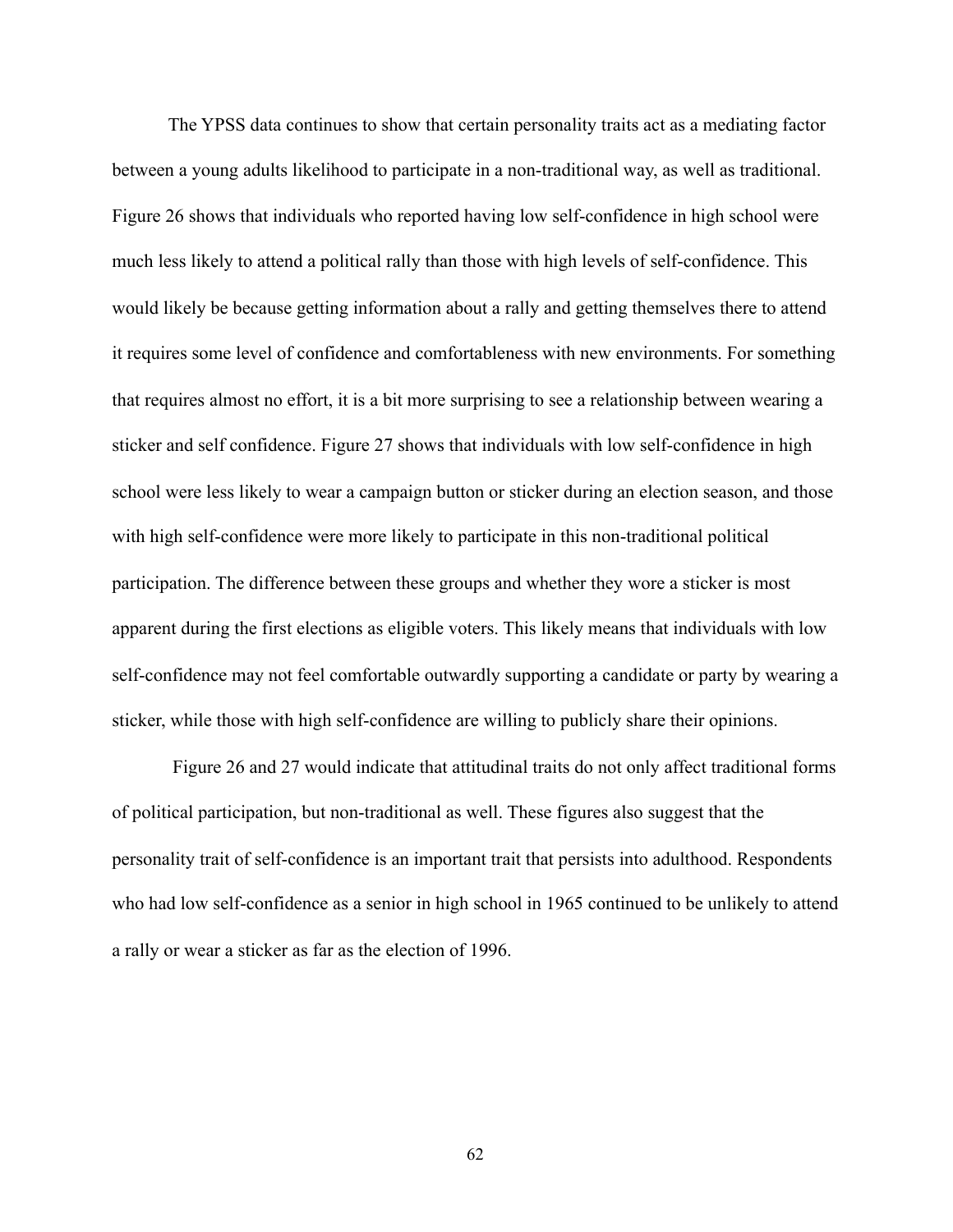The YPSS data continues to show that certain personality traits act as a mediating factor between a young adults likelihood to participate in a non-traditional way, as well as traditional. Figure 26 shows that individuals who reported having low self-confidence in high school were much less likely to attend a political rally than those with high levels of self-confidence. This would likely be because getting information about a rally and getting themselves there to attend it requires some level of confidence and comfortableness with new environments. For something that requires almost no effort, it is a bit more surprising to see a relationship between wearing a sticker and self confidence. Figure 27 shows that individuals with low self-confidence in high school were less likely to wear a campaign button or sticker during an election season, and those with high self-confidence were more likely to participate in this non-traditional political participation. The difference between these groups and whether they wore a sticker is most apparent during the first elections as eligible voters. This likely means that individuals with low self-confidence may not feel comfortable outwardly supporting a candidate or party by wearing a sticker, while those with high self-confidence are willing to publicly share their opinions.

Figure 26 and 27 would indicate that attitudinal traits do not only affect traditional forms of political participation, but non-traditional as well. These figures also suggest that the personality trait of self-confidence is an important trait that persists into adulthood. Respondents who had low self-confidence as a senior in high school in 1965 continued to be unlikely to attend a rally or wear a sticker as far as the election of 1996.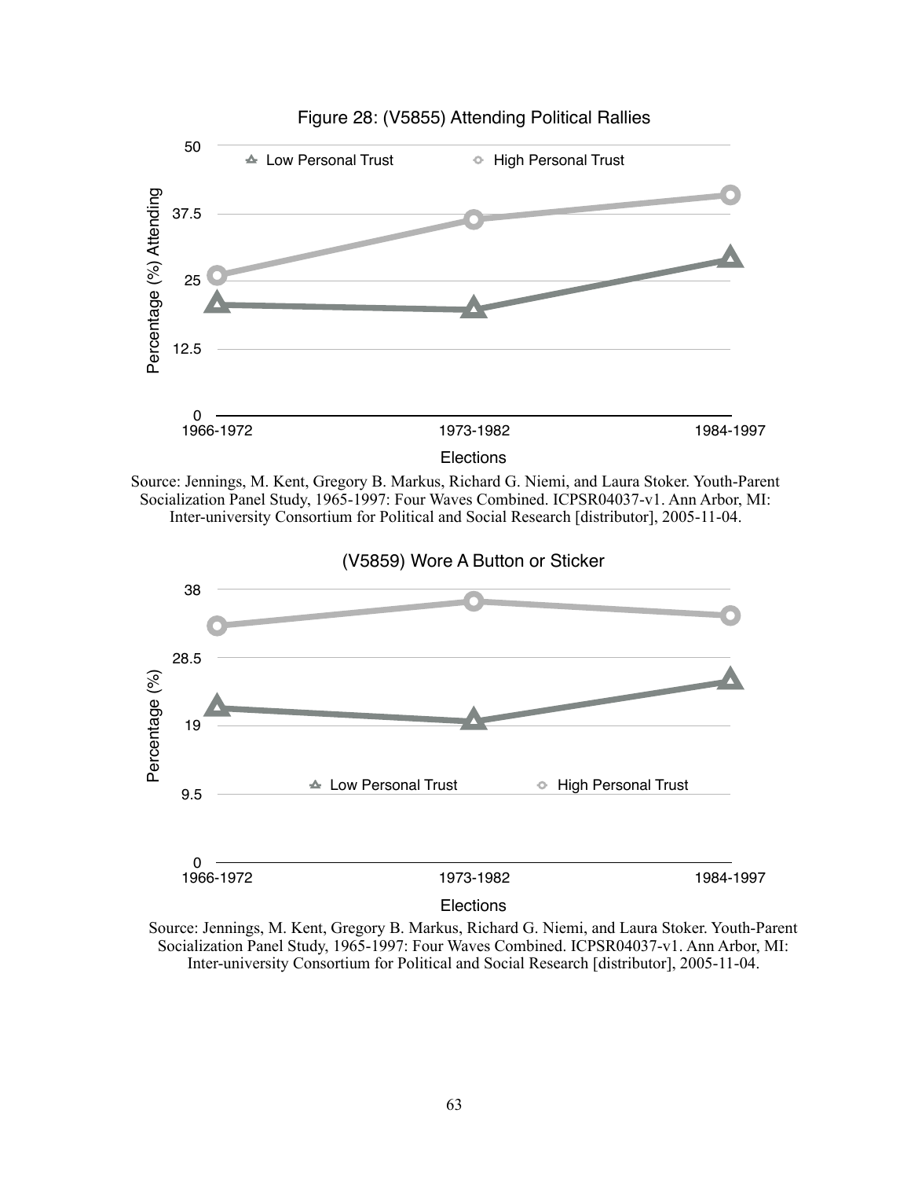Figure 28: (V5855) Attending Political Rallies

Source: Jennings, M. Kent, Gregory B. Markus, Richard G. Niemi, and Laura Stoker. Youth-Parent Socialization Panel Study, 1965-1997: Four Waves Combined. ICPSR04037-v1. Ann Arbor, MI: Inter-university Consortium for Political and Social Research [distributor], 2005-11-04.

(V5859) Wore A Button or Sticker

Source: Jennings, M. Kent, Gregory B. Markus, Richard G. Niemi, and Laura Stoker. Youth-Parent Socialization Panel Study, 1965-1997: Four Waves Combined. ICPSR04037-v1. Ann Arbor, MI: Inter-university Consortium for Political and Social Research [distributor], 2005-11-04.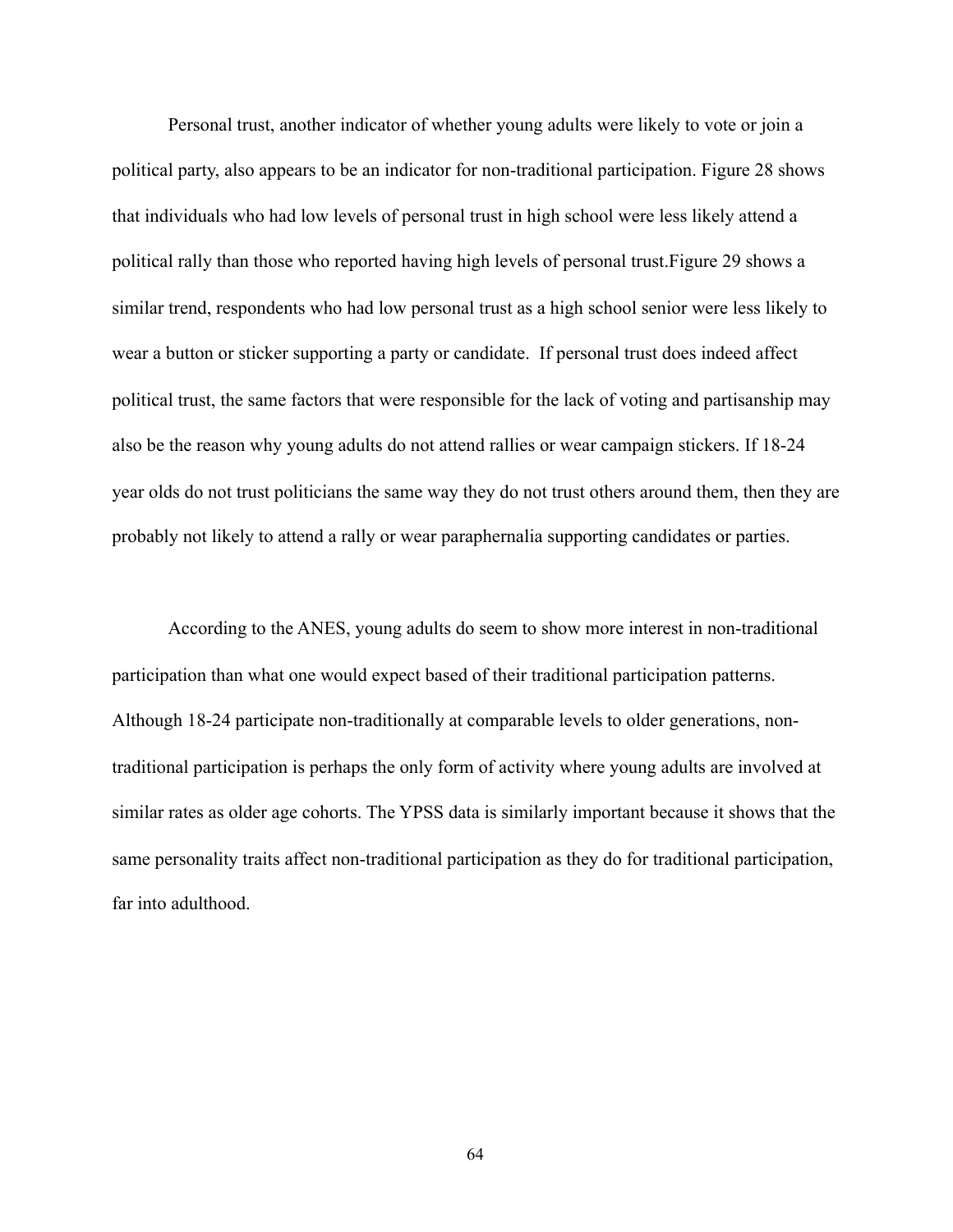Personal trust, another indicator of whether young adults were likely to vote or join a political party, also appears to be an indicator for non-traditional participation. Figure 28 shows that individuals who had low levels of personal trust in high school were less likely attend a political rally than those who reported having high levels of personal trust.Figure 29 shows a similar trend, respondents who had low personal trust as a high school senior were less likely to wear a button or sticker supporting a party or candidate.  If personal trust does indeed affect political trust, the same factors that were responsible for the lack of voting and partisanship may also be the reason why young adults do not attend rallies or wear campaign stickers. If 18-24 year olds do not trust politicians the same way they do not trust others around them, then they are probably not likely to attend a rally or wear paraphernalia supporting candidates or parties.

According to the ANES, young adults do seem to show more interest in non-traditional participation than what one would expect based of their traditional participation patterns. Although 18-24 participate non-traditionally at comparable levels to older generations, non-traditional participation is perhaps the only form of activity where young adults are involved at similar rates as older age cohorts. The YPSS data is similarly important because it shows that the same personality traits affect non-traditional participation as they do for traditional participation, far into adulthood.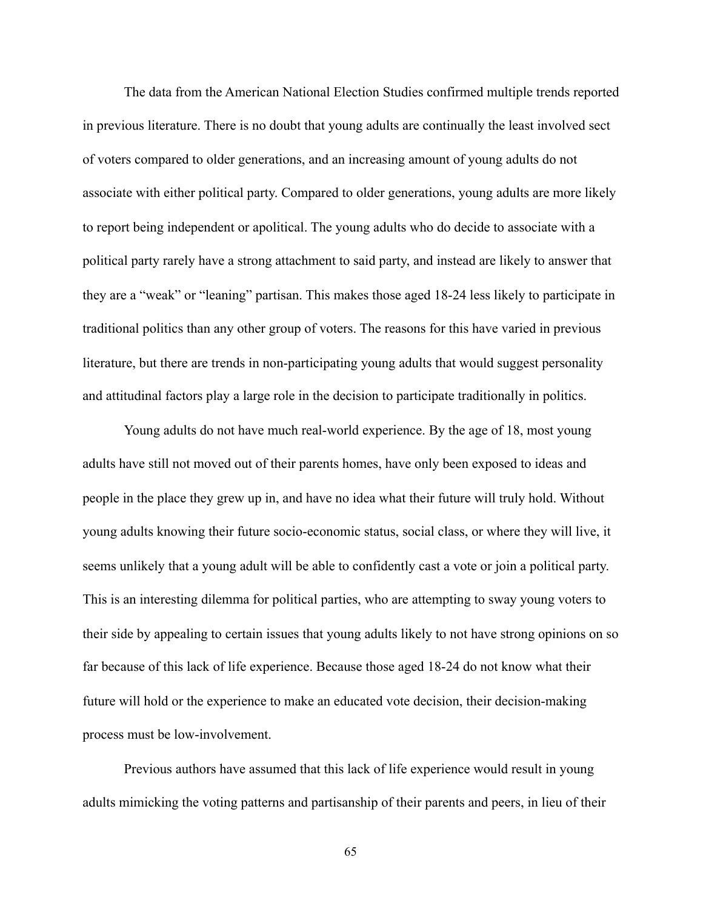The data from the American National Election Studies confirmed multiple trends reported in previous literature. There is no doubt that young adults are continually the least involved sect of voters compared to older generations, and an increasing amount of young adults do not associate with either political party. Compared to older generations, young adults are more likely to report being independent or apolitical. The young adults who do decide to associate with a political party rarely have a strong attachment to said party, and instead are likely to answer that they are a "weak" or "leaning" partisan. This makes those aged 18-24 less likely to participate in traditional politics than any other group of voters. The reasons for this have varied in previous literature, but there are trends in non-participating young adults that would suggest personality and attitudinal factors play a large role in the decision to participate traditionally in politics.

Young adults do not have much real-world experience. By the age of 18, most young adults have still not moved out of their parents homes, have only been exposed to ideas and people in the place they grew up in, and have no idea what their future will truly hold. Without young adults knowing their future socio-economic status, social class, or where they will live, it seems unlikely that a young adult will be able to confidently cast a vote or join a political party. This is an interesting dilemma for political parties, who are attempting to sway young voters to their side by appealing to certain issues that young adults likely to not have strong opinions on so far because of this lack of life experience. Because those aged 18-24 do not know what their future will hold or the experience to make an educated vote decision, their decision-making process must be low-involvement.

Previous authors have assumed that this lack of life experience would result in young adults mimicking the voting patterns and partisanship of their parents and peers, in lieu of their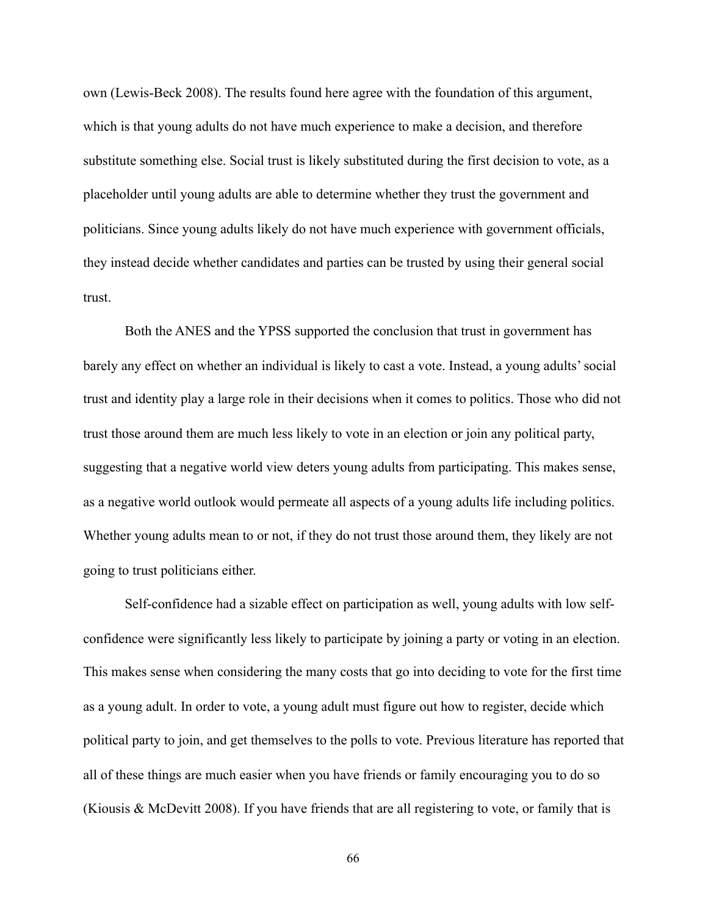own (Lewis-Beck 2008). The results found here agree with the foundation of this argument, which is that young adults do not have much experience to make a decision, and therefore substitute something else. Social trust is likely substituted during the first decision to vote, as a placeholder until young adults are able to determine whether they trust the government and politicians. Since young adults likely do not have much experience with government officials, they instead decide whether candidates and parties can be trusted by using their general social trust.

Both the ANES and the YPSS supported the conclusion that trust in government has barely any effect on whether an individual is likely to cast a vote. Instead, a young adults' social trust and identity play a large role in their decisions when it comes to politics. Those who did not trust those around them are much less likely to vote in an election or join any political party, suggesting that a negative world view deters young adults from participating. This makes sense, as a negative world outlook would permeate all aspects of a young adults life including politics. Whether young adults mean to or not, if they do not trust those around them, they likely are not going to trust politicians either.

Self-confidence had a sizable effect on participation as well, young adults with low self-confidence were significantly less likely to participate by joining a party or voting in an election. This makes sense when considering the many costs that go into deciding to vote for the first time as a young adult. In order to vote, a young adult must figure out how to register, decide which political party to join, and get themselves to the polls to vote. Previous literature has reported that all of these things are much easier when you have friends or family encouraging you to do so (Kiousis & McDevitt 2008). If you have friends that are all registering to vote, or family that is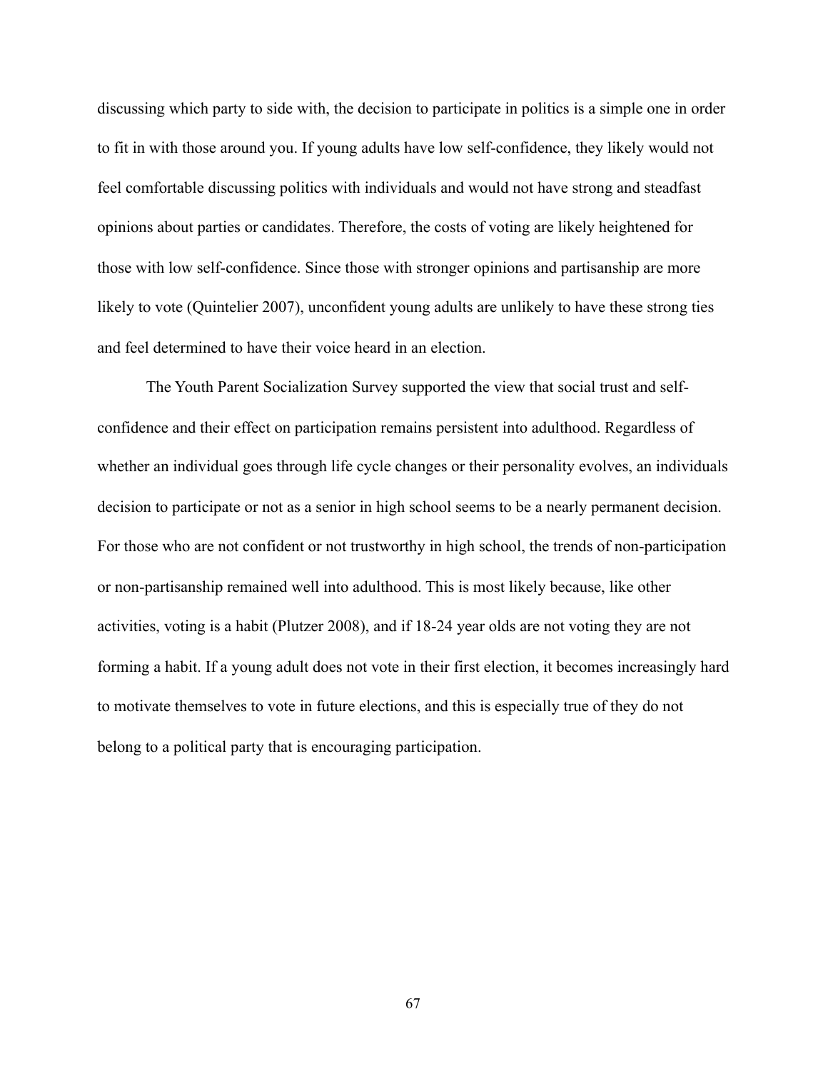discussing which party to side with, the decision to participate in politics is a simple one in order to fit in with those around you. If young adults have low self-confidence, they likely would not feel comfortable discussing politics with individuals and would not have strong and steadfast opinions about parties or candidates. Therefore, the costs of voting are likely heightened for those with low self-confidence. Since those with stronger opinions and partisanship are more likely to vote (Quintelier 2007), unconfident young adults are unlikely to have these strong ties and feel determined to have their voice heard in an election.

The Youth Parent Socialization Survey supported the view that social trust and self-confidence and their effect on participation remains persistent into adulthood. Regardless of whether an individual goes through life cycle changes or their personality evolves, an individuals decision to participate or not as a senior in high school seems to be a nearly permanent decision. For those who are not confident or not trustworthy in high school, the trends of non-participation or non-partisanship remained well into adulthood. This is most likely because, like other activities, voting is a habit (Plutzer 2008), and if 18-24 year olds are not voting they are not forming a habit. If a young adult does not vote in their first election, it becomes increasingly hard to motivate themselves to vote in future elections, and this is especially true of they do not belong to a political party that is encouraging participation.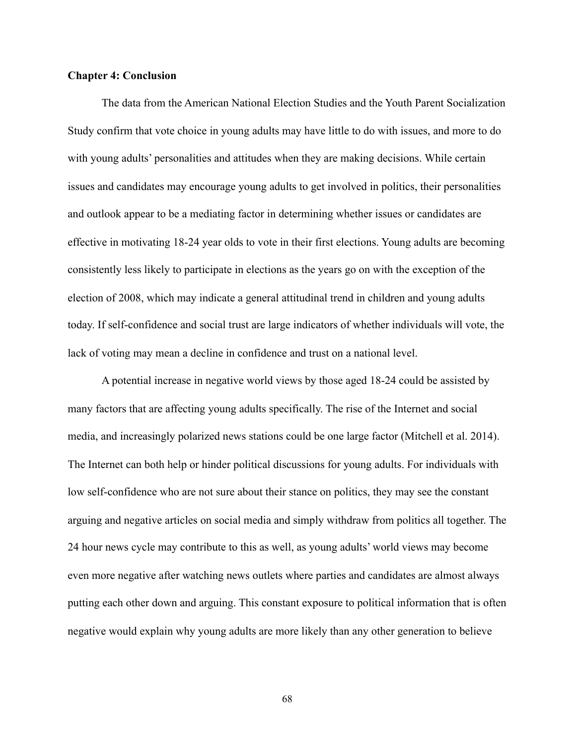**Chapter 4: Conclusion**

The data from the American National Election Studies and the Youth Parent Socialization Study confirm that vote choice in young adults may have little to do with issues, and more to do with young adults' personalities and attitudes when they are making decisions. While certain issues and candidates may encourage young adults to get involved in politics, their personalities and outlook appear to be a mediating factor in determining whether issues or candidates are effective in motivating 18-24 year olds to vote in their first elections. Young adults are becoming consistently less likely to participate in elections as the years go on with the exception of the election of 2008, which may indicate a general attitudinal trend in children and young adults today. If self-confidence and social trust are large indicators of whether individuals will vote, the lack of voting may mean a decline in confidence and trust on a national level.

A potential increase in negative world views by those aged 18-24 could be assisted by many factors that are affecting young adults specifically. The rise of the Internet and social media, and increasingly polarized news stations could be one large factor (Mitchell et al. 2014). The Internet can both help or hinder political discussions for young adults. For individuals with low self-confidence who are not sure about their stance on politics, they may see the constant arguing and negative articles on social media and simply withdraw from politics all together. The 24 hour news cycle may contribute to this as well, as young adults' world views may become even more negative after watching news outlets where parties and candidates are almost always putting each other down and arguing. This constant exposure to political information that is often negative would explain why young adults are more likely than any other generation to believe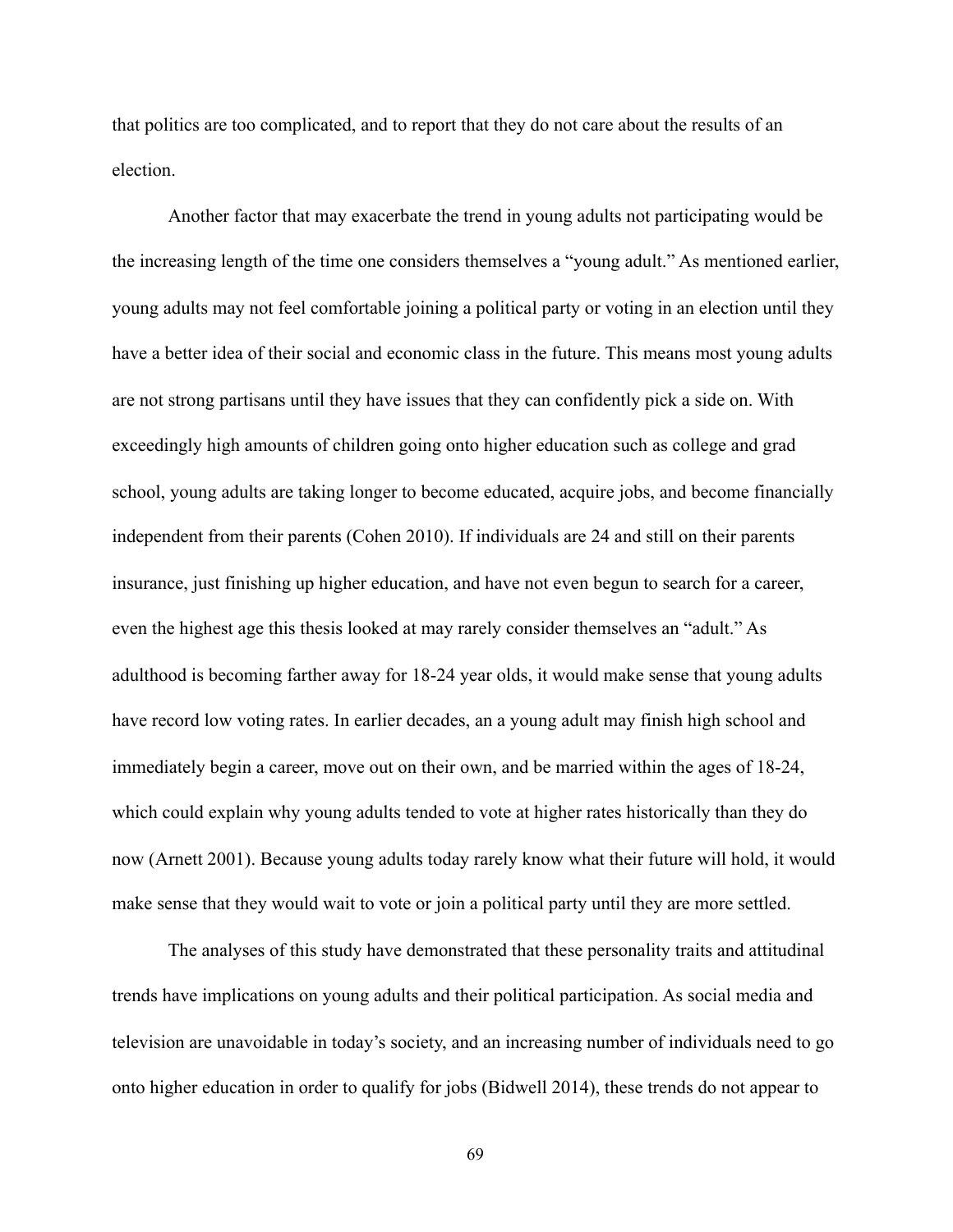that politics are too complicated, and to report that they do not care about the results of an election.

Another factor that may exacerbate the trend in young adults not participating would be the increasing length of the time one considers themselves a "young adult." As mentioned earlier, young adults may not feel comfortable joining a political party or voting in an election until they have a better idea of their social and economic class in the future. This means most young adults are not strong partisans until they have issues that they can confidently pick a side on. With exceedingly high amounts of children going onto higher education such as college and grad school, young adults are taking longer to become educated, acquire jobs, and become financially independent from their parents (Cohen 2010). If individuals are 24 and still on their parents insurance, just finishing up higher education, and have not even begun to search for a career, even the highest age this thesis looked at may rarely consider themselves an "adult." As adulthood is becoming farther away for 18-24 year olds, it would make sense that young adults have record low voting rates. In earlier decades, an a young adult may finish high school and immediately begin a career, move out on their own, and be married within the ages of 18-24, which could explain why young adults tended to vote at higher rates historically than they do now (Arnett 2001). Because young adults today rarely know what their future will hold, it would make sense that they would wait to vote or join a political party until they are more settled.

The analyses of this study have demonstrated that these personality traits and attitudinal trends have implications on young adults and their political participation. As social media and television are unavoidable in today's society, and an increasing number of individuals need to go onto higher education in order to qualify for jobs (Bidwell 2014), these trends do not appear to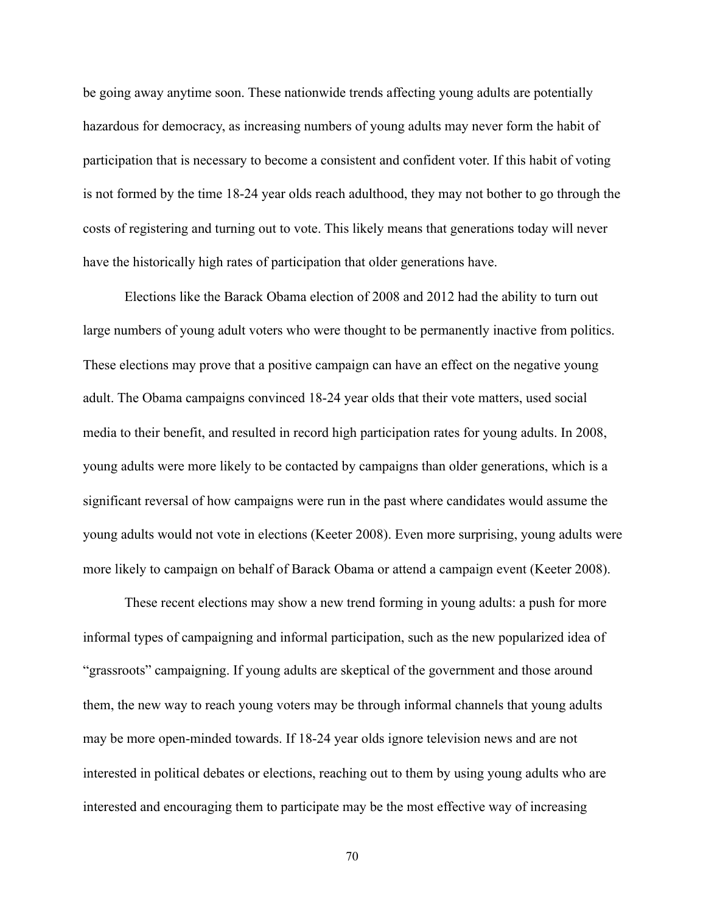be going away anytime soon. These nationwide trends affecting young adults are potentially hazardous for democracy, as increasing numbers of young adults may never form the habit of participation that is necessary to become a consistent and confident voter. If this habit of voting is not formed by the time 18-24 year olds reach adulthood, they may not bother to go through the costs of registering and turning out to vote. This likely means that generations today will never have the historically high rates of participation that older generations have.

Elections like the Barack Obama election of 2008 and 2012 had the ability to turn out large numbers of young adult voters who were thought to be permanently inactive from politics. These elections may prove that a positive campaign can have an effect on the negative young adult. The Obama campaigns convinced 18-24 year olds that their vote matters, used social media to their benefit, and resulted in record high participation rates for young adults. In 2008, young adults were more likely to be contacted by campaigns than older generations, which is a significant reversal of how campaigns were run in the past where candidates would assume the young adults would not vote in elections (Keeter 2008). Even more surprising, young adults were more likely to campaign on behalf of Barack Obama or attend a campaign event (Keeter 2008).

These recent elections may show a new trend forming in young adults: a push for more informal types of campaigning and informal participation, such as the new popularized idea of "grassroots" campaigning. If young adults are skeptical of the government and those around them, the new way to reach young voters may be through informal channels that young adults may be more open-minded towards. If 18-24 year olds ignore television news and are not interested in political debates or elections, reaching out to them by using young adults who are interested and encouraging them to participate may be the most effective way of increasing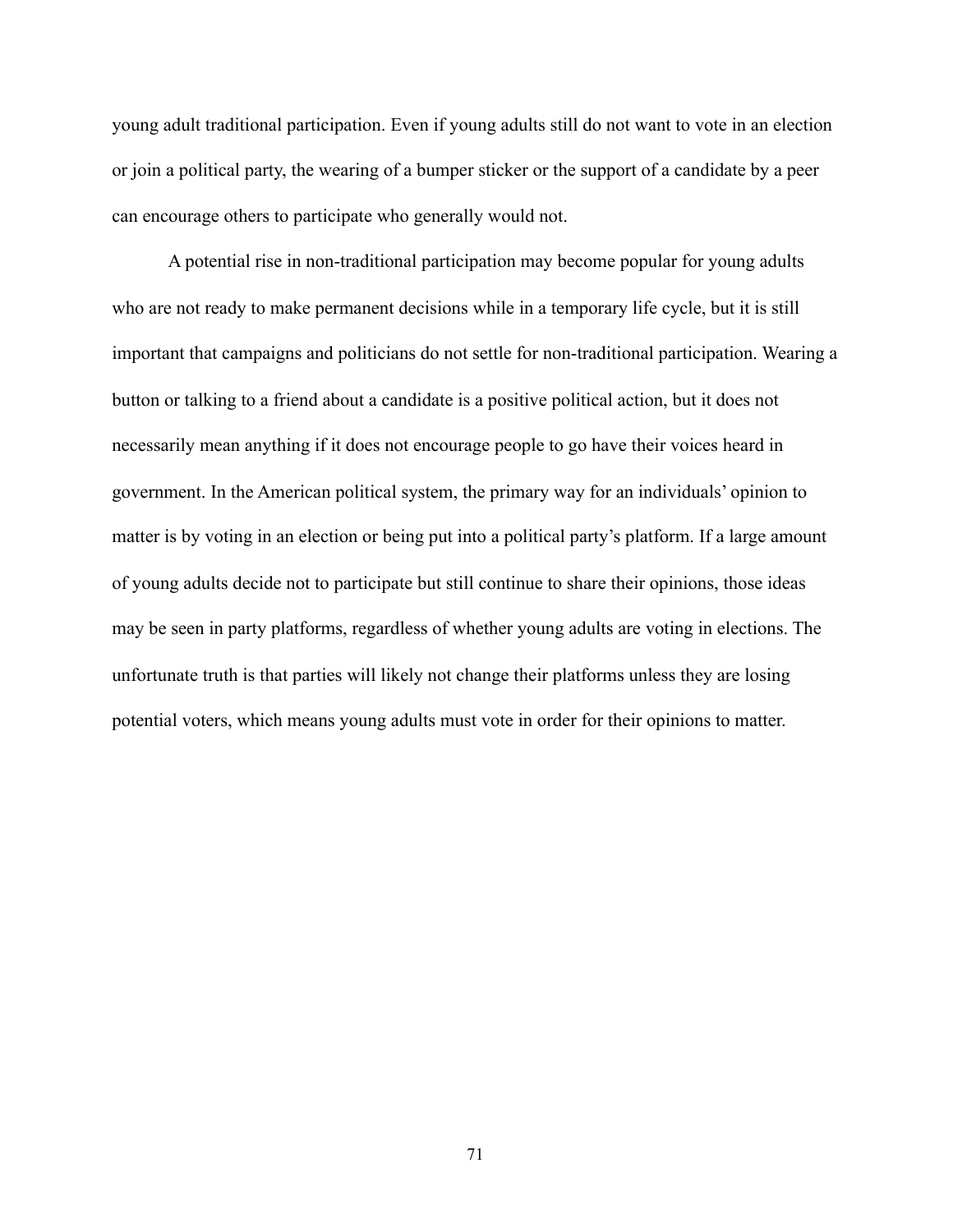young adult traditional participation. Even if young adults still do not want to vote in an election or join a political party, the wearing of a bumper sticker or the support of a candidate by a peer can encourage others to participate who generally would not.

A potential rise in non-traditional participation may become popular for young adults who are not ready to make permanent decisions while in a temporary life cycle, but it is still important that campaigns and politicians do not settle for non-traditional participation. Wearing a button or talking to a friend about a candidate is a positive political action, but it does not necessarily mean anything if it does not encourage people to go have their voices heard in government. In the American political system, the primary way for an individuals' opinion to matter is by voting in an election or being put into a political party's platform. If a large amount of young adults decide not to participate but still continue to share their opinions, those ideas may be seen in party platforms, regardless of whether young adults are voting in elections. The unfortunate truth is that parties will likely not change their platforms unless they are losing potential voters, which means young adults must vote in order for their opinions to matter.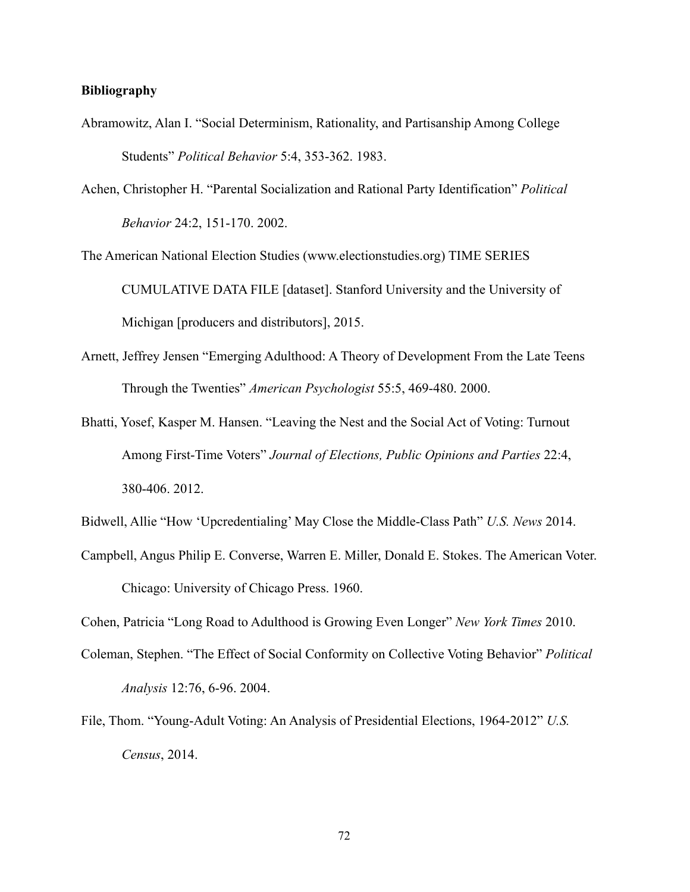**Bibliography**

Abramowitz, Alan I. “Social Determinism, Rationality, and Partisanship Among College Students” *Political Behavior* 5:4, 353-362. 1983.

Achen, Christopher H. “Parental Socialization and Rational Party Identification” *Political Behavior* 24:2, 151-170. 2002.

The American National Election Studies (www.electionstudies.org) TIME SERIES CUMULATIVE DATA FILE [dataset]. Stanford University and the University of Michigan [producers and distributors], 2015.

Arnett, Jeffrey Jensen “Emerging Adulthood: A Theory of Development From the Late Teens Through the Twenties” *American Psychologist* 55:5, 469-480. 2000.

Bhatti, Yosef, Kasper M. Hansen. “Leaving the Nest and the Social Act of Voting: Turnout Among First-Time Voters” *Journal of Elections, Public Opinions and Parties* 22:4, 380-406. 2012.

Bidwell, Allie “How ‘Upcredentialing’ May Close the Middle-Class Path” *U.S. News* 2014.

Campbell, Angus Philip E. Converse, Warren E. Miller, Donald E. Stokes. The American Voter. Chicago: University of Chicago Press. 1960.

Cohen, Patricia “Long Road to Adulthood is Growing Even Longer” *New York Times* 2010.

Coleman, Stephen. “The Effect of Social Conformity on Collective Voting Behavior” *Political Analysis* 12:76, 6-96. 2004.

File, Thom. “Young-Adult Voting: An Analysis of Presidential Elections, 1964-2012” *U.S. Census*, 2014.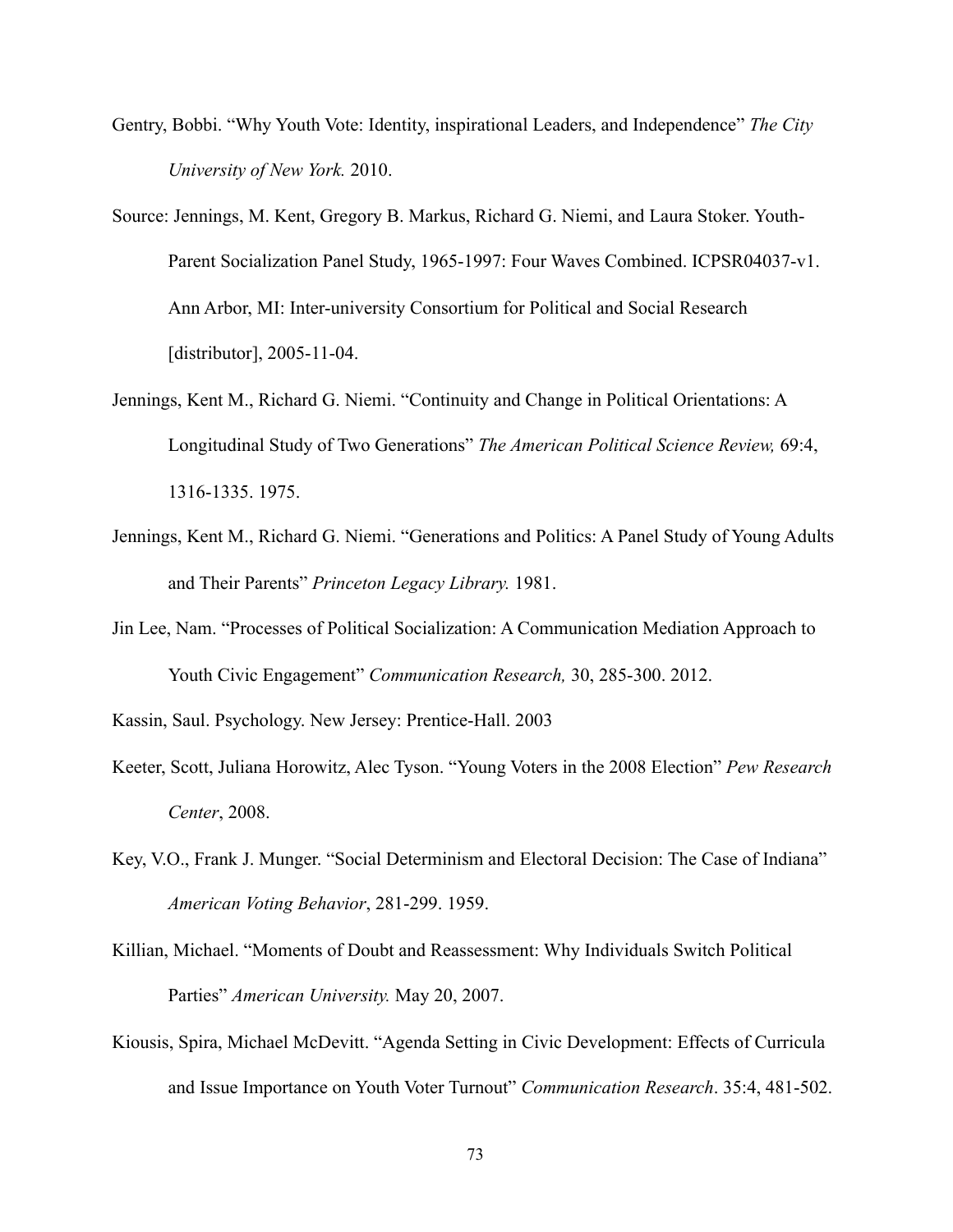Gentry, Bobbi. “Why Youth Vote: Identity, inspirational Leaders, and Independence” *The City University of New York.* 2010.

Source: Jennings, M. Kent, Gregory B. Markus, Richard G. Niemi, and Laura Stoker. Youth-Parent Socialization Panel Study, 1965-1997: Four Waves Combined. ICPSR04037-v1. Ann Arbor, MI: Inter-university Consortium for Political and Social Research [distributor], 2005-11-04.

Jennings, Kent M., Richard G. Niemi. “Continuity and Change in Political Orientations: A Longitudinal Study of Two Generations” *The American Political Science Review,* 69:4, 1316-1335. 1975.

Jennings, Kent M., Richard G. Niemi. “Generations and Politics: A Panel Study of Young Adults and Their Parents” *Princeton Legacy Library.* 1981.

Jin Lee, Nam. “Processes of Political Socialization: A Communication Mediation Approach to Youth Civic Engagement” *Communication Research,* 30, 285-300. 2012.

Kassin, Saul. Psychology. New Jersey: Prentice-Hall. 2003

Keeter, Scott, Juliana Horowitz, Alec Tyson. “Young Voters in the 2008 Election” *Pew Research Center*, 2008.

Key, V.O., Frank J. Munger. “Social Determinism and Electoral Decision: The Case of Indiana” *American Voting Behavior*, 281-299. 1959.

Killian, Michael. “Moments of Doubt and Reassessment: Why Individuals Switch Political Parties” *American University.* May 20, 2007.

Kiousis, Spira, Michael McDevitt. “Agenda Setting in Civic Development: Effects of Curricula and Issue Importance on Youth Voter Turnout” *Communication Research*. 35:4, 481-502.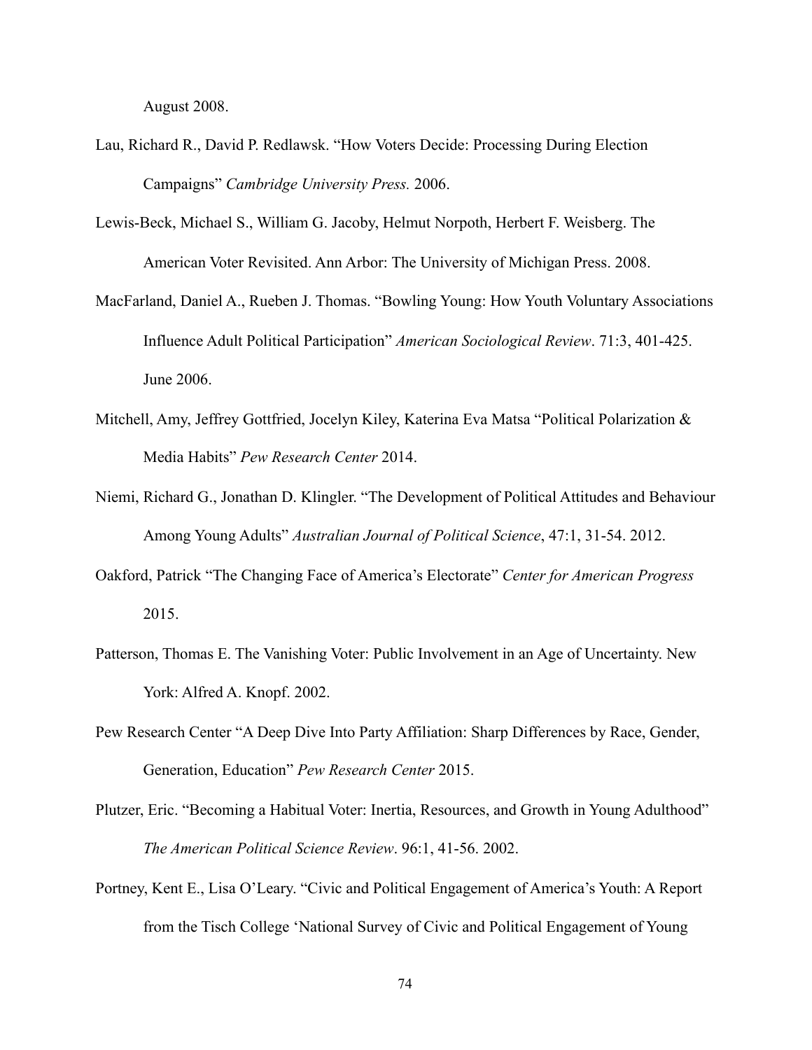August 2008.

Lau, Richard R., David P. Redlawsk. “How Voters Decide: Processing During Election Campaigns” *Cambridge University Press.* 2006.

Lewis-Beck, Michael S., William G. Jacoby, Helmut Norpoth, Herbert F. Weisberg. The American Voter Revisited. Ann Arbor: The University of Michigan Press. 2008.

MacFarland, Daniel A., Rueben J. Thomas. “Bowling Young: How Youth Voluntary Associations Influence Adult Political Participation” *American Sociological Review*. 71:3, 401-425. June 2006.

Mitchell, Amy, Jeffrey Gottfried, Jocelyn Kiley, Katerina Eva Matsa “Political Polarization & Media Habits” *Pew Research Center* 2014.

Niemi, Richard G., Jonathan D. Klingler. “The Development of Political Attitudes and Behaviour Among Young Adults” *Australian Journal of Political Science*, 47:1, 31-54. 2012.

Oakford, Patrick “The Changing Face of America’s Electorate” *Center for American Progress* 2015.

Patterson, Thomas E. The Vanishing Voter: Public Involvement in an Age of Uncertainty. New York: Alfred A. Knopf. 2002.

Pew Research Center “A Deep Dive Into Party Affiliation: Sharp Differences by Race, Gender, Generation, Education” *Pew Research Center* 2015.

Plutzer, Eric. “Becoming a Habitual Voter: Inertia, Resources, and Growth in Young Adulthood” *The American Political Science Review*. 96:1, 41-56. 2002.

Portney, Kent E., Lisa O’Leary. “Civic and Political Engagement of America’s Youth: A Report from the Tisch College ‘National Survey of Civic and Political Engagement of Young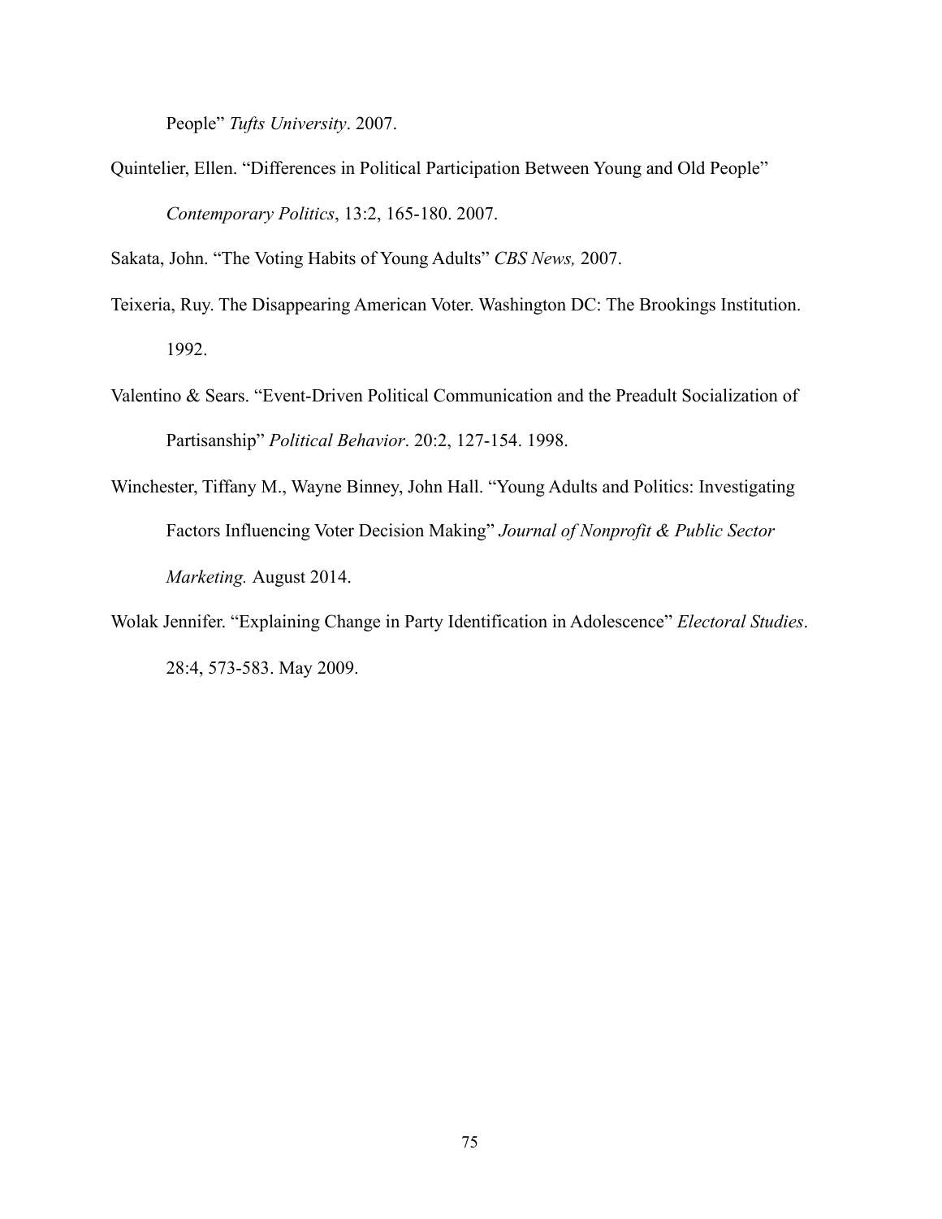People" *Tufts University*. 2007.

Quintelier, Ellen. "Differences in Political Participation Between Young and Old People" *Contemporary Politics*, 13:2, 165-180. 2007.

Sakata, John. "The Voting Habits of Young Adults" *CBS News,* 2007.

Teixeria, Ruy. The Disappearing American Voter. Washington DC: The Brookings Institution. 1992.

Valentino & Sears. "Event-Driven Political Communication and the Preadult Socialization of Partisanship" *Political Behavior*. 20:2, 127-154. 1998.

Winchester, Tiffany M., Wayne Binney, John Hall. "Young Adults and Politics: Investigating Factors Influencing Voter Decision Making" *Journal of Nonprofit & Public Sector Marketing.* August 2014.

Wolak Jennifer. "Explaining Change in Party Identification in Adolescence" *Electoral Studies*. 28:4, 573-583. May 2009.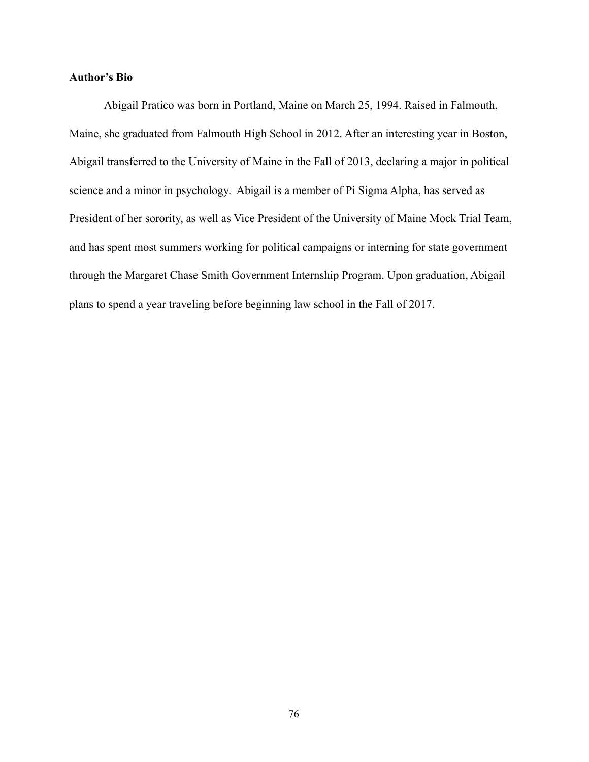**Author's Bio**

Abigail Pratico was born in Portland, Maine on March 25, 1994. Raised in Falmouth, Maine, she graduated from Falmouth High School in 2012. After an interesting year in Boston, Abigail transferred to the University of Maine in the Fall of 2013, declaring a major in political science and a minor in psychology. Abigail is a member of Pi Sigma Alpha, has served as President of her sorority, as well as Vice President of the University of Maine Mock Trial Team, and has spent most summers working for political campaigns or interning for state government through the Margaret Chase Smith Government Internship Program. Upon graduation, Abigail plans to spend a year traveling before beginning law school in the Fall of 2017.